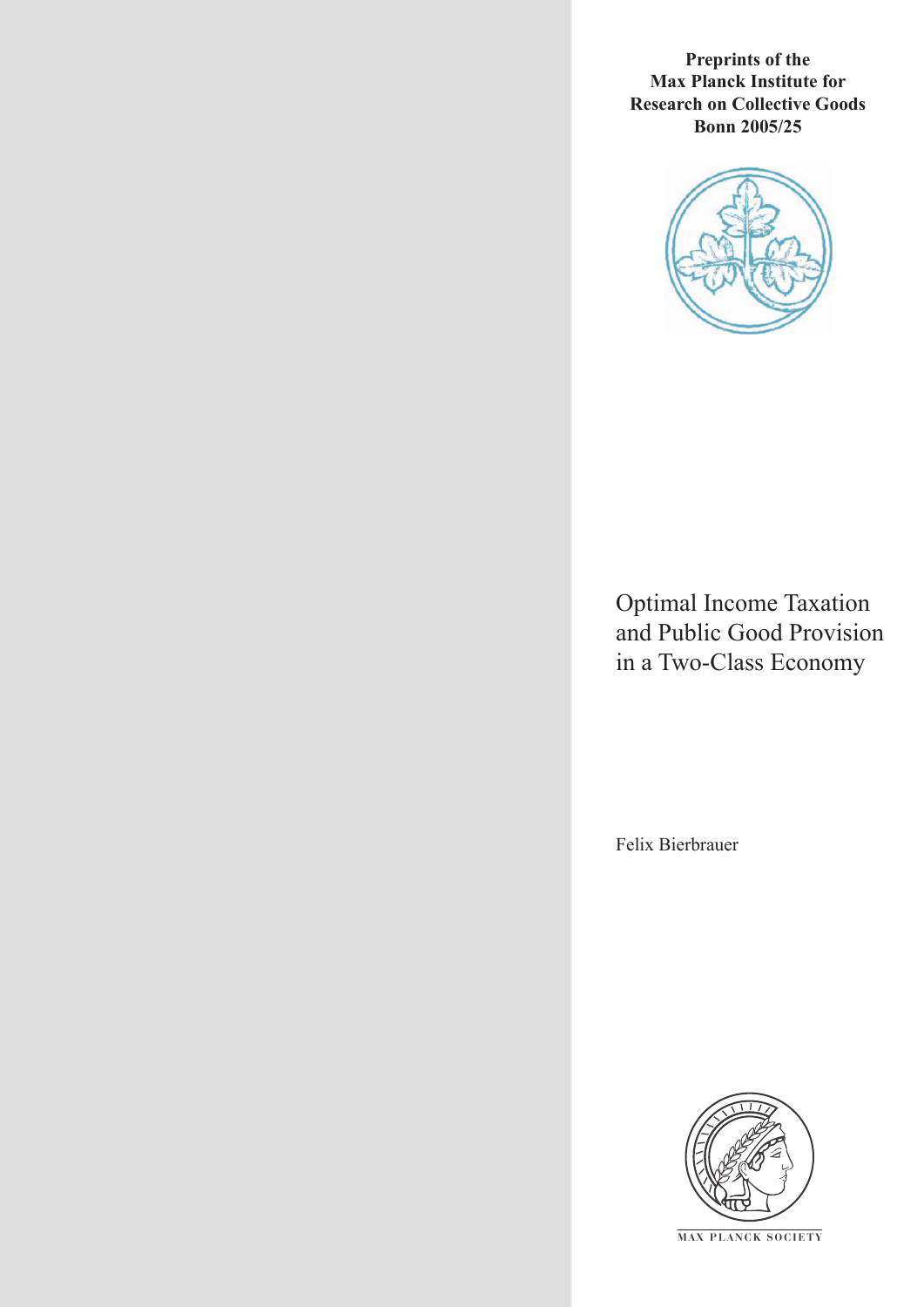**Preprints of the**
**Max Planck Institute for**
**Research on Collective Goods**
**Bonn 2005/25**

# Optimal Income Taxation and Public Good Provision in a Two-Class Economy

Felix Bierbrauer

MAX PLANCK SOCIETY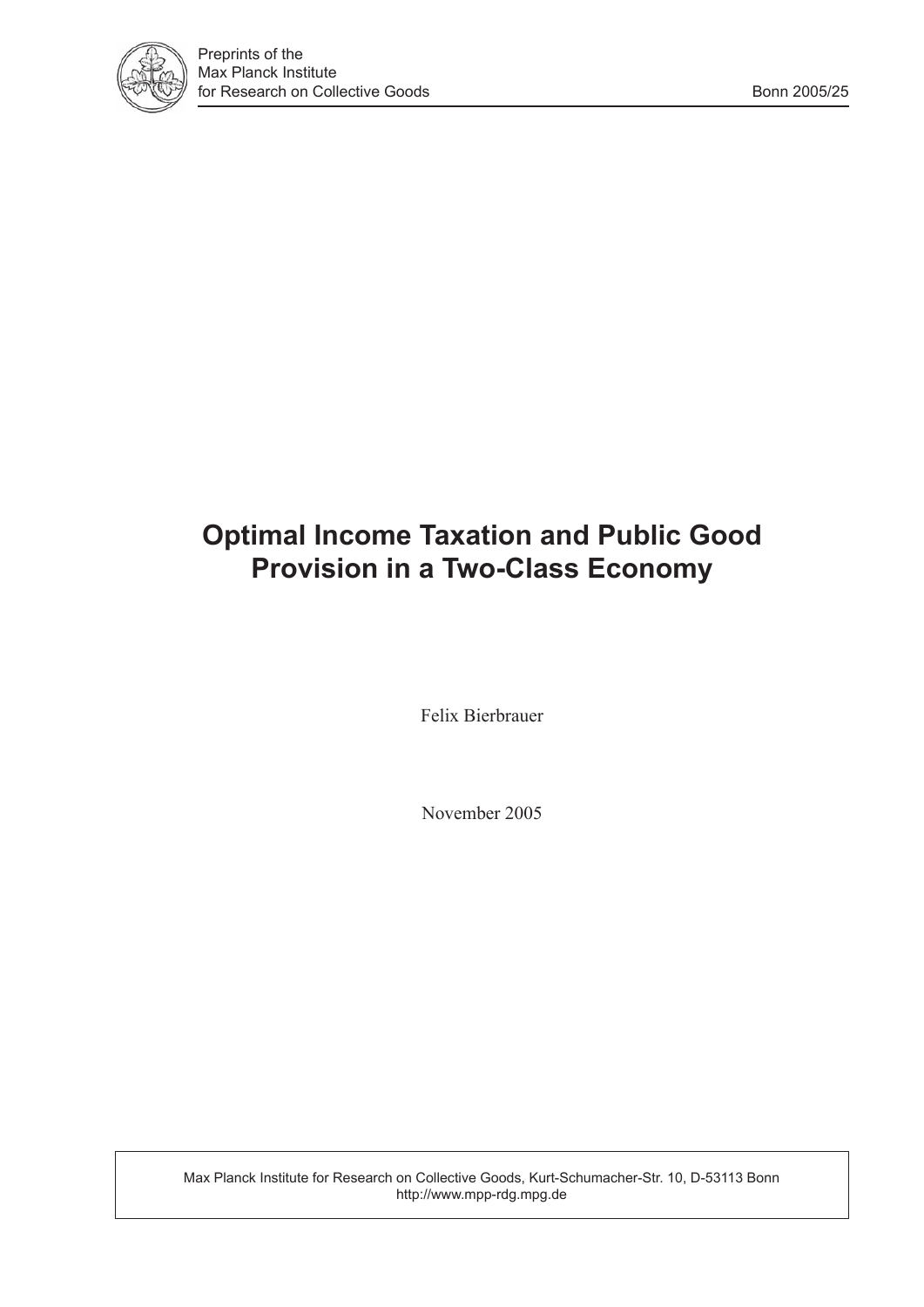Preprints of the
Max Planck Institute
for Research on Collective Goods

Bonn 2005/25

# Optimal Income Taxation and Public Good Provision in a Two-Class Economy

Felix Bierbrauer

November 2005

Max Planck Institute for Research on Collective Goods, Kurt-Schumacher-Str. 10, D-53113 Bonn
http://www.mpp-rdg.mpg.de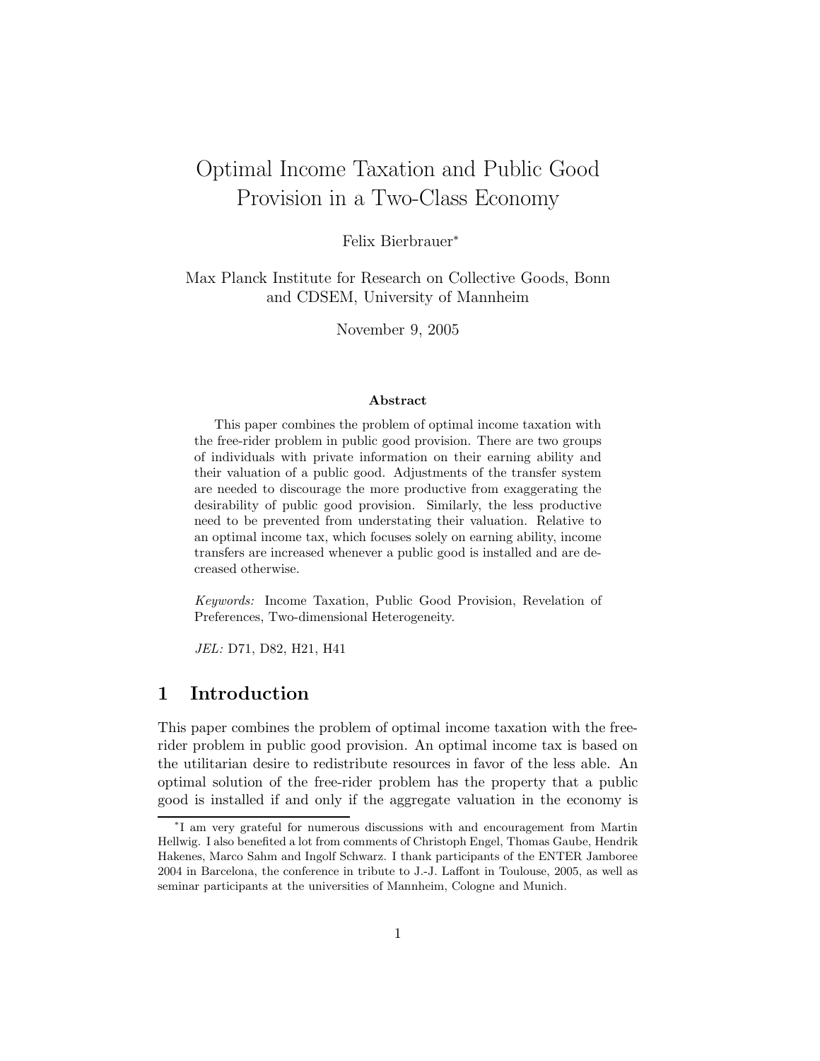# Optimal Income Taxation and Public Good Provision in a Two-Class Economy

Felix Bierbrauer[*]

Max Planck Institute for Research on Collective Goods, Bonn and CDSEM, University of Mannheim

November 9, 2005

### Abstract

This paper combines the problem of optimal income taxation with the free-rider problem in public good provision. There are two groups of individuals with private information on their earning ability and their valuation of a public good. Adjustments of the transfer system are needed to discourage the more productive from exaggerating the desirability of public good provision. Similarly, the less productive need to be prevented from understating their valuation. Relative to an optimal income tax, which focuses solely on earning ability, income transfers are increased whenever a public good is installed and are decreased otherwise.

*Keywords:* Income Taxation, Public Good Provision, Revelation of Preferences, Two-dimensional Heterogeneity.

*JEL:* D71, D82, H21, H41

## 1 Introduction

This paper combines the problem of optimal income taxation with the free-rider problem in public good provision. An optimal income tax is based on the utilitarian desire to redistribute resources in favor of the less able. An optimal solution of the free-rider problem has the property that a public good is installed if and only if the aggregate valuation in the economy is

[*] I am very grateful for numerous discussions with and encouragement from Martin Hellwig. I also benefited a lot from comments of Christoph Engel, Thomas Gaube, Hendrik Hakenes, Marco Sahm and Ingolf Schwarz. I thank participants of the ENTER Jamboree 2004 in Barcelona, the conference in tribute to J.-J. Laffont in Toulouse, 2005, as well as seminar participants at the universities of Mannheim, Cologne and Munich.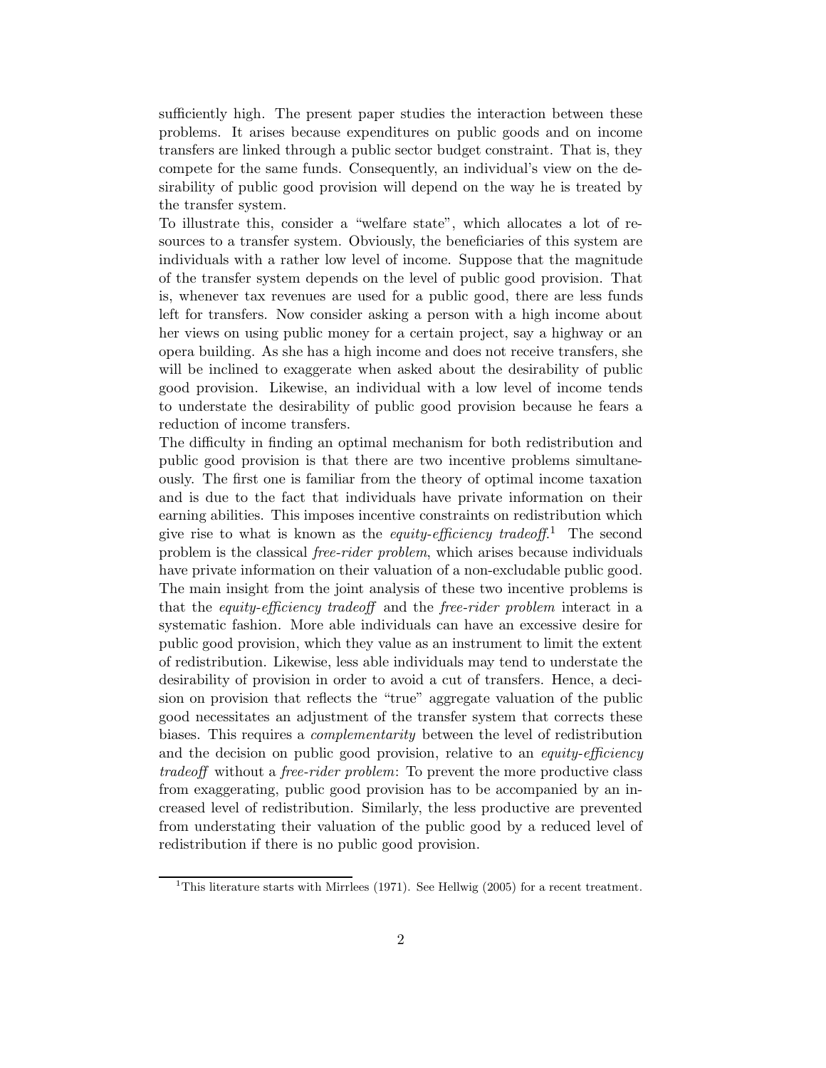sufficiently high. The present paper studies the interaction between these problems. It arises because expenditures on public goods and on income transfers are linked through a public sector budget constraint. That is, they compete for the same funds. Consequently, an individual's view on the desirability of public good provision will depend on the way he is treated by the transfer system.

To illustrate this, consider a "welfare state", which allocates a lot of resources to a transfer system. Obviously, the beneficiaries of this system are individuals with a rather low level of income. Suppose that the magnitude of the transfer system depends on the level of public good provision. That is, whenever tax revenues are used for a public good, there are less funds left for transfers. Now consider asking a person with a high income about her views on using public money for a certain project, say a highway or an opera building. As she has a high income and does not receive transfers, she will be inclined to exaggerate when asked about the desirability of public good provision. Likewise, an individual with a low level of income tends to understate the desirability of public good provision because he fears a reduction of income transfers.

The difficulty in finding an optimal mechanism for both redistribution and public good provision is that there are two incentive problems simultaneously. The first one is familiar from the theory of optimal income taxation and is due to the fact that individuals have private information on their earning abilities. This imposes incentive constraints on redistribution which give rise to what is known as the *equity-efficiency tradeoff*.[1] The second problem is the classical *free-rider problem*, which arises because individuals have private information on their valuation of a non-excludable public good. The main insight from the joint analysis of these two incentive problems is that the *equity-efficiency tradeoff* and the *free-rider problem* interact in a systematic fashion. More able individuals can have an excessive desire for public good provision, which they value as an instrument to limit the extent of redistribution. Likewise, less able individuals may tend to understate the desirability of provision in order to avoid a cut of transfers. Hence, a decision on provision that reflects the "true" aggregate valuation of the public good necessitates an adjustment of the transfer system that corrects these biases. This requires a *complementarity* between the level of redistribution and the decision on public good provision, relative to an *equity-efficiency tradeoff* without a *free-rider problem*: To prevent the more productive class from exaggerating, public good provision has to be accompanied by an increased level of redistribution. Similarly, the less productive are prevented from understating their valuation of the public good by a reduced level of redistribution if there is no public good provision.

[1] This literature starts with Mirrlees (1971). See Hellwig (2005) for a recent treatment.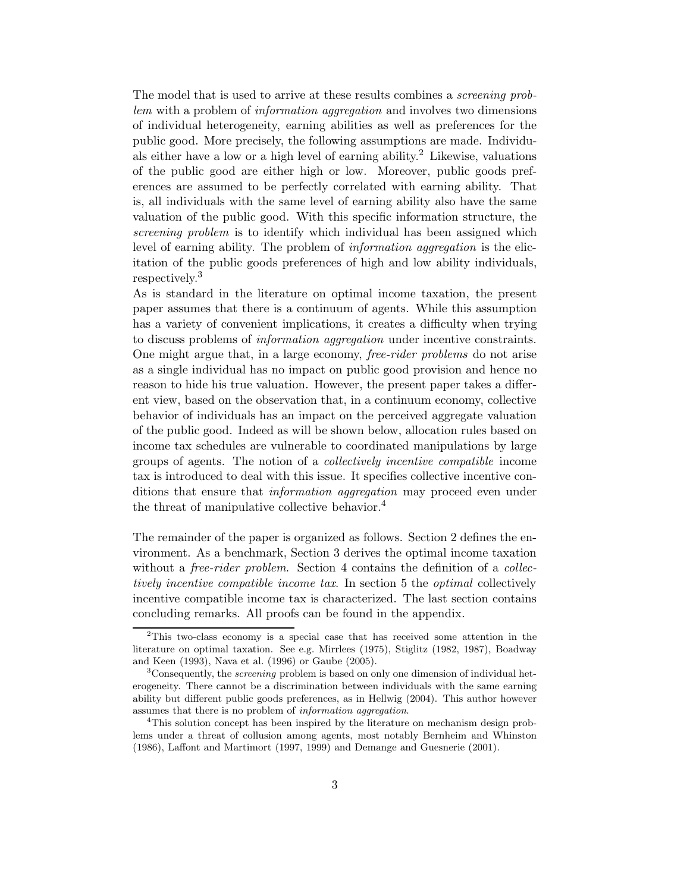The model that is used to arrive at these results combines a *screening problem* with a problem of *information aggregation* and involves two dimensions of individual heterogeneity, earning abilities as well as preferences for the public good. More precisely, the following assumptions are made. Individuals either have a low or a high level of earning ability.[2] Likewise, valuations of the public good are either high or low. Moreover, public goods preferences are assumed to be perfectly correlated with earning ability. That is, all individuals with the same level of earning ability also have the same valuation of the public good. With this specific information structure, the *screening problem* is to identify which individual has been assigned which level of earning ability. The problem of *information aggregation* is the elicitation of the public goods preferences of high and low ability individuals, respectively.[3]

As is standard in the literature on optimal income taxation, the present paper assumes that there is a continuum of agents. While this assumption has a variety of convenient implications, it creates a difficulty when trying to discuss problems of *information aggregation* under incentive constraints. One might argue that, in a large economy, *free-rider problems* do not arise as a single individual has no impact on public good provision and hence no reason to hide his true valuation. However, the present paper takes a different view, based on the observation that, in a continuum economy, collective behavior of individuals has an impact on the perceived aggregate valuation of the public good. Indeed as will be shown below, allocation rules based on income tax schedules are vulnerable to coordinated manipulations by large groups of agents. The notion of a *collectively incentive compatible* income tax is introduced to deal with this issue. It specifies collective incentive conditions that ensure that *information aggregation* may proceed even under the threat of manipulative collective behavior.[4]

The remainder of the paper is organized as follows. Section 2 defines the environment. As a benchmark, Section 3 derives the optimal income taxation without a *free-rider problem*. Section 4 contains the definition of a *collectively incentive compatible income tax*. In section 5 the *optimal* collectively incentive compatible income tax is characterized. The last section contains concluding remarks. All proofs can be found in the appendix.

---

[2] This two-class economy is a special case that has received some attention in the literature on optimal taxation. See e.g. Mirrlees (1975), Stiglitz (1982, 1987), Boadway and Keen (1993), Nava et al. (1996) or Gaube (2005).

[3] Consequently, the *screening* problem is based on only one dimension of individual heterogeneity. There cannot be a discrimination between individuals with the same earning ability but different public goods preferences, as in Hellwig (2004). This author however assumes that there is no problem of *information aggregation*.

[4] This solution concept has been inspired by the literature on mechanism design problems under a threat of collusion among agents, most notably Bernheim and Whinston (1986), Laffont and Martimort (1997, 1999) and Demange and Guesnerie (2001).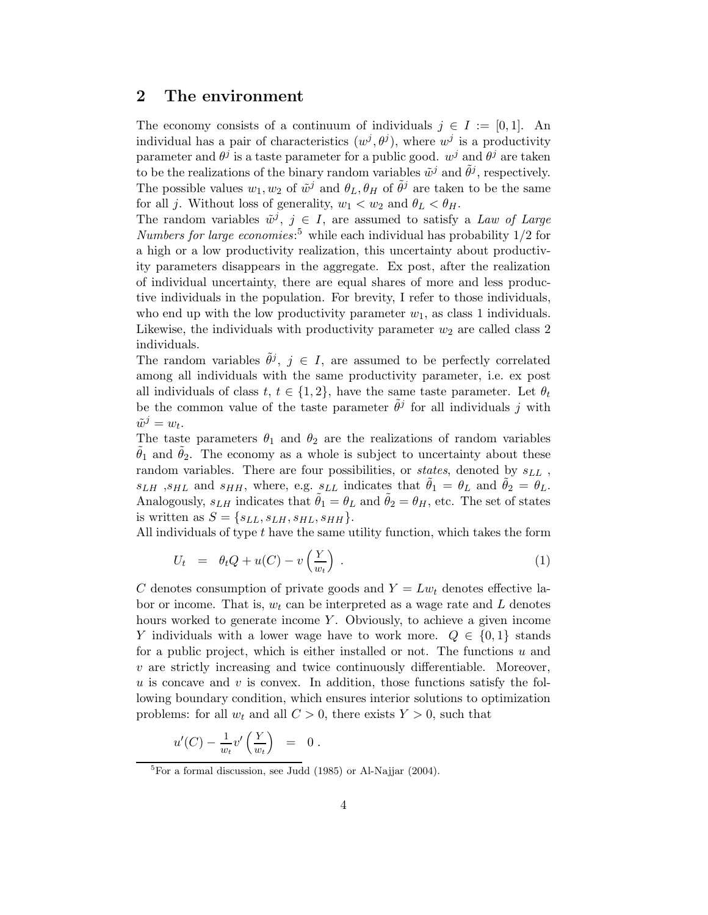## 2 The environment

The economy consists of a continuum of individuals $j \in I := [0,1]$. An individual has a pair of characteristics $(w^j, \theta^j)$, where $w^j$ is a productivity parameter and $\theta^j$ is a taste parameter for a public good. $w^j$ and $\theta^j$ are taken to be the realizations of the binary random variables $\tilde{w}^j$ and $\tilde{\theta}^j$, respectively. The possible values $w_1, w_2$ of $\tilde{w}^j$ and $\theta_L, \theta_H$ of $\tilde{\theta}^j$ are taken to be the same for all $j$. Without loss of generality, $w_1 < w_2$ and $\theta_L < \theta_H$.

The random variables $\tilde{w}^j$, $j \in I$, are assumed to satisfy a *Law of Large Numbers for large economies*:[5] while each individual has probability 1/2 for a high or a low productivity realization, this uncertainty about productivity parameters disappears in the aggregate. Ex post, after the realization of individual uncertainty, there are equal shares of more and less productive individuals in the population. For brevity, I refer to those individuals, who end up with the low productivity parameter $w_1$, as class 1 individuals. Likewise, the individuals with productivity parameter $w_2$ are called class 2 individuals.

The random variables $\tilde{\theta}^j$, $j \in I$, are assumed to be perfectly correlated among all individuals with the same productivity parameter, i.e. ex post all individuals of class $t$, $t \in \{1, 2\}$, have the same taste parameter. Let $\theta_t$ be the common value of the taste parameter $\tilde{\theta}^j$ for all individuals $j$ with $\tilde{w}^j = w_t$.

The taste parameters $\theta_1$ and $\theta_2$ are the realizations of random variables $\tilde{\theta}_1$ and $\tilde{\theta}_2$. The economy as a whole is subject to uncertainty about these random variables. There are four possibilities, or *states*, denoted by $s_{LL}$, $s_{LH}$, $s_{HL}$ and $s_{HH}$, where, e.g. $s_{LL}$ indicates that $\tilde{\theta}_1 = \theta_L$ and $\tilde{\theta}_2 = \theta_L$. Analogously, $s_{LH}$ indicates that $\tilde{\theta}_1 = \theta_L$ and $\tilde{\theta}_2 = \theta_H$, etc. The set of states is written as $S = \{s_{LL}, s_{LH}, s_{HL}, s_{HH}\}$.

All individuals of type $t$ have the same utility function, which takes the form

$$U_t = \theta_t Q + u(C) - v\left(\frac{Y}{w_t}\right) . \tag{1}$$

$C$ denotes consumption of private goods and $Y = Lw_t$ denotes effective labor or income. That is, $w_t$ can be interpreted as a wage rate and $L$ denotes hours worked to generate income $Y$. Obviously, to achieve a given income $Y$ individuals with a lower wage have to work more. $Q \in \{0, 1\}$ stands for a public project, which is either installed or not. The functions $u$ and $v$ are strictly increasing and twice continuously differentiable. Moreover, $u$ is concave and $v$ is convex. In addition, those functions satisfy the following boundary condition, which ensures interior solutions to optimization problems: for all $w_t$ and all $C > 0$, there exists $Y > 0$, such that

$$u'(C) - \frac{1}{w_t} v'\left(\frac{Y}{w_t}\right) = 0 .$$

[5] For a formal discussion, see Judd (1985) or Al-Najjar (2004).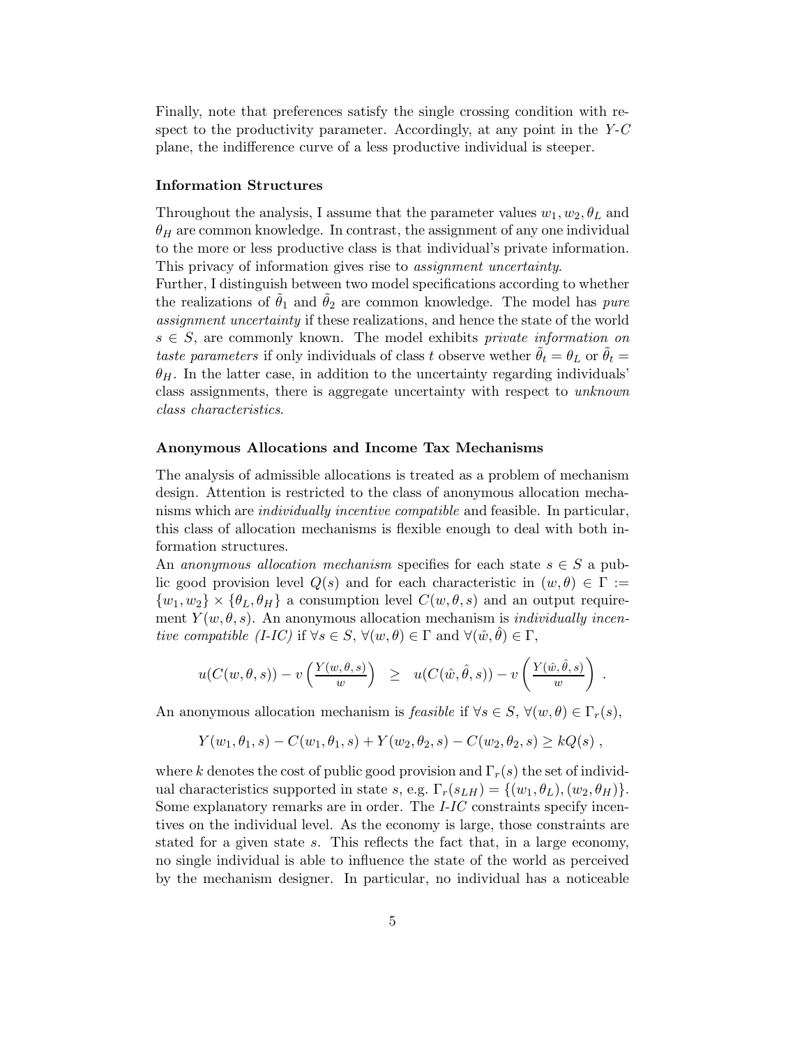Finally, note that preferences satisfy the single crossing condition with respect to the productivity parameter. Accordingly, at any point in the $Y$-$C$ plane, the indifference curve of a less productive individual is steeper.

**Information Structures**

Throughout the analysis, I assume that the parameter values $w_1, w_2, \theta_L$ and $\theta_H$ are common knowledge. In contrast, the assignment of any one individual to the more or less productive class is that individual's private information. This privacy of information gives rise to *assignment uncertainty*.
Further, I distinguish between two model specifications according to whether the realizations of $\tilde{\theta}_1$ and $\tilde{\theta}_2$ are common knowledge. The model has *pure assignment uncertainty* if these realizations, and hence the state of the world $s \in S$, are commonly known. The model exhibits *private information on taste parameters* if only individuals of class $t$ observe wether $\tilde{\theta}_t = \theta_L$ or $\tilde{\theta}_t = \theta_H$. In the latter case, in addition to the uncertainty regarding individuals' class assignments, there is aggregate uncertainty with respect to *unknown class characteristics*.

**Anonymous Allocations and Income Tax Mechanisms**

The analysis of admissible allocations is treated as a problem of mechanism design. Attention is restricted to the class of anonymous allocation mechanisms which are *individually incentive compatible* and feasible. In particular, this class of allocation mechanisms is flexible enough to deal with both information structures.
An *anonymous allocation mechanism* specifies for each state $s \in S$ a public good provision level $Q(s)$ and for each characteristic in $(w, \theta) \in \Gamma := \{w_1, w_2\} \times \{\theta_L, \theta_H\}$ a consumption level $C(w, \theta, s)$ and an output requirement $Y(w, \theta, s)$. An anonymous allocation mechanism is *individually incentive compatible (I-IC)* if $\forall s \in S$, $\forall (w, \theta) \in \Gamma$ and $\forall (\hat{w}, \hat{\theta}) \in \Gamma$,

$$u(C(w, \theta, s)) - v\left(\frac{Y(w, \theta, s)}{w}\right) \quad \geq \quad u(C(\hat{w}, \hat{\theta}, s)) - v\left(\frac{Y(\hat{w}, \hat{\theta}, s)}{w}\right) \ .$$

An anonymous allocation mechanism is *feasible* if $\forall s \in S$, $\forall (w, \theta) \in \Gamma_r(s)$,

$$Y(w_1, \theta_1, s) - C(w_1, \theta_1, s) + Y(w_2, \theta_2, s) - C(w_2, \theta_2, s) \geq kQ(s) \ ,$$

where $k$ denotes the cost of public good provision and $\Gamma_r(s)$ the set of individual characteristics supported in state $s$, e.g. $\Gamma_r(s_{LH}) = \{(w_1, \theta_L), (w_2, \theta_H)\}$.
Some explanatory remarks are in order. The *I-IC* constraints specify incentives on the individual level. As the economy is large, those constraints are stated for a given state $s$. This reflects the fact that, in a large economy, no single individual is able to influence the state of the world as perceived by the mechanism designer. In particular, no individual has a noticeable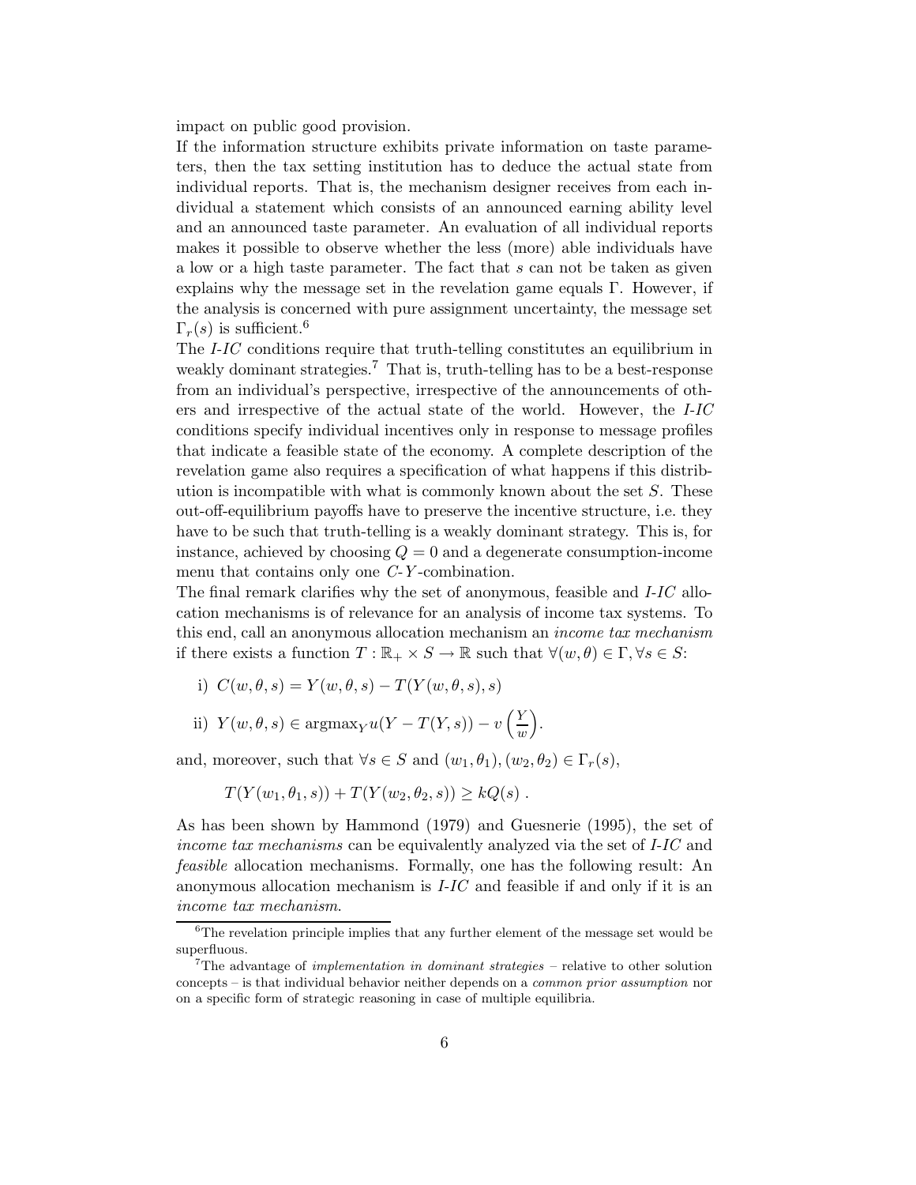impact on public good provision.

If the information structure exhibits private information on taste parameters, then the tax setting institution has to deduce the actual state from individual reports. That is, the mechanism designer receives from each individual a statement which consists of an announced earning ability level and an announced taste parameter. An evaluation of all individual reports makes it possible to observe whether the less (more) able individuals have a low or a high taste parameter. The fact that $s$ can not be taken as given explains why the message set in the revelation game equals $\Gamma$. However, if the analysis is concerned with pure assignment uncertainty, the message set $\Gamma_r(s)$ is sufficient.[6]

The *I-IC* conditions require that truth-telling constitutes an equilibrium in weakly dominant strategies.[7] That is, truth-telling has to be a best-response from an individual's perspective, irrespective of the announcements of others and irrespective of the actual state of the world. However, the *I-IC* conditions specify individual incentives only in response to message profiles that indicate a feasible state of the economy. A complete description of the revelation game also requires a specification of what happens if this distribution is incompatible with what is commonly known about the set $S$. These out-off-equilibrium payoffs have to preserve the incentive structure, i.e. they have to be such that truth-telling is a weakly dominant strategy. This is, for instance, achieved by choosing $Q = 0$ and a degenerate consumption-income menu that contains only one $C$-$Y$-combination.

The final remark clarifies why the set of anonymous, feasible and *I-IC* allocation mechanisms is of relevance for an analysis of income tax systems. To this end, call an anonymous allocation mechanism an *income tax mechanism* if there exists a function $T : \mathbb{R}_+ \times S \to \mathbb{R}$ such that $\forall (w, \theta) \in \Gamma, \forall s \in S$:

i) $C(w, \theta, s) = Y(w, \theta, s) - T(Y(w, \theta, s), s)$

ii) $Y(w, \theta, s) \in \text{argmax}_Y u(Y - T(Y, s)) - v\left(\frac{Y}{w}\right)$.

and, moreover, such that $\forall s \in S$ and $(w_1, \theta_1), (w_2, \theta_2) \in \Gamma_r(s)$,

$$T(Y(w_1, \theta_1, s)) + T(Y(w_2, \theta_2, s)) \geq kQ(s) \ .$$

As has been shown by Hammond (1979) and Guesnerie (1995), the set of *income tax mechanisms* can be equivalently analyzed via the set of *I-IC* and *feasible* allocation mechanisms. Formally, one has the following result: An anonymous allocation mechanism is *I-IC* and feasible if and only if it is an *income tax mechanism*.

[6] The revelation principle implies that any further element of the message set would be superfluous.

[7] The advantage of *implementation in dominant strategies* – relative to other solution concepts – is that individual behavior neither depends on a *common prior assumption* nor on a specific form of strategic reasoning in case of multiple equilibria.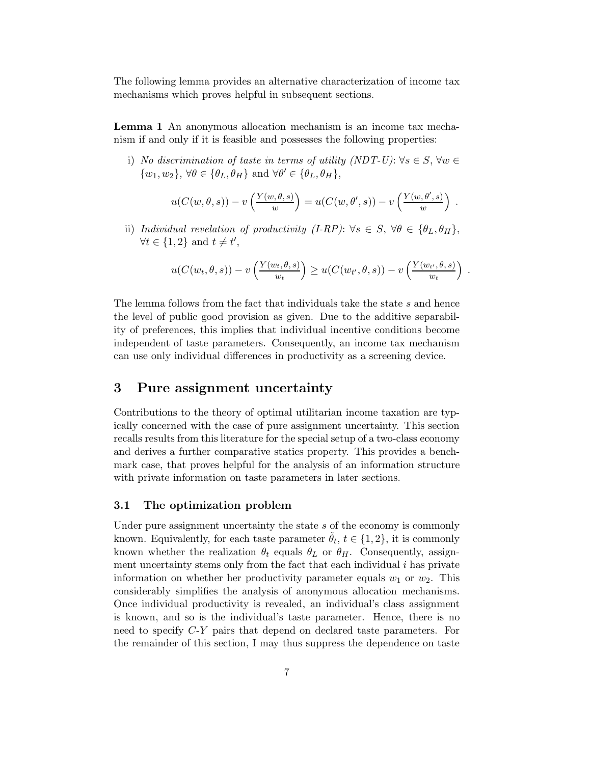The following lemma provides an alternative characterization of income tax mechanisms which proves helpful in subsequent sections.

**Lemma 1** An anonymous allocation mechanism is an income tax mechanism if and only if it is feasible and possesses the following properties:

i) *No discrimination of taste in terms of utility (NDT-U)*: $\forall s \in S$, $\forall w \in \{w_1, w_2\}$, $\forall \theta \in \{\theta_L, \theta_H\}$ and $\forall \theta' \in \{\theta_L, \theta_H\}$,

$$u(C(w,\theta,s)) - v\left(\frac{Y(w,\theta,s)}{w}\right) = u(C(w,\theta',s)) - v\left(\frac{Y(w,\theta',s)}{w}\right) .$$

ii) *Individual revelation of productivity (I-RP)*: $\forall s \in S$, $\forall \theta \in \{\theta_L, \theta_H\}$, $\forall t \in \{1,2\}$ and $t \neq t'$,

$$u(C(w_t,\theta,s)) - v\left(\frac{Y(w_t,\theta,s)}{w_t}\right) \geq u(C(w_{t'},\theta,s)) - v\left(\frac{Y(w_{t'},\theta,s)}{w_t}\right) .$$

The lemma follows from the fact that individuals take the state $s$ and hence the level of public good provision as given. Due to the additive separability of preferences, this implies that individual incentive conditions become independent of taste parameters. Consequently, an income tax mechanism can use only individual differences in productivity as a screening device.

# 3 Pure assignment uncertainty

Contributions to the theory of optimal utilitarian income taxation are typically concerned with the case of pure assignment uncertainty. This section recalls results from this literature for the special setup of a two-class economy and derives a further comparative statics property. This provides a benchmark case, that proves helpful for the analysis of an information structure with private information on taste parameters in later sections.

## 3.1 The optimization problem

Under pure assignment uncertainty the state $s$ of the economy is commonly known. Equivalently, for each taste parameter $\tilde{\theta}_t$, $t \in \{1,2\}$, it is commonly known whether the realization $\theta_t$ equals $\theta_L$ or $\theta_H$. Consequently, assignment uncertainty stems only from the fact that each individual $i$ has private information on whether her productivity parameter equals $w_1$ or $w_2$. This considerably simplifies the analysis of anonymous allocation mechanisms. Once individual productivity is revealed, an individual's class assignment is known, and so is the individual's taste parameter. Hence, there is no need to specify $C$-$Y$ pairs that depend on declared taste parameters. For the remainder of this section, I may thus suppress the dependence on taste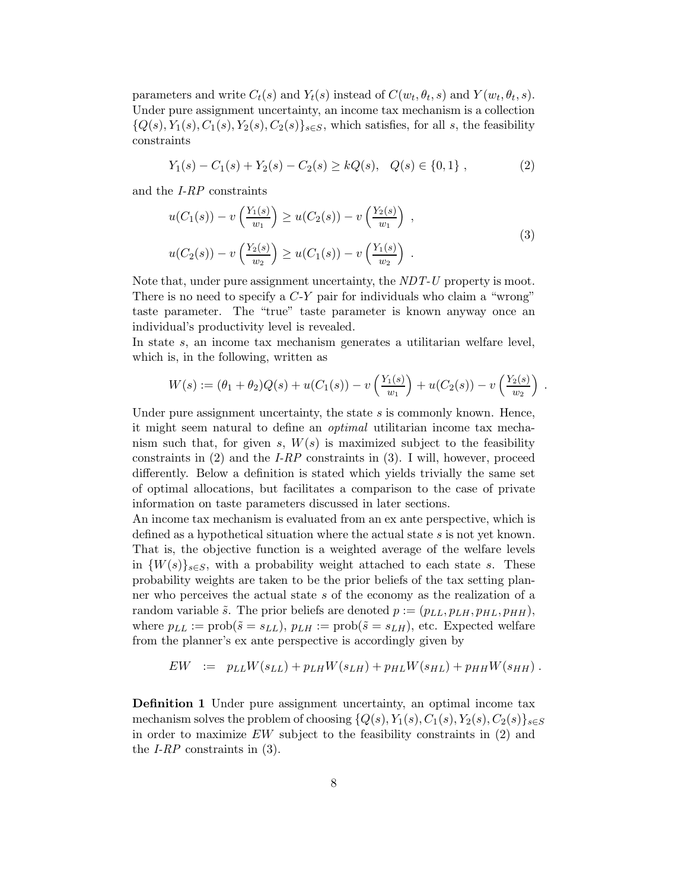parameters and write $C_t(s)$ and $Y_t(s)$ instead of $C(w_t, \theta_t, s)$ and $Y(w_t, \theta_t, s)$. Under pure assignment uncertainty, an income tax mechanism is a collection $\{Q(s), Y_1(s), C_1(s), Y_2(s), C_2(s)\}_{s \in S}$, which satisfies, for all $s$, the feasibility constraints

$$Y_1(s) - C_1(s) + Y_2(s) - C_2(s) \geq kQ(s), \quad Q(s) \in \{0, 1\} \; , \tag{2}$$

and the *I-RP* constraints

$$\begin{aligned} & u(C_1(s)) - v\left(\tfrac{Y_1(s)}{w_1}\right) \geq u(C_2(s)) - v\left(\tfrac{Y_2(s)}{w_1}\right) \; , \\ & u(C_2(s)) - v\left(\tfrac{Y_2(s)}{w_2}\right) \geq u(C_1(s)) - v\left(\tfrac{Y_1(s)}{w_2}\right) \; . \end{aligned} \tag{3}$$

Note that, under pure assignment uncertainty, the *NDT-U* property is moot. There is no need to specify a *C-Y* pair for individuals who claim a "wrong" taste parameter. The "true" taste parameter is known anyway once an individual's productivity level is revealed.

In state $s$, an income tax mechanism generates a utilitarian welfare level, which is, in the following, written as

$$W(s) := (\theta_1 + \theta_2)Q(s) + u(C_1(s)) - v\left(\tfrac{Y_1(s)}{w_1}\right) + u(C_2(s)) - v\left(\tfrac{Y_2(s)}{w_2}\right) \; .$$

Under pure assignment uncertainty, the state $s$ is commonly known. Hence, it might seem natural to define an *optimal* utilitarian income tax mechanism such that, for given $s$, $W(s)$ is maximized subject to the feasibility constraints in (2) and the *I-RP* constraints in (3). I will, however, proceed differently. Below a definition is stated which yields trivially the same set of optimal allocations, but facilitates a comparison to the case of private information on taste parameters discussed in later sections.

An income tax mechanism is evaluated from an ex ante perspective, which is defined as a hypothetical situation where the actual state $s$ is not yet known. That is, the objective function is a weighted average of the welfare levels in $\{W(s)\}_{s \in S}$, with a probability weight attached to each state $s$. These probability weights are taken to be the prior beliefs of the tax setting planner who perceives the actual state $s$ of the economy as the realization of a random variable $\tilde{s}$. The prior beliefs are denoted $p := (p_{LL}, p_{LH}, p_{HL}, p_{HH})$, where $p_{LL} := \text{prob}(\tilde{s} = s_{LL})$, $p_{LH} := \text{prob}(\tilde{s} = s_{LH})$, etc. Expected welfare from the planner's ex ante perspective is accordingly given by

$$EW \;\; := \;\; p_{LL}W(s_{LL}) + p_{LH}W(s_{LH}) + p_{HL}W(s_{HL}) + p_{HH}W(s_{HH}) \; .$$

**Definition 1** Under pure assignment uncertainty, an optimal income tax mechanism solves the problem of choosing $\{Q(s), Y_1(s), C_1(s), Y_2(s), C_2(s)\}_{s \in S}$ in order to maximize $EW$ subject to the feasibility constraints in (2) and the *I-RP* constraints in (3).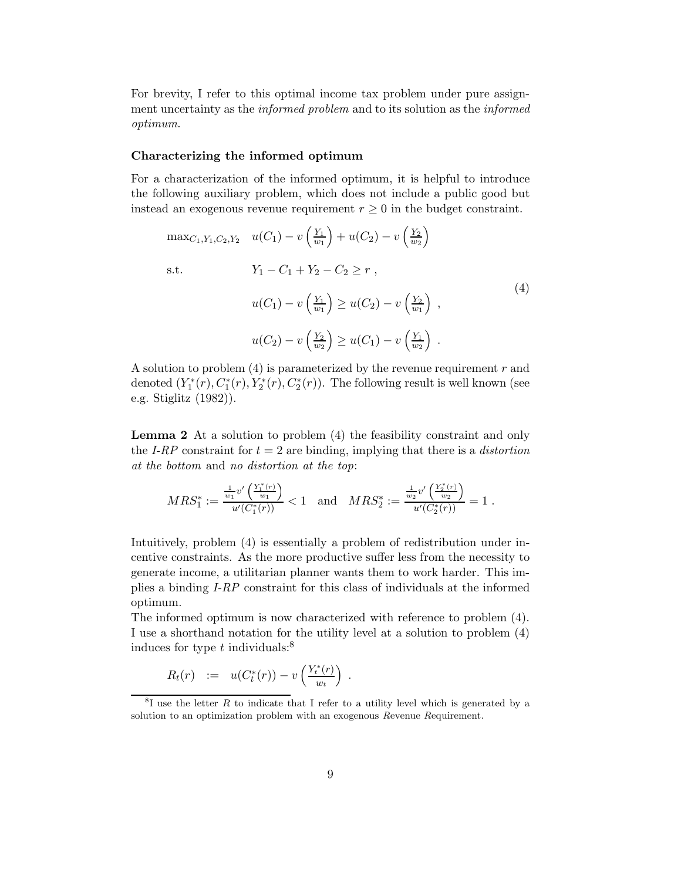For brevity, I refer to this optimal income tax problem under pure assignment uncertainty as the *informed problem* and to its solution as the *informed optimum*.

**Characterizing the informed optimum**

For a characterization of the informed optimum, it is helpful to introduce the following auxiliary problem, which does not include a public good but instead an exogenous revenue requirement $r \geq 0$ in the budget constraint.

$$
\begin{aligned}
\max_{C_1,Y_1,C_2,Y_2} \quad & u(C_1) - v\left(\tfrac{Y_1}{w_1}\right) + u(C_2) - v\left(\tfrac{Y_2}{w_2}\right) \\
\text{s.t.} \quad & Y_1 - C_1 + Y_2 - C_2 \geq r \ , \\
& u(C_1) - v\left(\tfrac{Y_1}{w_1}\right) \geq u(C_2) - v\left(\tfrac{Y_2}{w_1}\right) \ , \\
& u(C_2) - v\left(\tfrac{Y_2}{w_2}\right) \geq u(C_1) - v\left(\tfrac{Y_1}{w_2}\right) \ .
\end{aligned}
\tag{4}
$$

A solution to problem (4) is parameterized by the revenue requirement $r$ and denoted $(Y_1^*(r), C_1^*(r), Y_2^*(r), C_2^*(r))$. The following result is well known (see e.g. Stiglitz (1982)).

**Lemma 2** At a solution to problem (4) the feasibility constraint and only the *I-RP* constraint for $t = 2$ are binding, implying that there is a *distortion at the bottom* and *no distortion at the top*:

$$
MRS_1^* := \frac{\frac{1}{w_1} v'\left(\frac{Y_1^*(r)}{w_1}\right)}{u'(C_1^*(r))} < 1 \quad \text{and} \quad MRS_2^* := \frac{\frac{1}{w_2} v'\left(\frac{Y_2^*(r)}{w_2}\right)}{u'(C_2^*(r))} = 1 \ .
$$

Intuitively, problem (4) is essentially a problem of redistribution under incentive constraints. As the more productive suffer less from the necessity to generate income, a utilitarian planner wants them to work harder. This implies a binding *I-RP* constraint for this class of individuals at the informed optimum.

The informed optimum is now characterized with reference to problem (4). I use a shorthand notation for the utility level at a solution to problem (4) induces for type $t$ individuals:[8]

$$
R_t(r) \ := \ u(C_t^*(r)) - v\left(\tfrac{Y_t^*(r)}{w_t}\right) \ .
$$

[8] I use the letter $R$ to indicate that I refer to a utility level which is generated by a solution to an optimization problem with an exogenous *R*evenue *R*equirement.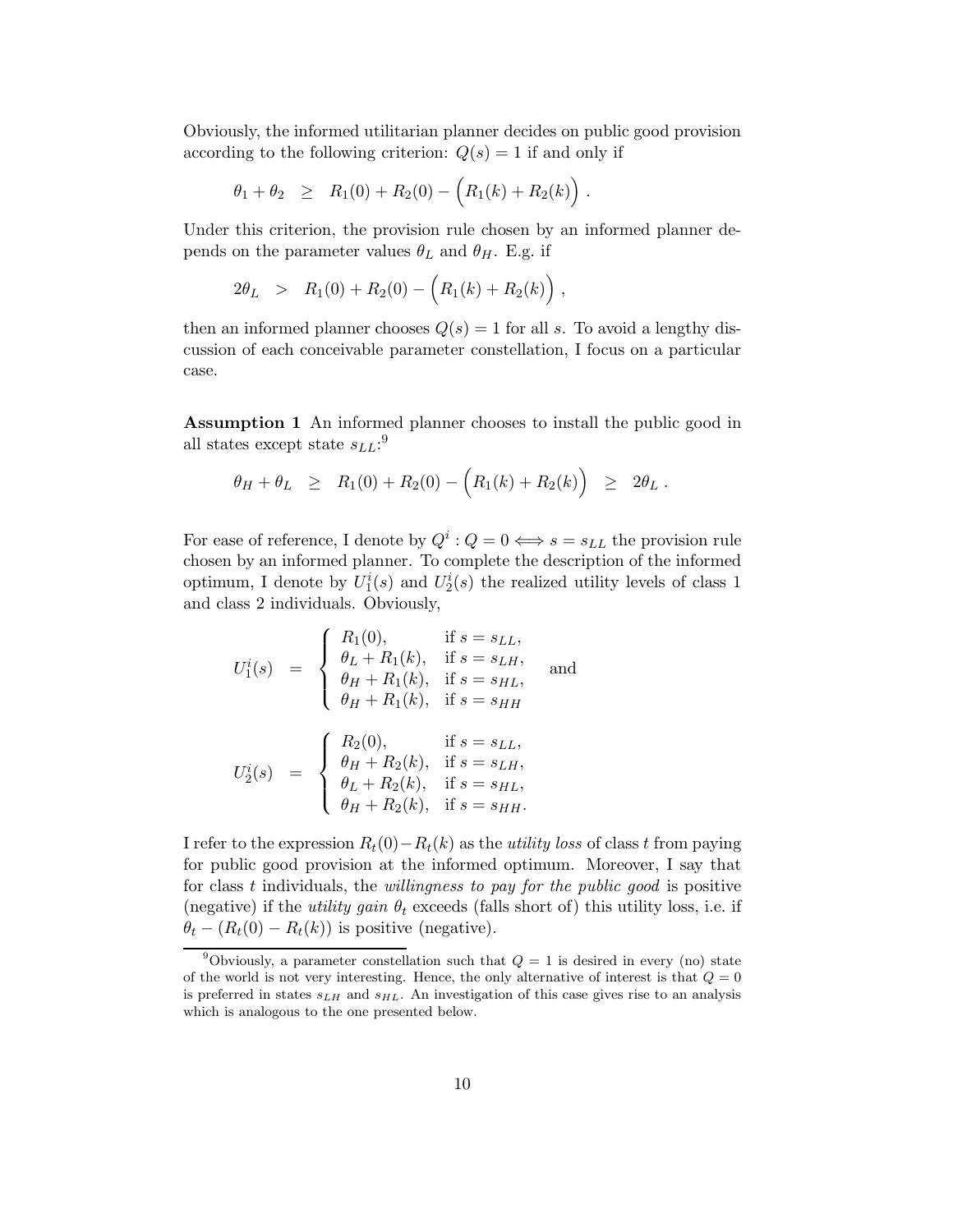Obviously, the informed utilitarian planner decides on public good provision according to the following criterion: $Q(s) = 1$ if and only if

$$\theta_1 + \theta_2 \;\; \geq \;\; R_1(0) + R_2(0) - \Big( R_1(k) + R_2(k) \Big) \; .$$

Under this criterion, the provision rule chosen by an informed planner depends on the parameter values $\theta_L$ and $\theta_H$. E.g. if

$$2\theta_L \;\; > \;\; R_1(0) + R_2(0) - \Big( R_1(k) + R_2(k) \Big) \; ,$$

then an informed planner chooses $Q(s) = 1$ for all $s$. To avoid a lengthy discussion of each conceivable parameter constellation, I focus on a particular case.

**Assumption 1** An informed planner chooses to install the public good in all states except state $s_{LL}$:[9]

$$\theta_H + \theta_L \;\; \geq \;\; R_1(0) + R_2(0) - \Big( R_1(k) + R_2(k) \Big) \;\; \geq \;\; 2\theta_L \; .$$

For ease of reference, I denote by $Q^i : Q = 0 \Longleftrightarrow s = s_{LL}$ the provision rule chosen by an informed planner. To complete the description of the informed optimum, I denote by $U_1^i(s)$ and $U_2^i(s)$ the realized utility levels of class 1 and class 2 individuals. Obviously,

$$U_1^i(s) \;\; = \;\; \begin{cases} R_1(0), & \text{if } s = s_{LL}, \\ \theta_L + R_1(k), & \text{if } s = s_{LH}, \\ \theta_H + R_1(k), & \text{if } s = s_{HL}, \\ \theta_H + R_1(k), & \text{if } s = s_{HH} \end{cases} \quad \text{and}$$

$$U_2^i(s) \;\; = \;\; \begin{cases} R_2(0), & \text{if } s = s_{LL}, \\ \theta_H + R_2(k), & \text{if } s = s_{LH}, \\ \theta_L + R_2(k), & \text{if } s = s_{HL}, \\ \theta_H + R_2(k), & \text{if } s = s_{HH}. \end{cases}$$

I refer to the expression $R_t(0) - R_t(k)$ as the *utility loss* of class $t$ from paying for public good provision at the informed optimum. Moreover, I say that for class $t$ individuals, the *willingness to pay for the public good* is positive (negative) if the *utility gain* $\theta_t$ exceeds (falls short of) this utility loss, i.e. if $\theta_t - (R_t(0) - R_t(k))$ is positive (negative).

[9] Obviously, a parameter constellation such that $Q = 1$ is desired in every (no) state of the world is not very interesting. Hence, the only alternative of interest is that $Q = 0$ is preferred in states $s_{LH}$ and $s_{HL}$. An investigation of this case gives rise to an analysis which is analogous to the one presented below.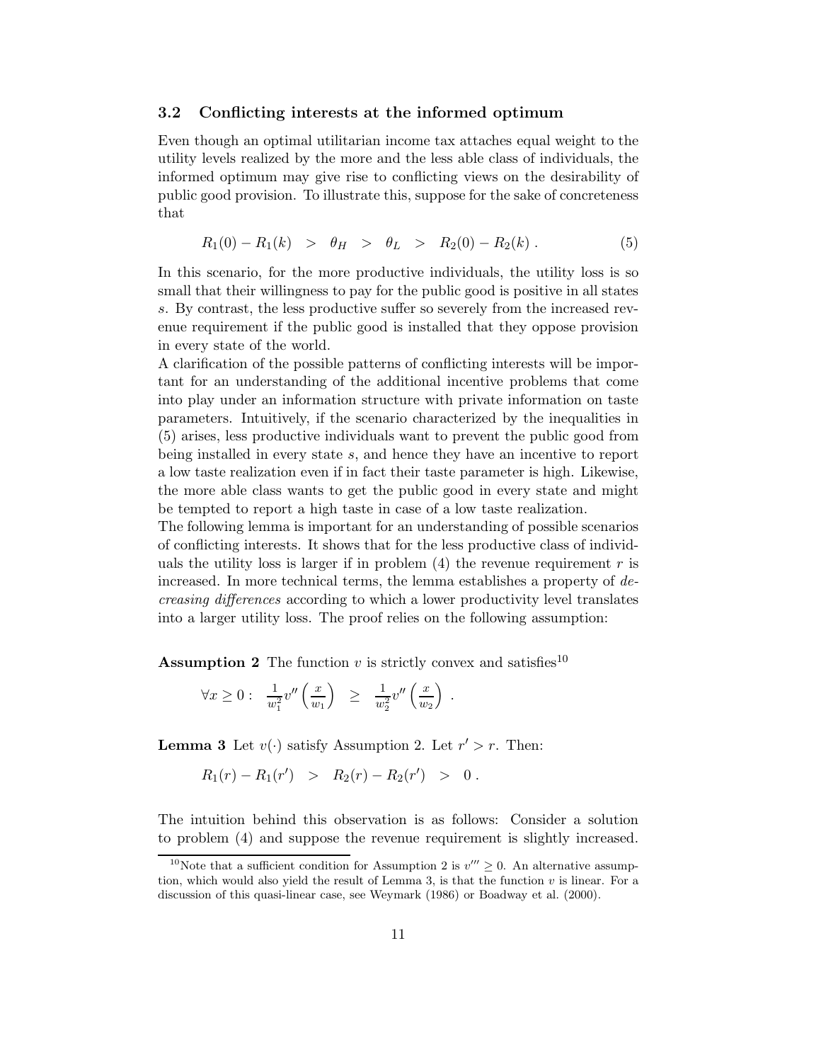### 3.2 Conflicting interests at the informed optimum

Even though an optimal utilitarian income tax attaches equal weight to the utility levels realized by the more and the less able class of individuals, the informed optimum may give rise to conflicting views on the desirability of public good provision. To illustrate this, suppose for the sake of concreteness that

$$R_1(0) - R_1(k) \quad > \quad \theta_H \quad > \quad \theta_L \quad > \quad R_2(0) - R_2(k) \; . \tag{5}$$

In this scenario, for the more productive individuals, the utility loss is so small that their willingness to pay for the public good is positive in all states $s$. By contrast, the less productive suffer so severely from the increased revenue requirement if the public good is installed that they oppose provision in every state of the world.

A clarification of the possible patterns of conflicting interests will be important for an understanding of the additional incentive problems that come into play under an information structure with private information on taste parameters. Intuitively, if the scenario characterized by the inequalities in (5) arises, less productive individuals want to prevent the public good from being installed in every state $s$, and hence they have an incentive to report a low taste realization even if in fact their taste parameter is high. Likewise, the more able class wants to get the public good in every state and might be tempted to report a high taste in case of a low taste realization.

The following lemma is important for an understanding of possible scenarios of conflicting interests. It shows that for the less productive class of individuals the utility loss is larger if in problem (4) the revenue requirement $r$ is increased. In more technical terms, the lemma establishes a property of *decreasing differences* according to which a lower productivity level translates into a larger utility loss. The proof relies on the following assumption:

**Assumption 2** The function $v$ is strictly convex and satisfies[10]

$$\forall x \geq 0: \quad \frac{1}{w_1^2} v''\left(\frac{x}{w_1}\right) \quad \geq \quad \frac{1}{w_2^2} v''\left(\frac{x}{w_2}\right) \; .$$

**Lemma 3** Let $v(\cdot)$ satisfy Assumption 2. Let $r' > r$. Then:

$$R_1(r) - R_1(r') \quad > \quad R_2(r) - R_2(r') \quad > \quad 0 \; .$$

The intuition behind this observation is as follows: Consider a solution to problem (4) and suppose the revenue requirement is slightly increased.

[10] Note that a sufficient condition for Assumption 2 is $v''' \geq 0$. An alternative assumption, which would also yield the result of Lemma 3, is that the function $v$ is linear. For a discussion of this quasi-linear case, see Weymark (1986) or Boadway et al. (2000).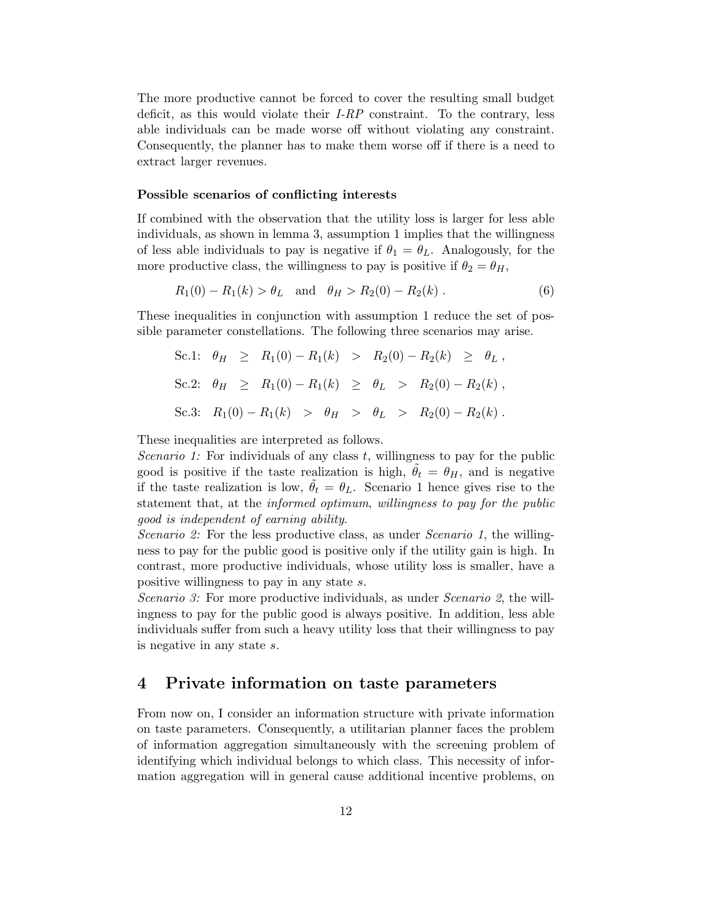The more productive cannot be forced to cover the resulting small budget deficit, as this would violate their *I-RP* constraint. To the contrary, less able individuals can be made worse off without violating any constraint. Consequently, the planner has to make them worse off if there is a need to extract larger revenues.

**Possible scenarios of conflicting interests**

If combined with the observation that the utility loss is larger for less able individuals, as shown in lemma 3, assumption 1 implies that the willingness of less able individuals to pay is negative if $\theta_1 = \theta_L$. Analogously, for the more productive class, the willingness to pay is positive if $\theta_2 = \theta_H$,

$$R_1(0) - R_1(k) > \theta_L \quad \text{and} \quad \theta_H > R_2(0) - R_2(k) \; . \tag{6}$$

These inequalities in conjunction with assumption 1 reduce the set of possible parameter constellations. The following three scenarios may arise.

$$\text{Sc.1:} \quad \theta_H \;\; \geq \;\; R_1(0) - R_1(k) \;\; > \;\; R_2(0) - R_2(k) \;\; \geq \;\; \theta_L \; ,$$

$$\text{Sc.2:} \quad \theta_H \;\; \geq \;\; R_1(0) - R_1(k) \;\; \geq \;\; \theta_L \;\; > \;\; R_2(0) - R_2(k) \; ,$$

$$\text{Sc.3:} \quad R_1(0) - R_1(k) \;\; > \;\; \theta_H \;\; > \;\; \theta_L \;\; > \;\; R_2(0) - R_2(k) \; .$$

These inequalities are interpreted as follows.

*Scenario 1:* For individuals of any class $t$, willingness to pay for the public good is positive if the taste realization is high, $\tilde{\theta}_t = \theta_H$, and is negative if the taste realization is low, $\tilde{\theta}_t = \theta_L$. Scenario 1 hence gives rise to the statement that, at the *informed optimum*, *willingness to pay for the public good is independent of earning ability*.

*Scenario 2:* For the less productive class, as under *Scenario 1*, the willingness to pay for the public good is positive only if the utility gain is high. In contrast, more productive individuals, whose utility loss is smaller, have a positive willingness to pay in any state $s$.

*Scenario 3:* For more productive individuals, as under *Scenario 2*, the willingness to pay for the public good is always positive. In addition, less able individuals suffer from such a heavy utility loss that their willingness to pay is negative in any state $s$.

## 4 Private information on taste parameters

From now on, I consider an information structure with private information on taste parameters. Consequently, a utilitarian planner faces the problem of information aggregation simultaneously with the screening problem of identifying which individual belongs to which class. This necessity of information aggregation will in general cause additional incentive problems, on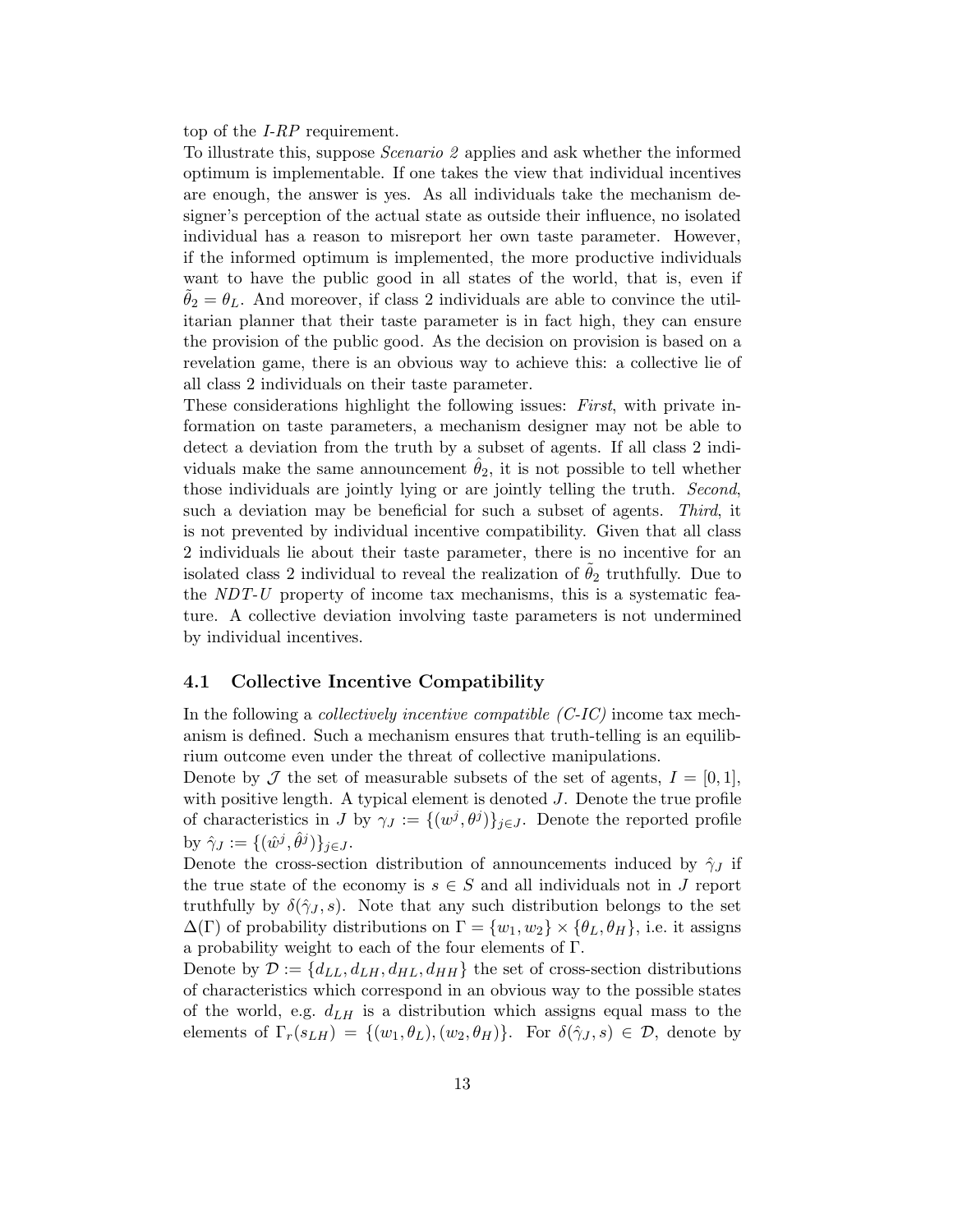top of the *I-RP* requirement.

To illustrate this, suppose *Scenario 2* applies and ask whether the informed optimum is implementable. If one takes the view that individual incentives are enough, the answer is yes. As all individuals take the mechanism designer's perception of the actual state as outside their influence, no isolated individual has a reason to misreport her own taste parameter. However, if the informed optimum is implemented, the more productive individuals want to have the public good in all states of the world, that is, even if $\tilde{\theta}_2 = \theta_L$. And moreover, if class 2 individuals are able to convince the utilitarian planner that their taste parameter is in fact high, they can ensure the provision of the public good. As the decision on provision is based on a revelation game, there is an obvious way to achieve this: a collective lie of all class 2 individuals on their taste parameter.

These considerations highlight the following issues: *First*, with private information on taste parameters, a mechanism designer may not be able to detect a deviation from the truth by a subset of agents. If all class 2 individuals make the same announcement $\hat{\theta}_2$, it is not possible to tell whether those individuals are jointly lying or are jointly telling the truth. *Second*, such a deviation may be beneficial for such a subset of agents. *Third*, it is not prevented by individual incentive compatibility. Given that all class 2 individuals lie about their taste parameter, there is no incentive for an isolated class 2 individual to reveal the realization of $\tilde{\theta}_2$ truthfully. Due to the *NDT-U* property of income tax mechanisms, this is a systematic feature. A collective deviation involving taste parameters is not undermined by individual incentives.

### 4.1 Collective Incentive Compatibility

In the following a *collectively incentive compatible (C-IC)* income tax mechanism is defined. Such a mechanism ensures that truth-telling is an equilibrium outcome even under the threat of collective manipulations.

Denote by $\mathcal{J}$ the set of measurable subsets of the set of agents, $I = [0, 1]$, with positive length. A typical element is denoted $J$. Denote the true profile of characteristics in $J$ by $\gamma_J := \{(w^j, \theta^j)\}_{j \in J}$. Denote the reported profile by $\hat{\gamma}_J := \{(\hat{w}^j, \hat{\theta}^j)\}_{j \in J}$.

Denote the cross-section distribution of announcements induced by $\hat{\gamma}_J$ if the true state of the economy is $s \in S$ and all individuals not in $J$ report truthfully by $\delta(\hat{\gamma}_J, s)$. Note that any such distribution belongs to the set $\Delta(\Gamma)$ of probability distributions on $\Gamma = \{w_1, w_2\} \times \{\theta_L, \theta_H\}$, i.e. it assigns a probability weight to each of the four elements of $\Gamma$.

Denote by $\mathcal{D} := \{d_{LL}, d_{LH}, d_{HL}, d_{HH}\}$ the set of cross-section distributions of characteristics which correspond in an obvious way to the possible states of the world, e.g. $d_{LH}$ is a distribution which assigns equal mass to the elements of $\Gamma_r(s_{LH}) = \{(w_1, \theta_L), (w_2, \theta_H)\}$. For $\delta(\hat{\gamma}_J, s) \in \mathcal{D}$, denote by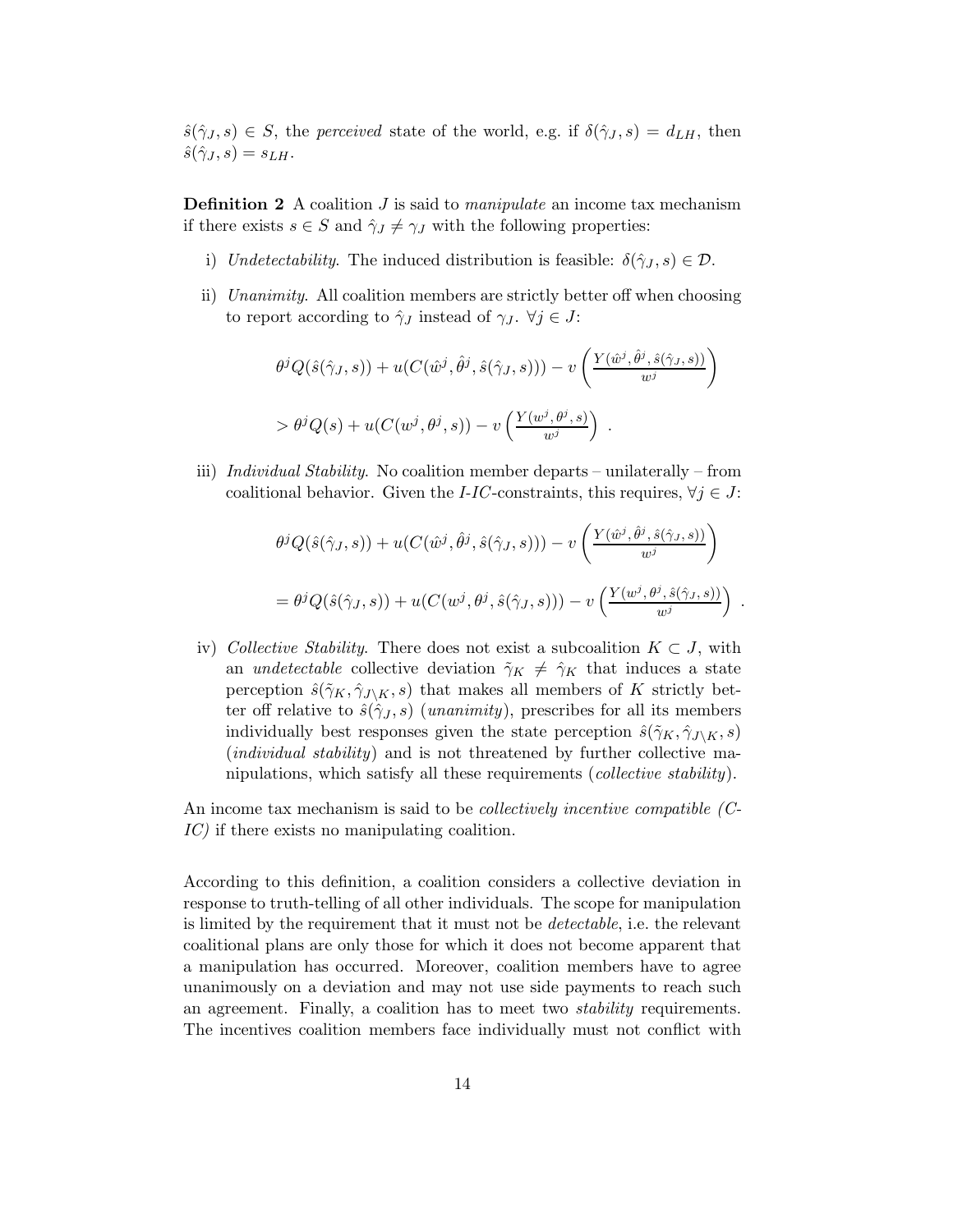$\hat{s}(\hat{\gamma}_J, s) \in S$, the *perceived* state of the world, e.g. if $\delta(\hat{\gamma}_J, s) = d_{LH}$, then $\hat{s}(\hat{\gamma}_J, s) = s_{LH}$.

**Definition 2** A coalition $J$ is said to *manipulate* an income tax mechanism if there exists $s \in S$ and $\hat{\gamma}_J \neq \gamma_J$ with the following properties:

i) *Undetectability*. The induced distribution is feasible: $\delta(\hat{\gamma}_J, s) \in \mathcal{D}$.

ii) *Unanimity*. All coalition members are strictly better off when choosing to report according to $\hat{\gamma}_J$ instead of $\gamma_J$. $\forall j \in J$:

$$\theta^j Q(\hat{s}(\hat{\gamma}_J, s)) + u(C(\hat{w}^j, \hat{\theta}^j, \hat{s}(\hat{\gamma}_J, s))) - v\left(\frac{Y(\hat{w}^j, \hat{\theta}^j, \hat{s}(\hat{\gamma}_J, s))}{w^j}\right)$$

$$> \theta^j Q(s) + u(C(w^j, \theta^j, s)) - v\left(\frac{Y(w^j, \theta^j, s)}{w^j}\right) \ .$$

iii) *Individual Stability*. No coalition member departs – unilaterally – from coalitional behavior. Given the *I-IC*-constraints, this requires, $\forall j \in J$:

$$\theta^j Q(\hat{s}(\hat{\gamma}_J, s)) + u(C(\hat{w}^j, \hat{\theta}^j, \hat{s}(\hat{\gamma}_J, s))) - v\left(\frac{Y(\hat{w}^j, \hat{\theta}^j, \hat{s}(\hat{\gamma}_J, s))}{w^j}\right)$$

$$= \theta^j Q(\hat{s}(\hat{\gamma}_J, s)) + u(C(w^j, \theta^j, \hat{s}(\hat{\gamma}_J, s))) - v\left(\frac{Y(w^j, \theta^j, \hat{s}(\hat{\gamma}_J, s))}{w^j}\right) \ .$$

iv) *Collective Stability*. There does not exist a subcoalition $K \subset J$, with an *undetectable* collective deviation $\tilde{\gamma}_K \neq \hat{\gamma}_K$ that induces a state perception $\hat{s}(\tilde{\gamma}_K, \hat{\gamma}_{J\setminus K}, s)$ that makes all members of $K$ strictly better off relative to $\hat{s}(\hat{\gamma}_J, s)$ (*unanimity*), prescribes for all its members individually best responses given the state perception $\hat{s}(\tilde{\gamma}_K, \hat{\gamma}_{J\setminus K}, s)$ (*individual stability*) and is not threatened by further collective manipulations, which satisfy all these requirements (*collective stability*).

An income tax mechanism is said to be *collectively incentive compatible (C-IC)* if there exists no manipulating coalition.

According to this definition, a coalition considers a collective deviation in response to truth-telling of all other individuals. The scope for manipulation is limited by the requirement that it must not be *detectable*, i.e. the relevant coalitional plans are only those for which it does not become apparent that a manipulation has occurred. Moreover, coalition members have to agree unanimously on a deviation and may not use side payments to reach such an agreement. Finally, a coalition has to meet two *stability* requirements. The incentives coalition members face individually must not conflict with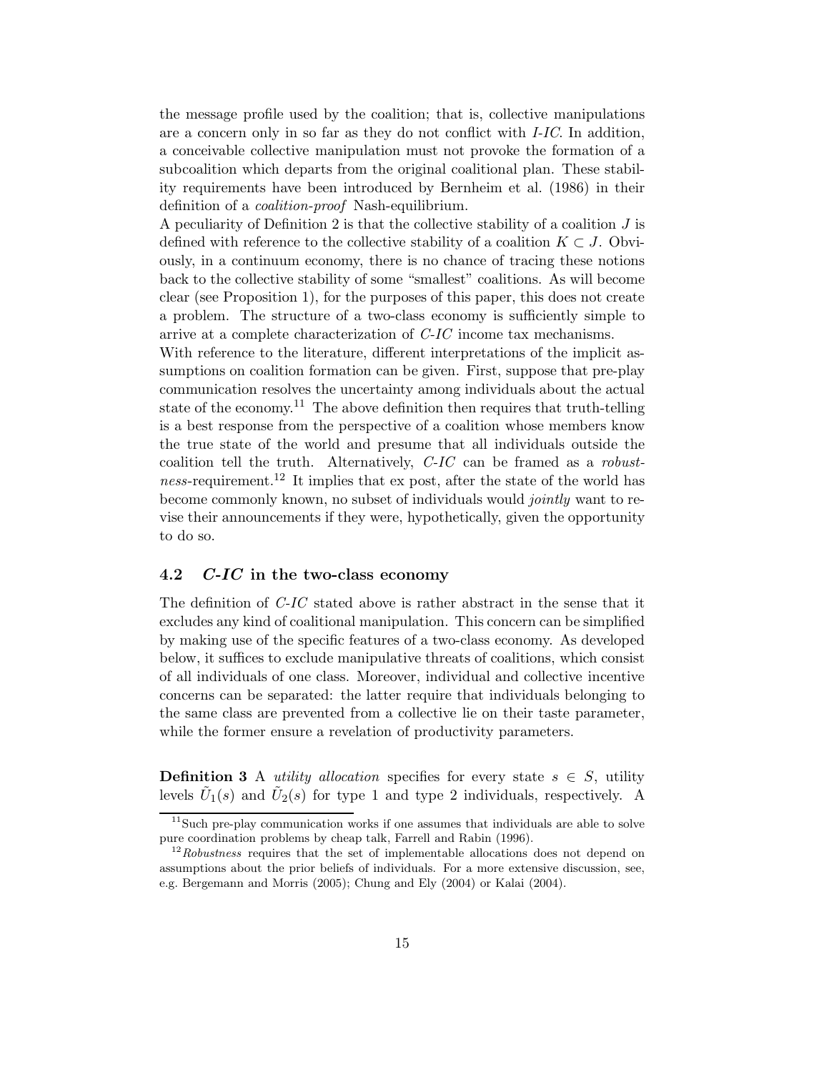the message profile used by the coalition; that is, collective manipulations are a concern only in so far as they do not conflict with *I-IC*. In addition, a conceivable collective manipulation must not provoke the formation of a subcoalition which departs from the original coalitional plan. These stability requirements have been introduced by Bernheim et al. (1986) in their definition of a *coalition-proof* Nash-equilibrium.

A peculiarity of Definition 2 is that the collective stability of a coalition $J$ is defined with reference to the collective stability of a coalition $K \subset J$. Obviously, in a continuum economy, there is no chance of tracing these notions back to the collective stability of some "smallest" coalitions. As will become clear (see Proposition 1), for the purposes of this paper, this does not create a problem. The structure of a two-class economy is sufficiently simple to arrive at a complete characterization of *C-IC* income tax mechanisms.

With reference to the literature, different interpretations of the implicit assumptions on coalition formation can be given. First, suppose that pre-play communication resolves the uncertainty among individuals about the actual state of the economy.[11] The above definition then requires that truth-telling is a best response from the perspective of a coalition whose members know the true state of the world and presume that all individuals outside the coalition tell the truth. Alternatively, *C-IC* can be framed as a *robustness*-requirement.[12] It implies that ex post, after the state of the world has become commonly known, no subset of individuals would *jointly* want to revise their announcements if they were, hypothetically, given the opportunity to do so.

## 4.2 *C-IC* in the two-class economy

The definition of *C-IC* stated above is rather abstract in the sense that it excludes any kind of coalitional manipulation. This concern can be simplified by making use of the specific features of a two-class economy. As developed below, it suffices to exclude manipulative threats of coalitions, which consist of all individuals of one class. Moreover, individual and collective incentive concerns can be separated: the latter require that individuals belonging to the same class are prevented from a collective lie on their taste parameter, while the former ensure a revelation of productivity parameters.

**Definition 3** A *utility allocation* specifies for every state $s \in S$, utility levels $\tilde{U}_1(s)$ and $\tilde{U}_2(s)$ for type 1 and type 2 individuals, respectively. A

[11] Such pre-play communication works if one assumes that individuals are able to solve pure coordination problems by cheap talk, Farrell and Rabin (1996).

[12] *Robustness* requires that the set of implementable allocations does not depend on assumptions about the prior beliefs of individuals. For a more extensive discussion, see, e.g. Bergemann and Morris (2005); Chung and Ely (2004) or Kalai (2004).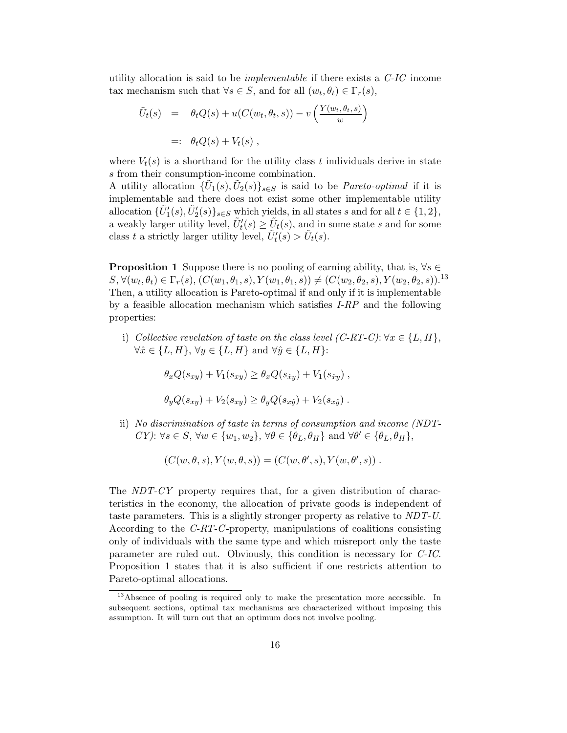utility allocation is said to be *implementable* if there exists a *C-IC* income tax mechanism such that $\forall s \in S$, and for all $(w_t, \theta_t) \in \Gamma_r(s)$,

$$\begin{aligned}
\tilde{U}_t(s) &= \theta_t Q(s) + u(C(w_t, \theta_t, s)) - v\left(\frac{Y(w_t, \theta_t, s)}{w}\right) \\
&=: \theta_t Q(s) + V_t(s) ,
\end{aligned}$$

where $V_t(s)$ is a shorthand for the utility class $t$ individuals derive in state $s$ from their consumption-income combination.

A utility allocation $\{\tilde{U}_1(s), \tilde{U}_2(s)\}_{s \in S}$ is said to be *Pareto-optimal* if it is implementable and there does not exist some other implementable utility allocation $\{\tilde{U}_1'(s), \tilde{U}_2'(s)\}_{s \in S}$ which yields, in all states $s$ and for all $t \in \{1, 2\}$, a weakly larger utility level, $\tilde{U}_t'(s) \geq \tilde{U}_t(s)$, and in some state $s$ and for some class $t$ a strictly larger utility level, $\tilde{U}_t'(s) > \tilde{U}_t(s)$.

**Proposition 1** Suppose there is no pooling of earning ability, that is, $\forall s \in S, \forall (w_t, \theta_t) \in \Gamma_r(s), (C(w_1, \theta_1, s), Y(w_1, \theta_1, s)) \neq (C(w_2, \theta_2, s), Y(w_2, \theta_2, s))$.[13] Then, a utility allocation is Pareto-optimal if and only if it is implementable by a feasible allocation mechanism which satisfies *I-RP* and the following properties:

i) *Collective revelation of taste on the class level (C-RT-C)*: $\forall x \in \{L, H\}$, $\forall \hat{x} \in \{L, H\}$, $\forall y \in \{L, H\}$ and $\forall \hat{y} \in \{L, H\}$:

$$\theta_x Q(s_{xy}) + V_1(s_{xy}) \geq \theta_x Q(s_{\hat{x}y}) + V_1(s_{\hat{x}y}) ,$$

$$\theta_y Q(s_{xy}) + V_2(s_{xy}) \geq \theta_y Q(s_{x\hat{y}}) + V_2(s_{x\hat{y}}) .$$

ii) *No discrimination of taste in terms of consumption and income (NDT-CY)*: $\forall s \in S$, $\forall w \in \{w_1, w_2\}$, $\forall \theta \in \{\theta_L, \theta_H\}$ and $\forall \theta' \in \{\theta_L, \theta_H\}$,

$$(C(w, \theta, s), Y(w, \theta, s)) = (C(w, \theta', s), Y(w, \theta', s)) .$$

The *NDT-CY* property requires that, for a given distribution of characteristics in the economy, the allocation of private goods is independent of taste parameters. This is a slightly stronger property as relative to *NDT-U*. According to the *C-RT-C*-property, manipulations of coalitions consisting only of individuals with the same type and which misreport only the taste parameter are ruled out. Obviously, this condition is necessary for *C-IC*. Proposition 1 states that it is also sufficient if one restricts attention to Pareto-optimal allocations.

[13] Absence of pooling is required only to make the presentation more accessible. In subsequent sections, optimal tax mechanisms are characterized without imposing this assumption. It will turn out that an optimum does not involve pooling.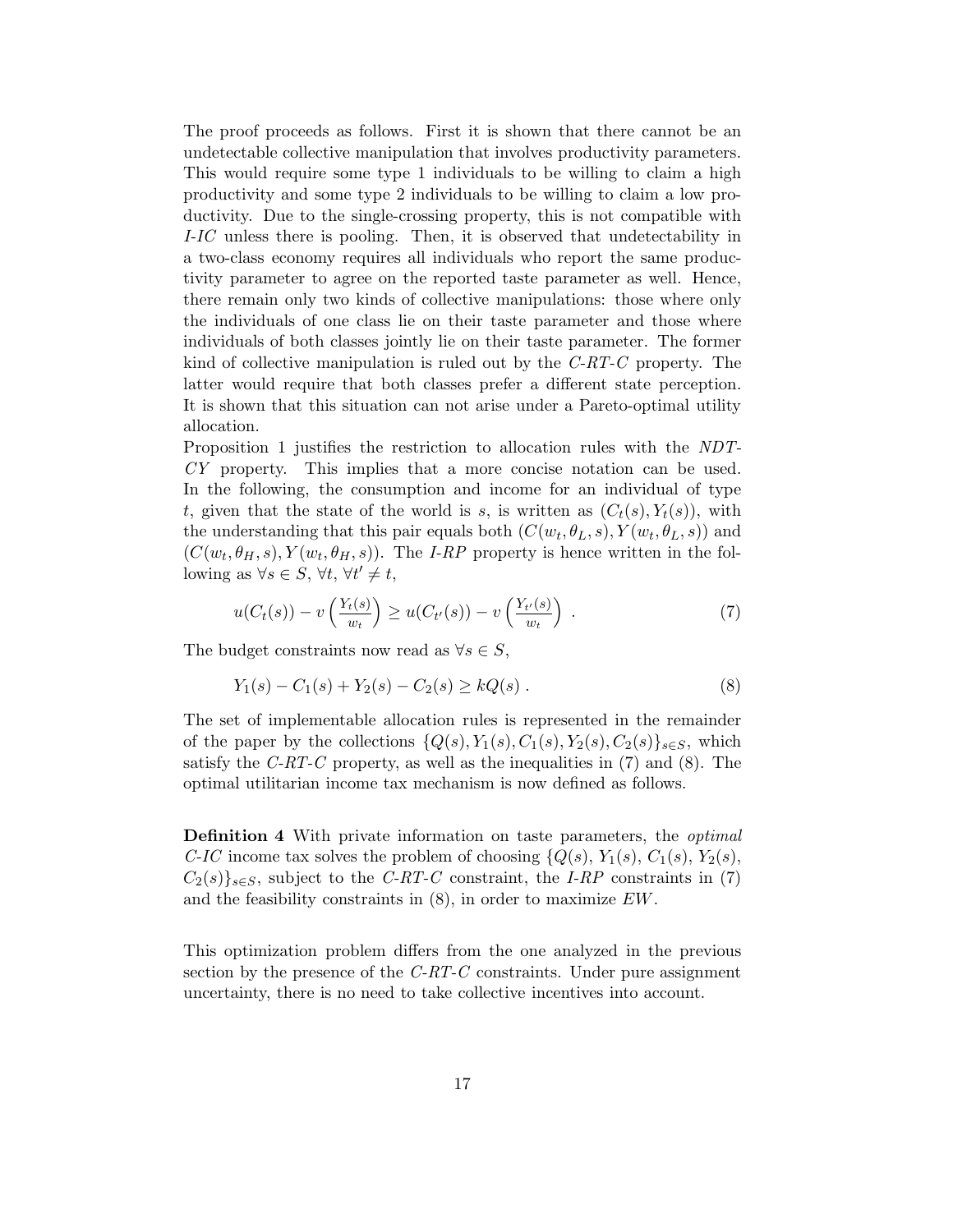The proof proceeds as follows. First it is shown that there cannot be an undetectable collective manipulation that involves productivity parameters. This would require some type 1 individuals to be willing to claim a high productivity and some type 2 individuals to be willing to claim a low productivity. Due to the single-crossing property, this is not compatible with *I-IC* unless there is pooling. Then, it is observed that undetectability in a two-class economy requires all individuals who report the same productivity parameter to agree on the reported taste parameter as well. Hence, there remain only two kinds of collective manipulations: those where only the individuals of one class lie on their taste parameter and those where individuals of both classes jointly lie on their taste parameter. The former kind of collective manipulation is ruled out by the *C-RT-C* property. The latter would require that both classes prefer a different state perception. It is shown that this situation can not arise under a Pareto-optimal utility allocation.

Proposition 1 justifies the restriction to allocation rules with the *NDT-CY* property. This implies that a more concise notation can be used. In the following, the consumption and income for an individual of type $t$, given that the state of the world is $s$, is written as $(C_t(s), Y_t(s))$, with the understanding that this pair equals both $(C(w_t, \theta_L, s), Y(w_t, \theta_L, s))$ and $(C(w_t, \theta_H, s), Y(w_t, \theta_H, s))$. The *I-RP* property is hence written in the following as $\forall s \in S$, $\forall t$, $\forall t' \neq t$,

$$u(C_t(s)) - v\left(\frac{Y_t(s)}{w_t}\right) \geq u(C_{t'}(s)) - v\left(\frac{Y_{t'}(s)}{w_t}\right) . \tag{7}$$

The budget constraints now read as $\forall s \in S$,

$$Y_1(s) - C_1(s) + Y_2(s) - C_2(s) \geq kQ(s) . \tag{8}$$

The set of implementable allocation rules is represented in the remainder of the paper by the collections $\{Q(s), Y_1(s), C_1(s), Y_2(s), C_2(s)\}_{s \in S}$, which satisfy the *C-RT-C* property, as well as the inequalities in (7) and (8). The optimal utilitarian income tax mechanism is now defined as follows.

**Definition 4** With private information on taste parameters, the *optimal C-IC* income tax solves the problem of choosing $\{Q(s), Y_1(s), C_1(s), Y_2(s), C_2(s)\}_{s \in S}$, subject to the *C-RT-C* constraint, the *I-RP* constraints in (7) and the feasibility constraints in (8), in order to maximize $EW$.

This optimization problem differs from the one analyzed in the previous section by the presence of the *C-RT-C* constraints. Under pure assignment uncertainty, there is no need to take collective incentives into account.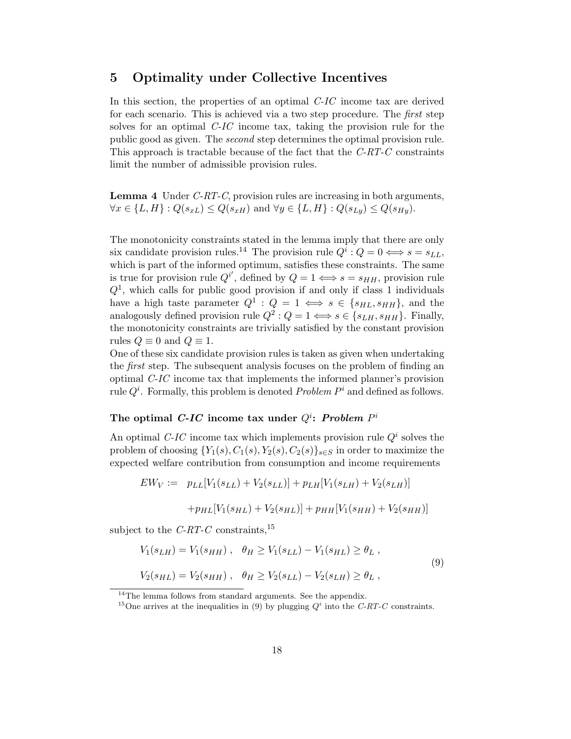## 5 Optimality under Collective Incentives

In this section, the properties of an optimal *C-IC* income tax are derived for each scenario. This is achieved via a two step procedure. The *first* step solves for an optimal *C-IC* income tax, taking the provision rule for the public good as given. The *second* step determines the optimal provision rule. This approach is tractable because of the fact that the *C-RT-C* constraints limit the number of admissible provision rules.

**Lemma 4** *Under C-RT-C, provision rules are increasing in both arguments,* $\forall x \in \{L, H\} : Q(s_{xL}) \leq Q(s_{xH})$ *and* $\forall y \in \{L, H\} : Q(s_{Ly}) \leq Q(s_{Hy})$.

The monotonicity constraints stated in the lemma imply that there are only six candidate provision rules.[14] The provision rule $Q^i : Q = 0 \iff s = s_{LL}$, which is part of the informed optimum, satisfies these constraints. The same is true for provision rule $Q^{i'}$, defined by $Q = 1 \iff s = s_{HH}$, provision rule $Q^1$, which calls for public good provision if and only if class 1 individuals have a high taste parameter $Q^1 : Q = 1 \iff s \in \{s_{HL}, s_{HH}\}$, and the analogously defined provision rule $Q^2 : Q = 1 \iff s \in \{s_{LH}, s_{HH}\}$. Finally, the monotonicity constraints are trivially satisfied by the constant provision rules $Q \equiv 0$ and $Q \equiv 1$.

One of these six candidate provision rules is taken as given when undertaking the *first* step. The subsequent analysis focuses on the problem of finding an optimal *C-IC* income tax that implements the informed planner's provision rule $Q^i$. Formally, this problem is denoted *Problem* $P^i$ and defined as follows.

### The optimal *C-IC* income tax under $Q^i$: *Problem* $P^i$

An optimal *C-IC* income tax which implements provision rule $Q^i$ solves the problem of choosing $\{Y_1(s), C_1(s), Y_2(s), C_2(s)\}_{s \in S}$ in order to maximize the expected welfare contribution from consumption and income requirements

$$EW_V := \; p_{LL}[V_1(s_{LL}) + V_2(s_{LL})] + p_{LH}[V_1(s_{LH}) + V_2(s_{LH})]$$

$$+ p_{HL}[V_1(s_{HL}) + V_2(s_{HL})] + p_{HH}[V_1(s_{HH}) + V_2(s_{HH})]$$

subject to the *C-RT-C* constraints,[15]

$$\begin{aligned} &V_1(s_{LH}) = V_1(s_{HH}) \ , \quad \theta_H \geq V_1(s_{LL}) - V_1(s_{HL}) \geq \theta_L \ , \\ &V_2(s_{HL}) = V_2(s_{HH}) \ , \quad \theta_H \geq V_2(s_{LL}) - V_2(s_{LH}) \geq \theta_L \ , \end{aligned} \tag{9}$$

[14] The lemma follows from standard arguments. See the appendix.

[15] One arrives at the inequalities in (9) by plugging $Q^i$ into the *C-RT-C* constraints.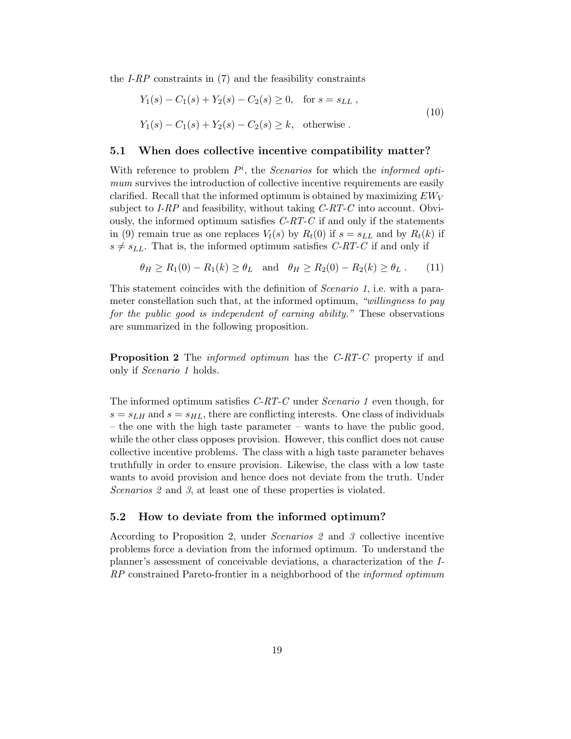the *I-RP* constraints in (7) and the feasibility constraints

$$
\begin{aligned}
&Y_1(s) - C_1(s) + Y_2(s) - C_2(s) \geq 0, \quad \text{for } s = s_{LL} , \\
&Y_1(s) - C_1(s) + Y_2(s) - C_2(s) \geq k, \quad \text{otherwise} .
\end{aligned}
\tag{10}
$$

### 5.1 When does collective incentive compatibility matter?

With reference to problem $P^i$, the *Scenarios* for which the *informed optimum* survives the introduction of collective incentive requirements are easily clarified. Recall that the informed optimum is obtained by maximizing $EW_V$ subject to *I-RP* and feasibility, without taking *C-RT-C* into account. Obviously, the informed optimum satisfies *C-RT-C* if and only if the statements in (9) remain true as one replaces $V_t(s)$ by $R_t(0)$ if $s = s_{LL}$ and by $R_t(k)$ if $s \neq s_{LL}$. That is, the informed optimum satisfies *C-RT-C* if and only if

$$
\theta_H \geq R_1(0) - R_1(k) \geq \theta_L \quad \text{and} \quad \theta_H \geq R_2(0) - R_2(k) \geq \theta_L . \tag{11}
$$

This statement coincides with the definition of *Scenario 1*, i.e. with a parameter constellation such that, at the informed optimum, *"willingness to pay for the public good is independent of earning ability."* These observations are summarized in the following proposition.

**Proposition 2** The *informed optimum* has the *C-RT-C* property if and only if *Scenario 1* holds.

The informed optimum satisfies *C-RT-C* under *Scenario 1* even though, for $s = s_{LH}$ and $s = s_{HL}$, there are conflicting interests. One class of individuals – the one with the high taste parameter – wants to have the public good, while the other class opposes provision. However, this conflict does not cause collective incentive problems. The class with a high taste parameter behaves truthfully in order to ensure provision. Likewise, the class with a low taste wants to avoid provision and hence does not deviate from the truth. Under *Scenarios 2* and *3*, at least one of these properties is violated.

### 5.2 How to deviate from the informed optimum?

According to Proposition 2, under *Scenarios 2* and *3* collective incentive problems force a deviation from the informed optimum. To understand the planner's assessment of conceivable deviations, a characterization of the *I-RP* constrained Pareto-frontier in a neighborhood of the *informed optimum*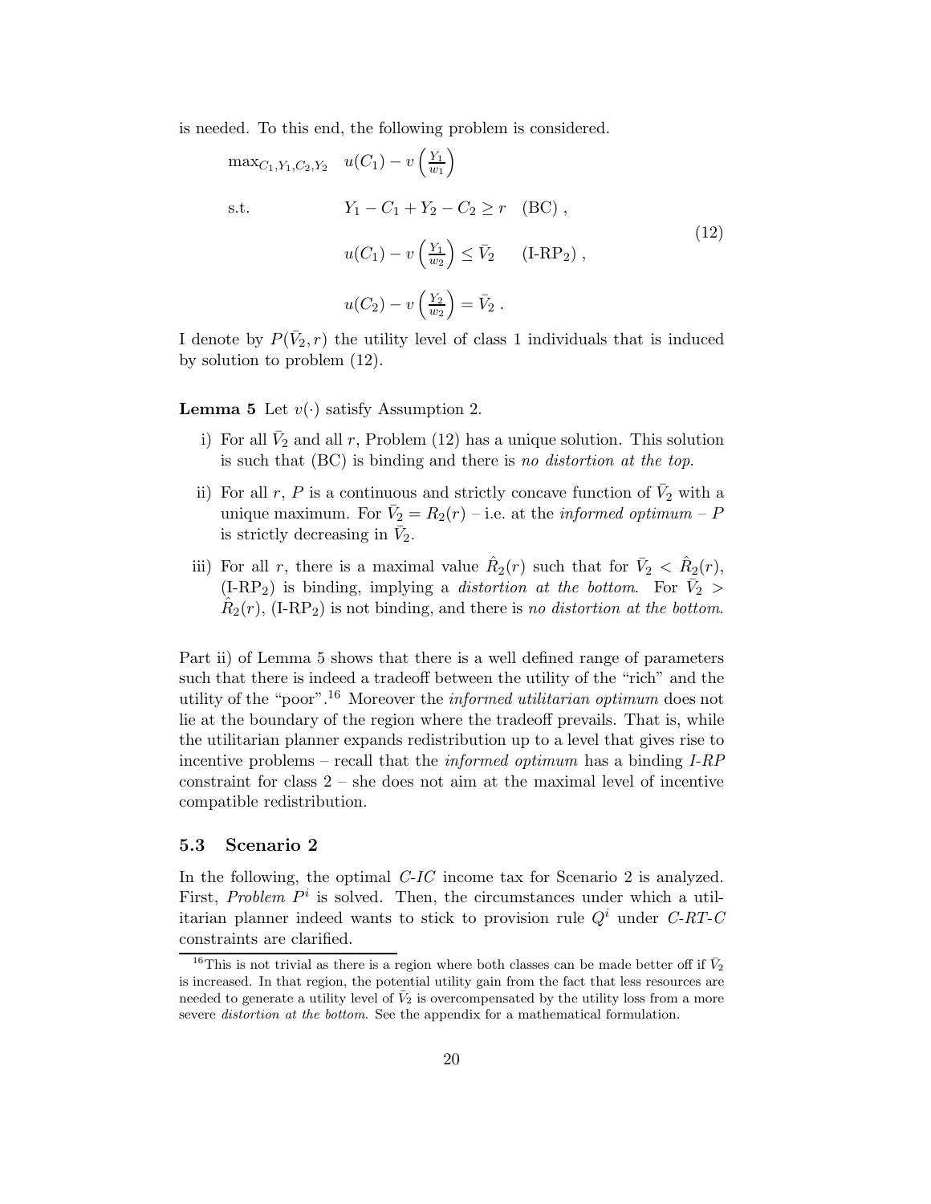is needed. To this end, the following problem is considered.

$$
\begin{aligned}
\max_{C_1,Y_1,C_2,Y_2} \quad & u(C_1) - v\left(\frac{Y_1}{w_1}\right) \\
\text{s.t.} \quad & Y_1 - C_1 + Y_2 - C_2 \geq r \quad \text{(BC)}\ , \\
& u(C_1) - v\left(\frac{Y_1}{w_2}\right) \leq \bar{V}_2 \quad \text{(I-RP}_2\text{)}\ , \\
& u(C_2) - v\left(\frac{Y_2}{w_2}\right) = \bar{V}_2\ .
\end{aligned}
\tag{12}
$$

I denote by $P(\bar{V}_2, r)$ the utility level of class 1 individuals that is induced by solution to problem (12).

**Lemma 5** Let $v(\cdot)$ satisfy Assumption 2.

i) For all $\bar{V}_2$ and all $r$, Problem (12) has a unique solution. This solution is such that (BC) is binding and there is *no distortion at the top*.

ii) For all $r$, $P$ is a continuous and strictly concave function of $\bar{V}_2$ with a unique maximum. For $\bar{V}_2 = R_2(r)$ – i.e. at the *informed optimum* – $P$ is strictly decreasing in $\bar{V}_2$.

iii) For all $r$, there is a maximal value $\hat{R}_2(r)$ such that for $\bar{V}_2 < \hat{R}_2(r)$, (I-RP$_2$) is binding, implying a *distortion at the bottom*. For $\bar{V}_2 > \hat{R}_2(r)$, (I-RP$_2$) is not binding, and there is *no distortion at the bottom*.

Part ii) of Lemma 5 shows that there is a well defined range of parameters such that there is indeed a tradeoff between the utility of the "rich" and the utility of the "poor".[16] Moreover the *informed utilitarian optimum* does not lie at the boundary of the region where the tradeoff prevails. That is, while the utilitarian planner expands redistribution up to a level that gives rise to incentive problems – recall that the *informed optimum* has a binding *I-RP* constraint for class 2 – she does not aim at the maximal level of incentive compatible redistribution.

### 5.3 Scenario 2

In the following, the optimal *C-IC* income tax for Scenario 2 is analyzed. First, *Problem $P^i$* is solved. Then, the circumstances under which a utilitarian planner indeed wants to stick to provision rule $Q^i$ under *C-RT-C* constraints are clarified.

[16] This is not trivial as there is a region where both classes can be made better off if $\bar{V}_2$ is increased. In that region, the potential utility gain from the fact that less resources are needed to generate a utility level of $\bar{V}_2$ is overcompensated by the utility loss from a more severe *distortion at the bottom*. See the appendix for a mathematical formulation.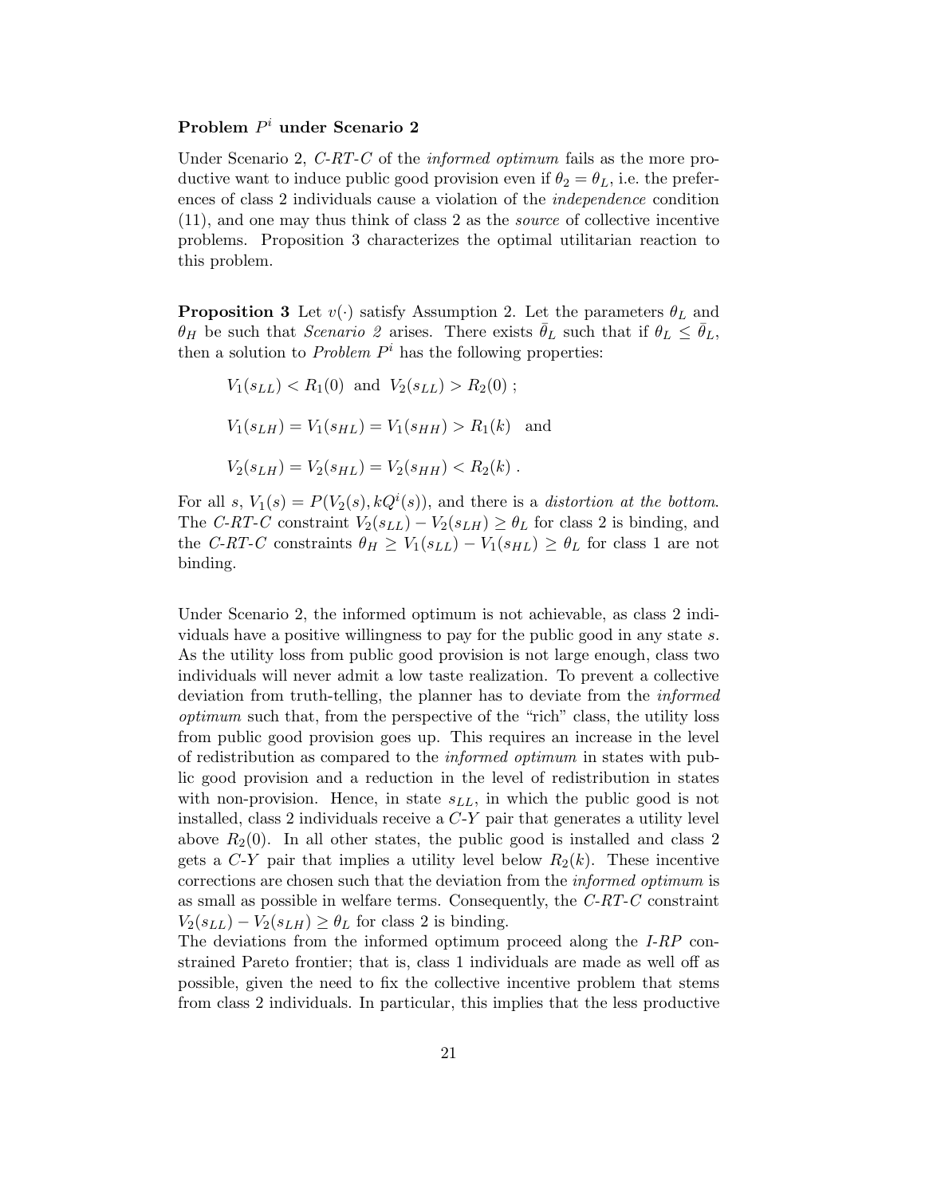### Problem $P^i$ under Scenario 2

Under Scenario 2, *C-RT-C* of the *informed optimum* fails as the more productive want to induce public good provision even if $\theta_2 = \theta_L$, i.e. the preferences of class 2 individuals cause a violation of the *independence* condition (11), and one may thus think of class 2 as the *source* of collective incentive problems. Proposition 3 characterizes the optimal utilitarian reaction to this problem.

**Proposition 3** Let $v(\cdot)$ satisfy Assumption 2. Let the parameters $\theta_L$ and $\theta_H$ be such that *Scenario 2* arises. There exists $\bar{\theta}_L$ such that if $\theta_L \leq \bar{\theta}_L$, then a solution to *Problem* $P^i$ has the following properties:

$$V_1(s_{LL}) < R_1(0) \text{ and } V_2(s_{LL}) > R_2(0) \; ;$$

$$V_1(s_{LH}) = V_1(s_{HL}) = V_1(s_{HH}) > R_1(k) \quad \text{and}$$

$$V_2(s_{LH}) = V_2(s_{HL}) = V_2(s_{HH}) < R_2(k) \; .$$

For all $s$, $V_1(s) = P(V_2(s), kQ^i(s))$, and there is a *distortion at the bottom*. The *C-RT-C* constraint $V_2(s_{LL}) - V_2(s_{LH}) \geq \theta_L$ for class 2 is binding, and the *C-RT-C* constraints $\theta_H \geq V_1(s_{LL}) - V_1(s_{HL}) \geq \theta_L$ for class 1 are not binding.

Under Scenario 2, the informed optimum is not achievable, as class 2 individuals have a positive willingness to pay for the public good in any state $s$. As the utility loss from public good provision is not large enough, class two individuals will never admit a low taste realization. To prevent a collective deviation from truth-telling, the planner has to deviate from the *informed optimum* such that, from the perspective of the "rich" class, the utility loss from public good provision goes up. This requires an increase in the level of redistribution as compared to the *informed optimum* in states with public good provision and a reduction in the level of redistribution in states with non-provision. Hence, in state $s_{LL}$, in which the public good is not installed, class 2 individuals receive a *C-Y* pair that generates a utility level above $R_2(0)$. In all other states, the public good is installed and class 2 gets a *C-Y* pair that implies a utility level below $R_2(k)$. These incentive corrections are chosen such that the deviation from the *informed optimum* is as small as possible in welfare terms. Consequently, the *C-RT-C* constraint $V_2(s_{LL}) - V_2(s_{LH}) \geq \theta_L$ for class 2 is binding.
The deviations from the informed optimum proceed along the *I-RP* constrained Pareto frontier; that is, class 1 individuals are made as well off as possible, given the need to fix the collective incentive problem that stems from class 2 individuals. In particular, this implies that the less productive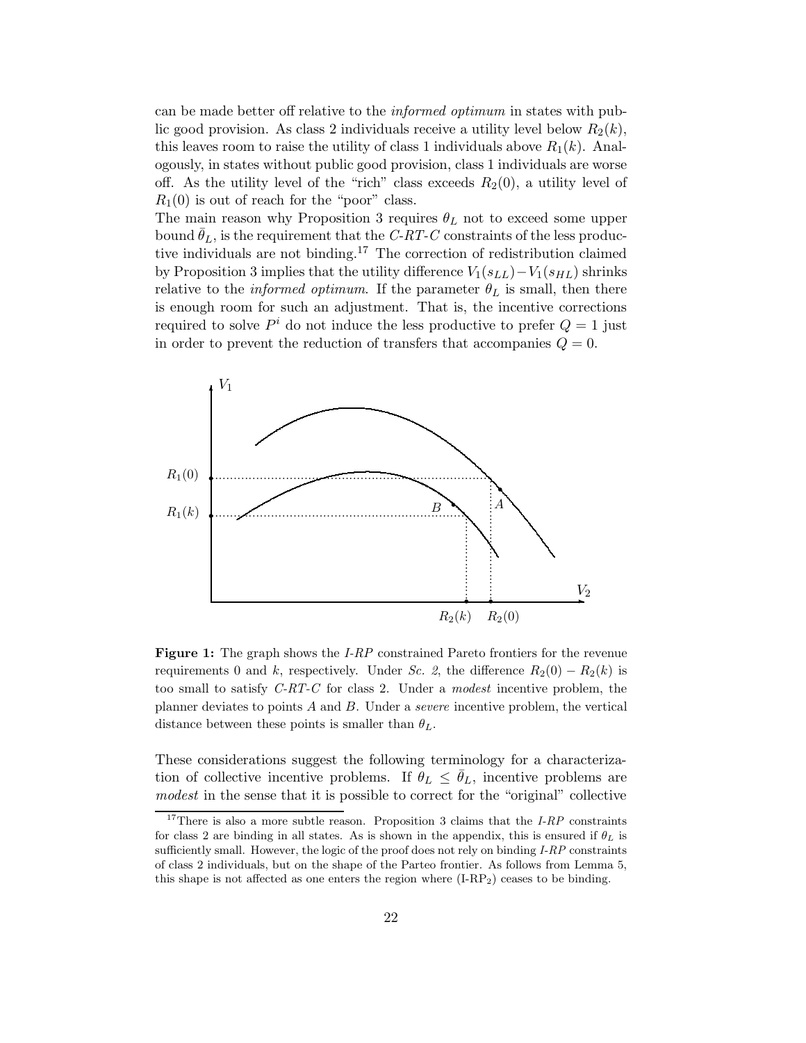can be made better off relative to the *informed optimum* in states with public good provision. As class 2 individuals receive a utility level below $R_2(k)$, this leaves room to raise the utility of class 1 individuals above $R_1(k)$. Analogously, in states without public good provision, class 1 individuals are worse off. As the utility level of the "rich" class exceeds $R_2(0)$, a utility level of $R_1(0)$ is out of reach for the "poor" class.

The main reason why Proposition 3 requires $\theta_L$ not to exceed some upper bound $\bar{\theta}_L$, is the requirement that the *C-RT-C* constraints of the less productive individuals are not binding.[17] The correction of redistribution claimed by Proposition 3 implies that the utility difference $V_1(s_{LL}) - V_1(s_{HL})$ shrinks relative to the *informed optimum*. If the parameter $\theta_L$ is small, then there is enough room for such an adjustment. That is, the incentive corrections required to solve $P^i$ do not induce the less productive to prefer $Q = 1$ just in order to prevent the reduction of transfers that accompanies $Q = 0$.

**Figure 1:** The graph shows the *I-RP* constrained Pareto frontiers for the revenue requirements 0 and $k$, respectively. Under *Sc. 2*, the difference $R_2(0) - R_2(k)$ is too small to satisfy *C-RT-C* for class 2. Under a *modest* incentive problem, the planner deviates to points $A$ and $B$. Under a *severe* incentive problem, the vertical distance between these points is smaller than $\theta_L$.

These considerations suggest the following terminology for a characterization of collective incentive problems. If $\theta_L \leq \bar{\theta}_L$, incentive problems are *modest* in the sense that it is possible to correct for the "original" collective

[17] There is also a more subtle reason. Proposition 3 claims that the *I-RP* constraints for class 2 are binding in all states. As is shown in the appendix, this is ensured if $\theta_L$ is sufficiently small. However, the logic of the proof does not rely on binding *I-RP* constraints of class 2 individuals, but on the shape of the Parteo frontier. As follows from Lemma 5, this shape is not affected as one enters the region where (I-RP$_2$) ceases to be binding.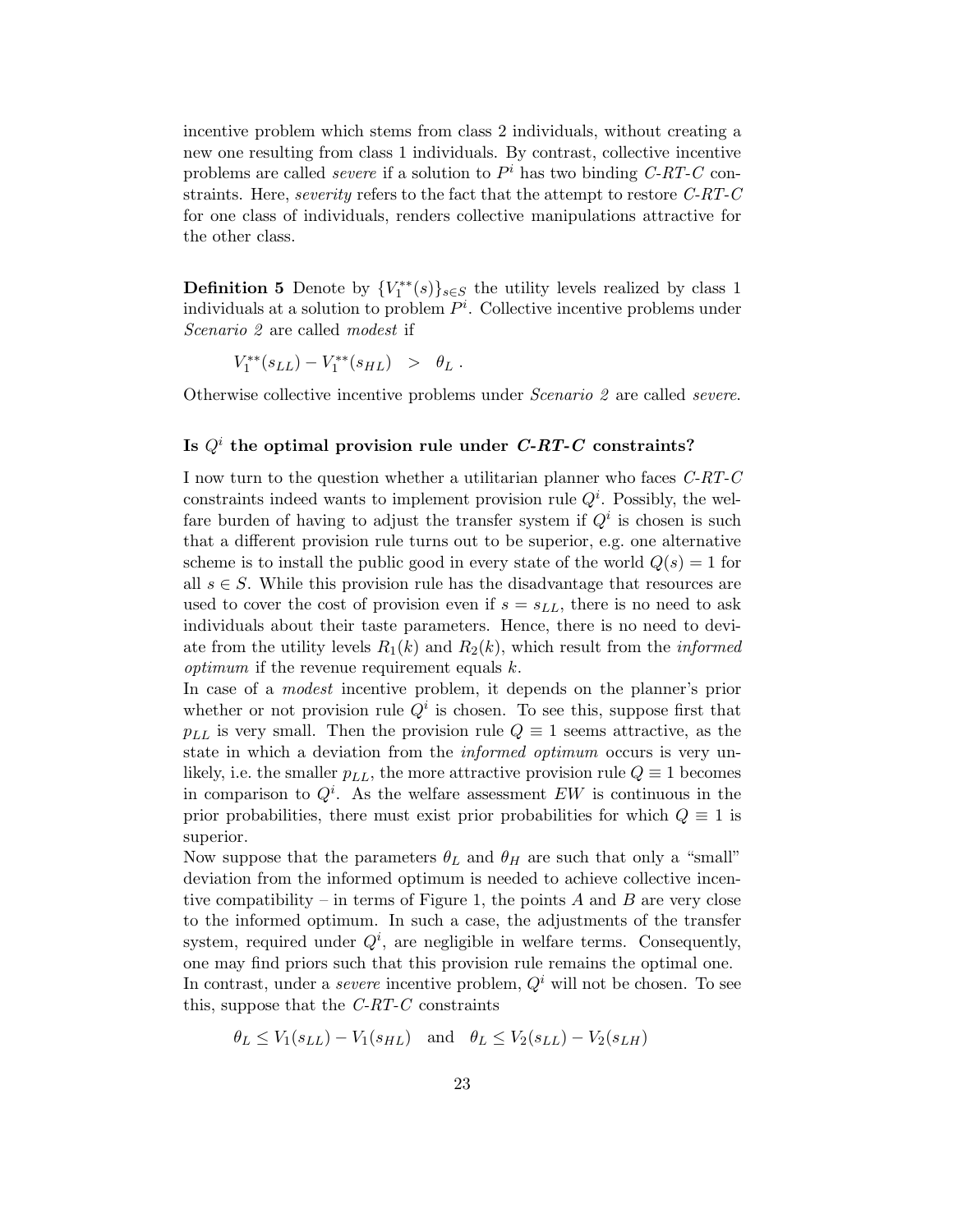incentive problem which stems from class 2 individuals, without creating a new one resulting from class 1 individuals. By contrast, collective incentive problems are called *severe* if a solution to $P^i$ has two binding *C-RT-C* constraints. Here, *severity* refers to the fact that the attempt to restore *C-RT-C* for one class of individuals, renders collective manipulations attractive for the other class.

**Definition 5** Denote by $\{V_1^{**}(s)\}_{s \in S}$ the utility levels realized by class 1 individuals at a solution to problem $P^i$. Collective incentive problems under *Scenario 2* are called *modest* if

$$V_1^{**}(s_{LL}) - V_1^{**}(s_{HL}) \quad > \quad \theta_L \; .$$

Otherwise collective incentive problems under *Scenario 2* are called *severe*.

### Is $Q^i$ the optimal provision rule under *C-RT-C* constraints?

I now turn to the question whether a utilitarian planner who faces *C-RT-C* constraints indeed wants to implement provision rule $Q^i$. Possibly, the welfare burden of having to adjust the transfer system if $Q^i$ is chosen is such that a different provision rule turns out to be superior, e.g. one alternative scheme is to install the public good in every state of the world $Q(s) = 1$ for all $s \in S$. While this provision rule has the disadvantage that resources are used to cover the cost of provision even if $s = s_{LL}$, there is no need to ask individuals about their taste parameters. Hence, there is no need to deviate from the utility levels $R_1(k)$ and $R_2(k)$, which result from the *informed optimum* if the revenue requirement equals $k$.
In case of a *modest* incentive problem, it depends on the planner's prior whether or not provision rule $Q^i$ is chosen. To see this, suppose first that $p_{LL}$ is very small. Then the provision rule $Q \equiv 1$ seems attractive, as the state in which a deviation from the *informed optimum* occurs is very unlikely, i.e. the smaller $p_{LL}$, the more attractive provision rule $Q \equiv 1$ becomes in comparison to $Q^i$. As the welfare assessment $EW$ is continuous in the prior probabilities, there must exist prior probabilities for which $Q \equiv 1$ is superior.
Now suppose that the parameters $\theta_L$ and $\theta_H$ are such that only a "small" deviation from the informed optimum is needed to achieve collective incentive compatibility – in terms of Figure 1, the points $A$ and $B$ are very close to the informed optimum. In such a case, the adjustments of the transfer system, required under $Q^i$, are negligible in welfare terms. Consequently, one may find priors such that this provision rule remains the optimal one.
In contrast, under a *severe* incentive problem, $Q^i$ will not be chosen. To see this, suppose that the *C-RT-C* constraints

$$\theta_L \leq V_1(s_{LL}) - V_1(s_{HL}) \quad \text{and} \quad \theta_L \leq V_2(s_{LL}) - V_2(s_{LH})$$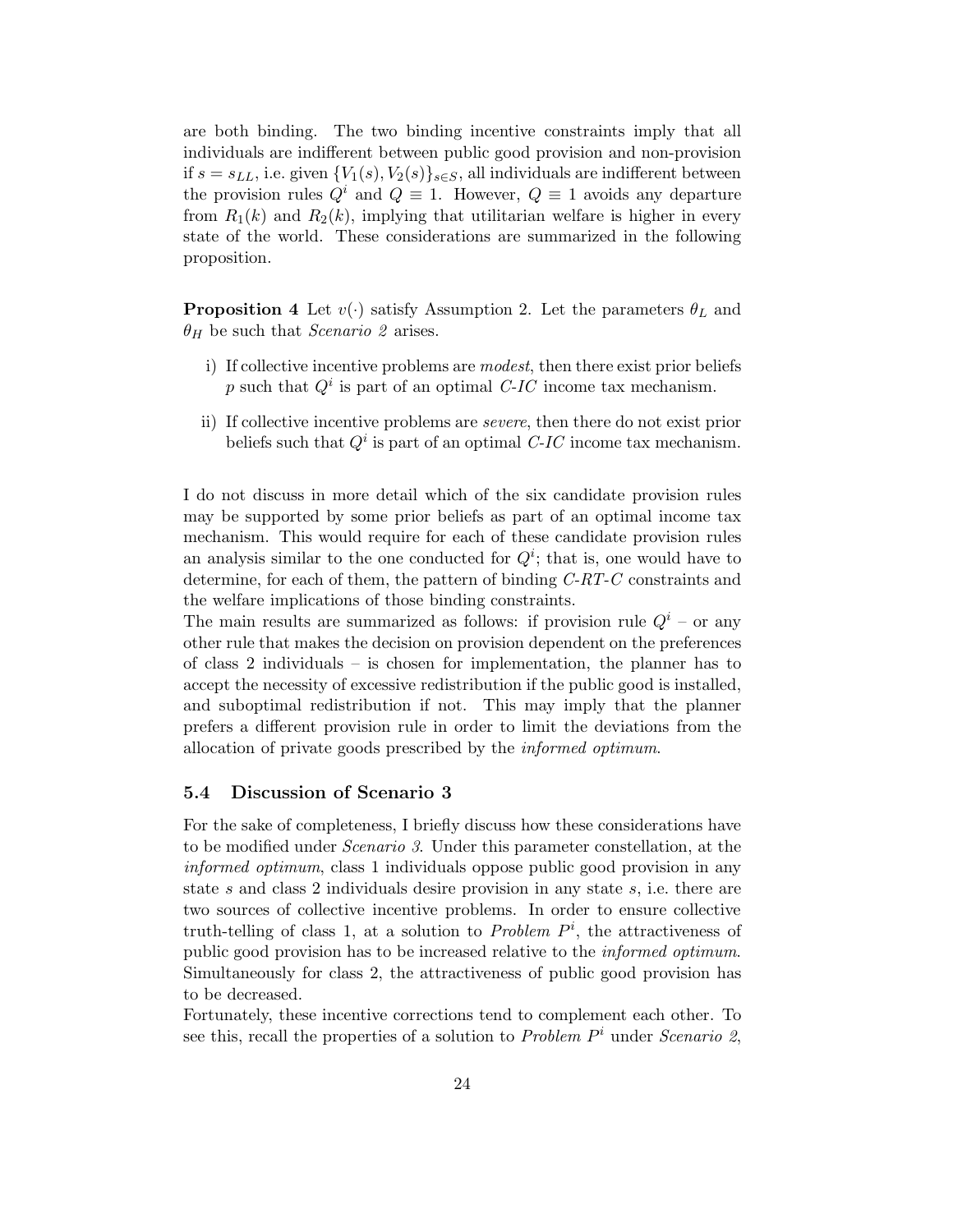are both binding. The two binding incentive constraints imply that all individuals are indifferent between public good provision and non-provision if $s = s_{LL}$, i.e. given $\{V_1(s), V_2(s)\}_{s \in S}$, all individuals are indifferent between the provision rules $Q^i$ and $Q \equiv 1$. However, $Q \equiv 1$ avoids any departure from $R_1(k)$ and $R_2(k)$, implying that utilitarian welfare is higher in every state of the world. These considerations are summarized in the following proposition.

**Proposition 4** Let $v(\cdot)$ satisfy Assumption 2. Let the parameters $\theta_L$ and $\theta_H$ be such that *Scenario 2* arises.

i) If collective incentive problems are *modest*, then there exist prior beliefs $p$ such that $Q^i$ is part of an optimal *C-IC* income tax mechanism.

ii) If collective incentive problems are *severe*, then there do not exist prior beliefs such that $Q^i$ is part of an optimal *C-IC* income tax mechanism.

I do not discuss in more detail which of the six candidate provision rules may be supported by some prior beliefs as part of an optimal income tax mechanism. This would require for each of these candidate provision rules an analysis similar to the one conducted for $Q^i$; that is, one would have to determine, for each of them, the pattern of binding *C-RT-C* constraints and the welfare implications of those binding constraints.

The main results are summarized as follows: if provision rule $Q^i$ – or any other rule that makes the decision on provision dependent on the preferences of class 2 individuals – is chosen for implementation, the planner has to accept the necessity of excessive redistribution if the public good is installed, and suboptimal redistribution if not. This may imply that the planner prefers a different provision rule in order to limit the deviations from the allocation of private goods prescribed by the *informed optimum*.

### 5.4 Discussion of Scenario 3

For the sake of completeness, I briefly discuss how these considerations have to be modified under *Scenario 3*. Under this parameter constellation, at the *informed optimum*, class 1 individuals oppose public good provision in any state $s$ and class 2 individuals desire provision in any state $s$, i.e. there are two sources of collective incentive problems. In order to ensure collective truth-telling of class 1, at a solution to *Problem $P^i$*, the attractiveness of public good provision has to be increased relative to the *informed optimum*. Simultaneously for class 2, the attractiveness of public good provision has to be decreased.

Fortunately, these incentive corrections tend to complement each other. To see this, recall the properties of a solution to *Problem $P^i$* under *Scenario 2*,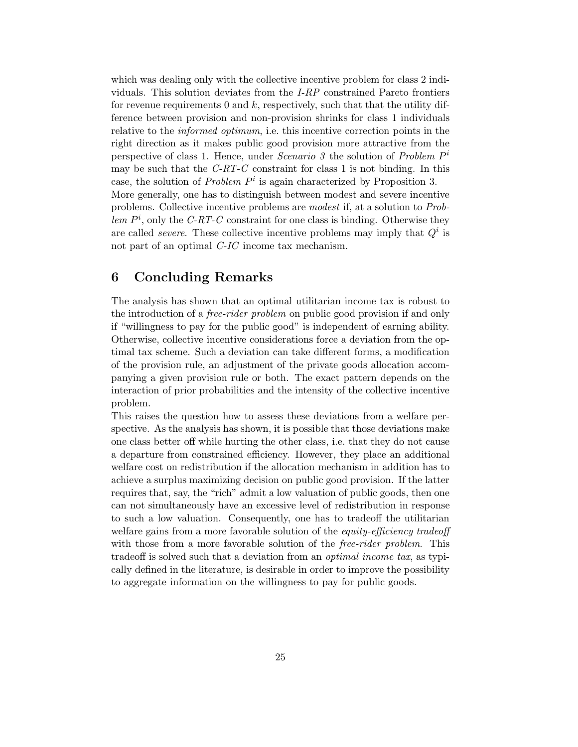which was dealing only with the collective incentive problem for class 2 individuals. This solution deviates from the *I-RP* constrained Pareto frontiers for revenue requirements 0 and $k$, respectively, such that that the utility difference between provision and non-provision shrinks for class 1 individuals relative to the *informed optimum*, i.e. this incentive correction points in the right direction as it makes public good provision more attractive from the perspective of class 1. Hence, under *Scenario 3* the solution of *Problem* $P^i$ may be such that the *C-RT-C* constraint for class 1 is not binding. In this case, the solution of *Problem* $P^i$ is again characterized by Proposition 3.
More generally, one has to distinguish between modest and severe incentive problems. Collective incentive problems are *modest* if, at a solution to *Problem* $P^i$, only the *C-RT-C* constraint for one class is binding. Otherwise they are called *severe*. These collective incentive problems may imply that $Q^i$ is not part of an optimal *C-IC* income tax mechanism.

## 6 Concluding Remarks

The analysis has shown that an optimal utilitarian income tax is robust to the introduction of a *free-rider problem* on public good provision if and only if "willingness to pay for the public good" is independent of earning ability. Otherwise, collective incentive considerations force a deviation from the optimal tax scheme. Such a deviation can take different forms, a modification of the provision rule, an adjustment of the private goods allocation accompanying a given provision rule or both. The exact pattern depends on the interaction of prior probabilities and the intensity of the collective incentive problem.
This raises the question how to assess these deviations from a welfare perspective. As the analysis has shown, it is possible that those deviations make one class better off while hurting the other class, i.e. that they do not cause a departure from constrained efficiency. However, they place an additional welfare cost on redistribution if the allocation mechanism in addition has to achieve a surplus maximizing decision on public good provision. If the latter requires that, say, the "rich" admit a low valuation of public goods, then one can not simultaneously have an excessive level of redistribution in response to such a low valuation. Consequently, one has to tradeoff the utilitarian welfare gains from a more favorable solution of the *equity-efficiency tradeoff* with those from a more favorable solution of the *free-rider problem*. This tradeoff is solved such that a deviation from an *optimal income tax*, as typically defined in the literature, is desirable in order to improve the possibility to aggregate information on the willingness to pay for public goods.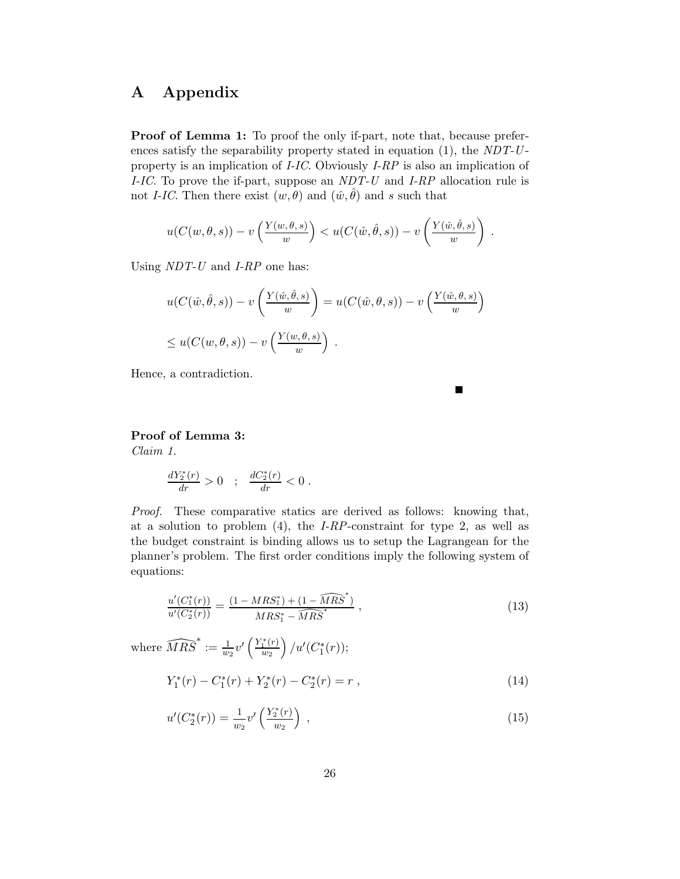# A Appendix

**Proof of Lemma 1:** To proof the only if-part, note that, because preferences satisfy the separability property stated in equation (1), the *NDT-U*-property is an implication of *I-IC*. Obviously *I-RP* is also an implication of *I-IC*. To prove the if-part, suppose an *NDT-U* and *I-RP* allocation rule is not *I-IC*. Then there exist $(w, \theta)$ and $(\hat{w}, \hat{\theta})$ and $s$ such that

$$u(C(w,\theta,s)) - v\left(\tfrac{Y(w,\theta,s)}{w}\right) < u(C(\hat{w},\hat{\theta},s)) - v\left(\tfrac{Y(\hat{w},\hat{\theta},s)}{w}\right) .$$

Using *NDT-U* and *I-RP* one has:

$$u(C(\hat{w},\hat{\theta},s)) - v\left(\tfrac{Y(\hat{w},\hat{\theta},s)}{w}\right) = u(C(\hat{w},\theta,s)) - v\left(\tfrac{Y(\hat{w},\theta,s)}{w}\right)$$

$$\leq u(C(w,\theta,s)) - v\left(\tfrac{Y(w,\theta,s)}{w}\right) .$$

Hence, a contradiction.

∎

**Proof of Lemma 3:**

*Claim 1.*

$$\tfrac{dY_2^*(r)}{dr} > 0 \quad ; \quad \tfrac{dC_2^*(r)}{dr} < 0 \, .$$

*Proof.* These comparative statics are derived as follows: knowing that, at a solution to problem (4), the *I-RP*-constraint for type 2, as well as the budget constraint is binding allows us to setup the Lagrangean for the planner's problem. The first order conditions imply the following system of equations:

$$\frac{u'(C_1^*(r))}{u'(C_2^*(r))} = \frac{(1 - MRS_1^*) + (1 - \widehat{MRS}^*)}{MRS_1^* - \widehat{MRS}^*} \, , \tag{13}$$

where $\widehat{MRS}^* := \frac{1}{w_2} v'\left(\frac{Y_1^*(r)}{w_2}\right) / u'(C_1^*(r))$;

$$Y_1^*(r) - C_1^*(r) + Y_2^*(r) - C_2^*(r) = r \, , \tag{14}$$

$$u'(C_2^*(r)) = \frac{1}{w_2} v'\left(\frac{Y_2^*(r)}{w_2}\right) \, , \tag{15}$$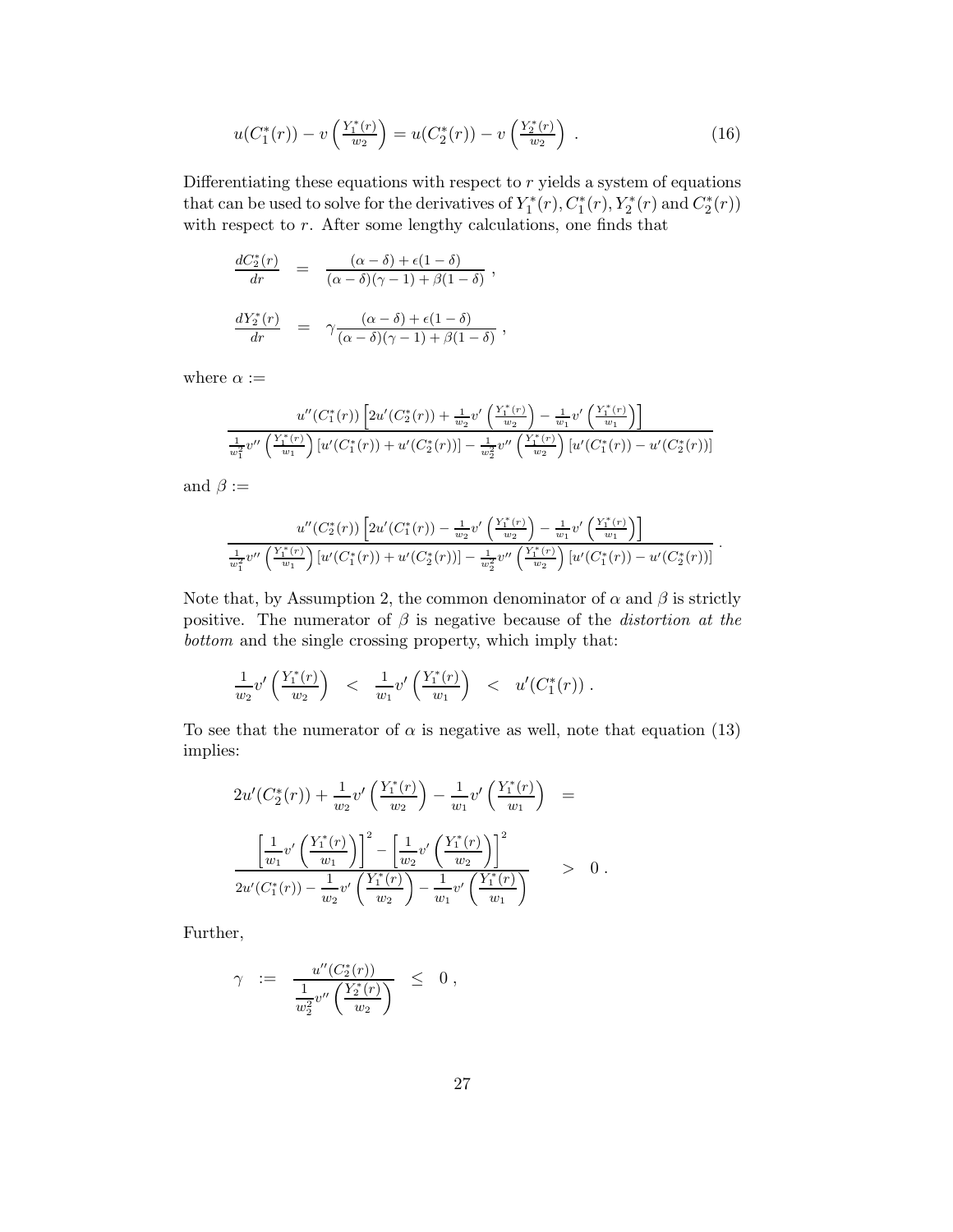$$u(C_1^*(r)) - v\left(\frac{Y_1^*(r)}{w_2}\right) = u(C_2^*(r)) - v\left(\frac{Y_2^*(r)}{w_2}\right) . \tag{16}$$

Differentiating these equations with respect to $r$ yields a system of equations that can be used to solve for the derivatives of $Y_1^*(r), C_1^*(r), Y_2^*(r)$ and $C_2^*(r)$) with respect to $r$. After some lengthy calculations, one finds that

$$\frac{dC_2^*(r)}{dr} = \frac{(\alpha-\delta)+\epsilon(1-\delta)}{(\alpha-\delta)(\gamma-1)+\beta(1-\delta)} ,$$

$$\frac{dY_2^*(r)}{dr} = \gamma\frac{(\alpha-\delta)+\epsilon(1-\delta)}{(\alpha-\delta)(\gamma-1)+\beta(1-\delta)} ,$$

where $\alpha :=$

$$\frac{u''(C_1^*(r))\left[2u'(C_2^*(r))+\frac{1}{w_2}v'\left(\frac{Y_1^*(r)}{w_2}\right)-\frac{1}{w_1}v'\left(\frac{Y_1^*(r)}{w_1}\right)\right]}{\frac{1}{w_1^2}v''\left(\frac{Y_1^*(r)}{w_1}\right)\left[u'(C_1^*(r))+u'(C_2^*(r))\right]-\frac{1}{w_2^2}v''\left(\frac{Y_1^*(r)}{w_2}\right)\left[u'(C_1^*(r))-u'(C_2^*(r))\right]}$$

and $\beta :=$

$$\frac{u''(C_2^*(r))\left[2u'(C_1^*(r))-\frac{1}{w_2}v'\left(\frac{Y_1^*(r)}{w_2}\right)-\frac{1}{w_1}v'\left(\frac{Y_1^*(r)}{w_1}\right)\right]}{\frac{1}{w_1^2}v''\left(\frac{Y_1^*(r)}{w_1}\right)\left[u'(C_1^*(r))+u'(C_2^*(r))\right]-\frac{1}{w_2^2}v''\left(\frac{Y_1^*(r)}{w_2}\right)\left[u'(C_1^*(r))-u'(C_2^*(r))\right]} .$$

Note that, by Assumption 2, the common denominator of $\alpha$ and $\beta$ is strictly positive. The numerator of $\beta$ is negative because of the *distortion at the bottom* and the single crossing property, which imply that:

$$\frac{1}{w_2}v'\left(\frac{Y_1^*(r)}{w_2}\right) \quad < \quad \frac{1}{w_1}v'\left(\frac{Y_1^*(r)}{w_1}\right) \quad < \quad u'(C_1^*(r)) .$$

To see that the numerator of $\alpha$ is negative as well, note that equation (13) implies:

$$2u'(C_2^*(r))+\frac{1}{w_2}v'\left(\frac{Y_1^*(r)}{w_2}\right)-\frac{1}{w_1}v'\left(\frac{Y_1^*(r)}{w_1}\right) \quad =$$

$$\frac{\left[\frac{1}{w_1}v'\left(\frac{Y_1^*(r)}{w_1}\right)\right]^2-\left[\frac{1}{w_2}v'\left(\frac{Y_1^*(r)}{w_2}\right)\right]^2}{2u'(C_1^*(r))-\frac{1}{w_2}v'\left(\frac{Y_1^*(r)}{w_2}\right)-\frac{1}{w_1}v'\left(\frac{Y_1^*(r)}{w_1}\right)} \quad > \quad 0 .$$

Further,

$$\gamma \quad := \quad \frac{u''(C_2^*(r))}{\frac{1}{w_2^2}v''\left(\frac{Y_2^*(r)}{w_2}\right)} \quad \leq \quad 0 ,$$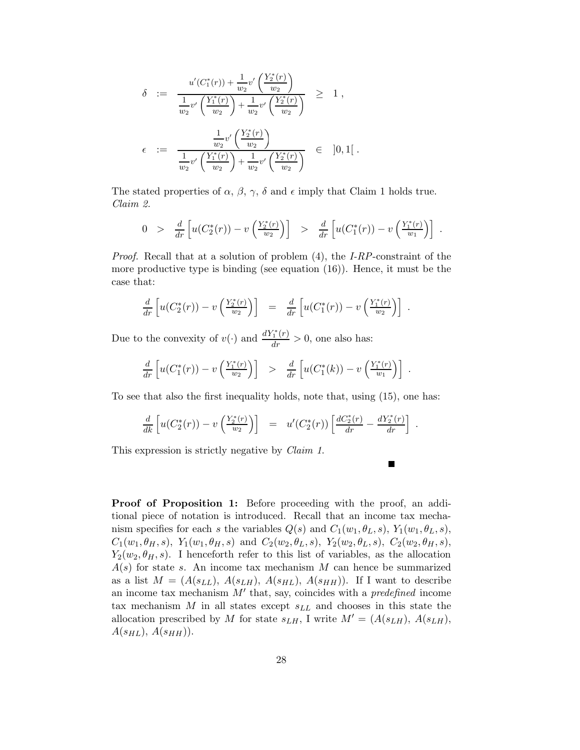$$\delta \ := \ \frac{u'(C_1^*(r)) + \frac{1}{w_2} v'\left(\frac{Y_2^*(r)}{w_2}\right)}{\frac{1}{w_2} v'\left(\frac{Y_1^*(r)}{w_2}\right) + \frac{1}{w_2} v'\left(\frac{Y_2^*(r)}{w_2}\right)} \ \geq \ 1 \ ,$$

$$\epsilon \ := \ \frac{\frac{1}{w_2} v'\left(\frac{Y_2^*(r)}{w_2}\right)}{\frac{1}{w_2} v'\left(\frac{Y_1^*(r)}{w_2}\right) + \frac{1}{w_2} v'\left(\frac{Y_2^*(r)}{w_2}\right)} \ \in \ ]0,1[ \ .$$

The stated properties of $\alpha$, $\beta$, $\gamma$, $\delta$ and $\epsilon$ imply that Claim 1 holds true.
*Claim 2.*

$$0 \ > \ \frac{d}{dr}\left[u(C_2^*(r)) - v\left(\frac{Y_2^*(r)}{w_2}\right)\right] \ > \ \frac{d}{dr}\left[u(C_1^*(r)) - v\left(\frac{Y_1^*(r)}{w_1}\right)\right] \ .$$

*Proof.* Recall that at a solution of problem (4), the *I-RP*-constraint of the more productive type is binding (see equation (16)). Hence, it must be the case that:

$$\frac{d}{dr}\left[u(C_2^*(r)) - v\left(\frac{Y_2^*(r)}{w_2}\right)\right] \ = \ \frac{d}{dr}\left[u(C_1^*(r)) - v\left(\frac{Y_1^*(r)}{w_2}\right)\right] \ .$$

Due to the convexity of $v(\cdot)$ and $\frac{dY_1^*(r)}{dr} > 0$, one also has:

$$\frac{d}{dr}\left[u(C_1^*(r)) - v\left(\frac{Y_1^*(r)}{w_2}\right)\right] \ > \ \frac{d}{dr}\left[u(C_1^*(k)) - v\left(\frac{Y_1^*(r)}{w_1}\right)\right] \ .$$

To see that also the first inequality holds, note that, using (15), one has:

$$\frac{d}{dk}\left[u(C_2^*(r)) - v\left(\frac{Y_2^*(r)}{w_2}\right)\right] \ = \ u'(C_2^*(r))\left[\frac{dC_2^*(r)}{dr} - \frac{dY_2^*(r)}{dr}\right] \ .$$

This expression is strictly negative by *Claim 1.*

■

**Proof of Proposition 1:** Before proceeding with the proof, an additional piece of notation is introduced. Recall that an income tax mechanism specifies for each $s$ the variables $Q(s)$ and $C_1(w_1, \theta_L, s)$, $Y_1(w_1, \theta_L, s)$, $C_1(w_1, \theta_H, s)$, $Y_1(w_1, \theta_H, s)$ and $C_2(w_2, \theta_L, s)$, $Y_2(w_2, \theta_L, s)$, $C_2(w_2, \theta_H, s)$, $Y_2(w_2, \theta_H, s)$. I henceforth refer to this list of variables, as the allocation $A(s)$ for state $s$. An income tax mechanism $M$ can hence be summarized as a list $M = (A(s_{LL}),\ A(s_{LH}),\ A(s_{HL}),\ A(s_{HH}))$. If I want to describe an income tax mechanism $M'$ that, say, coincides with a *predefined* income tax mechanism $M$ in all states except $s_{LL}$ and chooses in this state the allocation prescribed by $M$ for state $s_{LH}$, I write $M' = (A(s_{LH}),\ A(s_{LH}),\ A(s_{HL}),\ A(s_{HH}))$.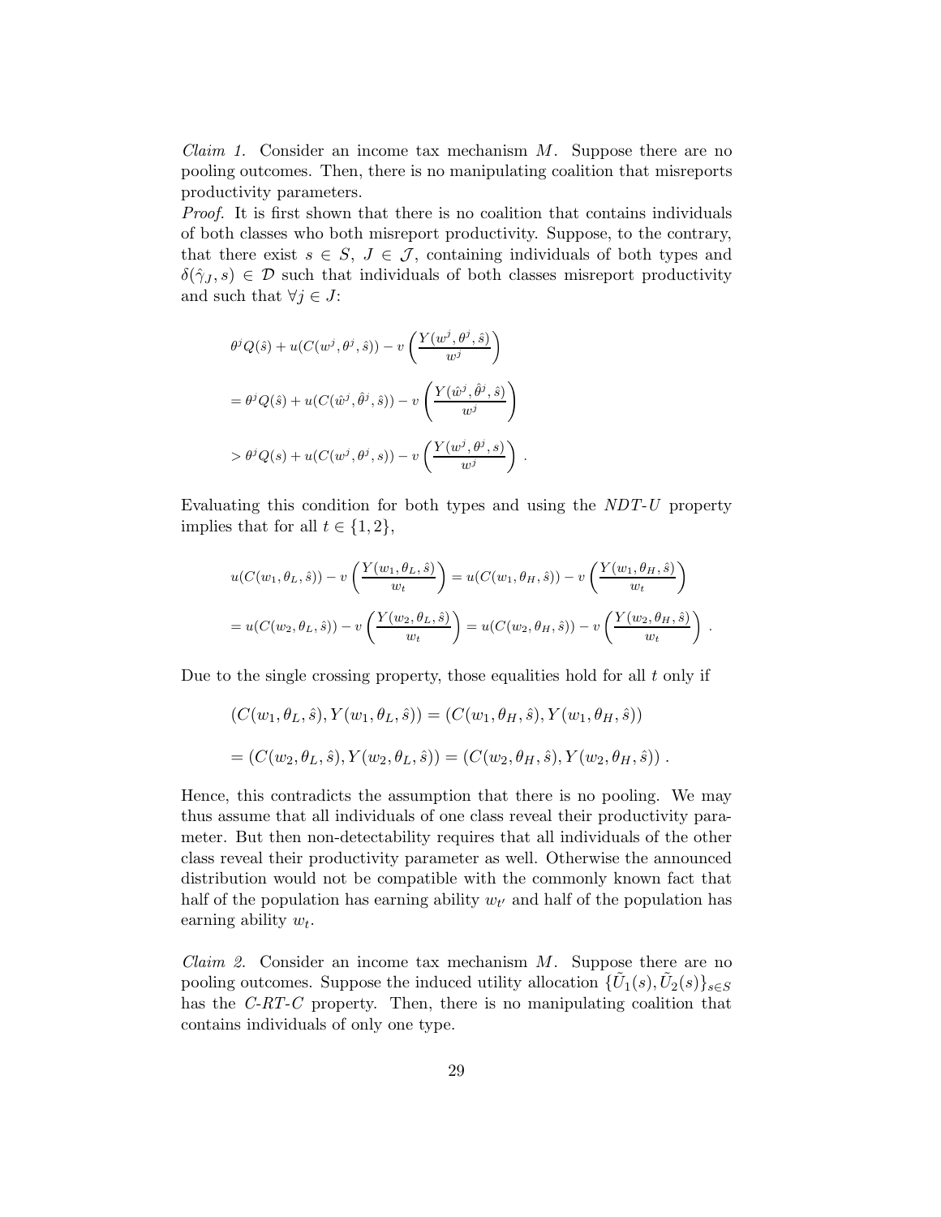*Claim 1.* Consider an income tax mechanism $M$. Suppose there are no pooling outcomes. Then, there is no manipulating coalition that misreports productivity parameters.

*Proof.* It is first shown that there is no coalition that contains individuals of both classes who both misreport productivity. Suppose, to the contrary, that there exist $s \in S$, $J \in \mathcal{J}$, containing individuals of both types and $\delta(\hat{\gamma}_J, s) \in \mathcal{D}$ such that individuals of both classes misreport productivity and such that $\forall j \in J$:

$$\theta^j Q(\hat{s}) + u(C(w^j, \theta^j, \hat{s})) - v\left(\frac{Y(w^j, \theta^j, \hat{s})}{w^j}\right)$$

$$= \theta^j Q(\hat{s}) + u(C(\hat{w}^j, \hat{\theta}^j, \hat{s})) - v\left(\frac{Y(\hat{w}^j, \hat{\theta}^j, \hat{s})}{w^j}\right)$$

$$> \theta^j Q(s) + u(C(w^j, \theta^j, s)) - v\left(\frac{Y(w^j, \theta^j, s)}{w^j}\right) .$$

Evaluating this condition for both types and using the *NDT-U* property implies that for all $t \in \{1, 2\}$,

$$u(C(w_1, \theta_L, \hat{s})) - v\left(\frac{Y(w_1, \theta_L, \hat{s})}{w_t}\right) = u(C(w_1, \theta_H, \hat{s})) - v\left(\frac{Y(w_1, \theta_H, \hat{s})}{w_t}\right)$$

$$= u(C(w_2, \theta_L, \hat{s})) - v\left(\frac{Y(w_2, \theta_L, \hat{s})}{w_t}\right) = u(C(w_2, \theta_H, \hat{s})) - v\left(\frac{Y(w_2, \theta_H, \hat{s})}{w_t}\right) .$$

Due to the single crossing property, those equalities hold for all $t$ only if

$$(C(w_1, \theta_L, \hat{s}), Y(w_1, \theta_L, \hat{s})) = (C(w_1, \theta_H, \hat{s}), Y(w_1, \theta_H, \hat{s}))$$

$$= (C(w_2, \theta_L, \hat{s}), Y(w_2, \theta_L, \hat{s})) = (C(w_2, \theta_H, \hat{s}), Y(w_2, \theta_H, \hat{s})) .$$

Hence, this contradicts the assumption that there is no pooling. We may thus assume that all individuals of one class reveal their productivity parameter. But then non-detectability requires that all individuals of the other class reveal their productivity parameter as well. Otherwise the announced distribution would not be compatible with the commonly known fact that half of the population has earning ability $w_{t'}$ and half of the population has earning ability $w_t$.

*Claim 2.* Consider an income tax mechanism $M$. Suppose there are no pooling outcomes. Suppose the induced utility allocation $\{\tilde{U}_1(s), \tilde{U}_2(s)\}_{s \in S}$ has the *C-RT-C* property. Then, there is no manipulating coalition that contains individuals of only one type.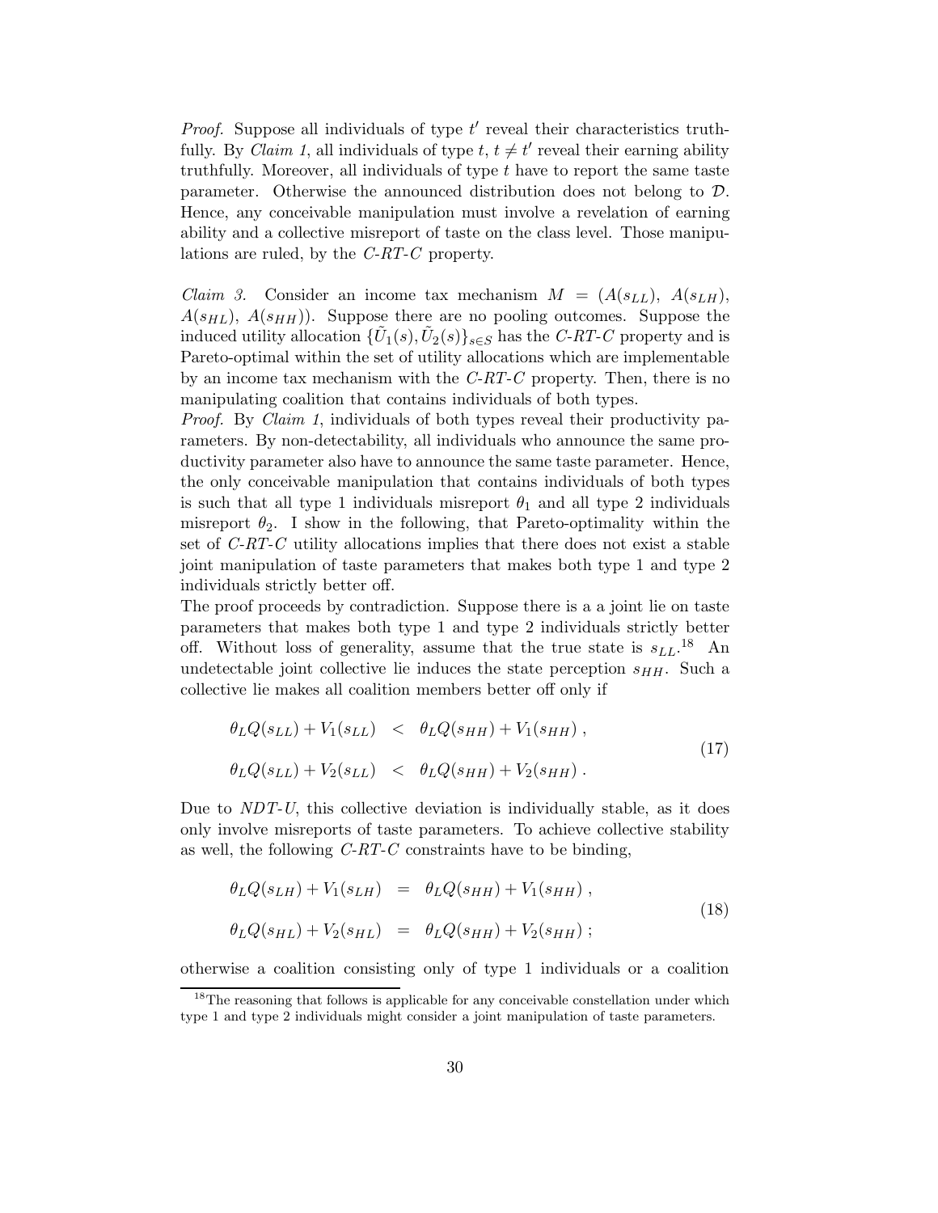*Proof.* Suppose all individuals of type $t'$ reveal their characteristics truthfully. By *Claim 1*, all individuals of type $t$, $t \neq t'$ reveal their earning ability truthfully. Moreover, all individuals of type $t$ have to report the same taste parameter. Otherwise the announced distribution does not belong to $\mathcal{D}$. Hence, any conceivable manipulation must involve a revelation of earning ability and a collective misreport of taste on the class level. Those manipulations are ruled, by the *C-RT-C* property.

*Claim 3.* Consider an income tax mechanism $M = (A(s_{LL}),\ A(s_{LH}),\ A(s_{HL}),\ A(s_{HH}))$. Suppose there are no pooling outcomes. Suppose the induced utility allocation $\{\tilde{U}_1(s), \tilde{U}_2(s)\}_{s \in S}$ has the *C-RT-C* property and is Pareto-optimal within the set of utility allocations which are implementable by an income tax mechanism with the *C-RT-C* property. Then, there is no manipulating coalition that contains individuals of both types.

*Proof.* By *Claim 1*, individuals of both types reveal their productivity parameters. By non-detectability, all individuals who announce the same productivity parameter also have to announce the same taste parameter. Hence, the only conceivable manipulation that contains individuals of both types is such that all type 1 individuals misreport $\theta_1$ and all type 2 individuals misreport $\theta_2$. I show in the following, that Pareto-optimality within the set of *C-RT-C* utility allocations implies that there does not exist a stable joint manipulation of taste parameters that makes both type 1 and type 2 individuals strictly better off.

The proof proceeds by contradiction. Suppose there is a a joint lie on taste parameters that makes both type 1 and type 2 individuals strictly better off. Without loss of generality, assume that the true state is $s_{LL}$.[18] An undetectable joint collective lie induces the state perception $s_{HH}$. Such a collective lie makes all coalition members better off only if

$$
\begin{aligned}
\theta_L Q(s_{LL}) + V_1(s_{LL}) &< \theta_L Q(s_{HH}) + V_1(s_{HH}) \,, \\
\theta_L Q(s_{LL}) + V_2(s_{LL}) &< \theta_L Q(s_{HH}) + V_2(s_{HH}) \,.
\end{aligned}
\tag{17}
$$

Due to *NDT-U*, this collective deviation is individually stable, as it does only involve misreports of taste parameters. To achieve collective stability as well, the following *C-RT-C* constraints have to be binding,

$$
\begin{aligned}
\theta_L Q(s_{LH}) + V_1(s_{LH}) &= \theta_L Q(s_{HH}) + V_1(s_{HH}) \,, \\
\theta_L Q(s_{HL}) + V_2(s_{HL}) &= \theta_L Q(s_{HH}) + V_2(s_{HH}) \,;
\end{aligned}
\tag{18}
$$

otherwise a coalition consisting only of type 1 individuals or a coalition

[18] The reasoning that follows is applicable for any conceivable constellation under which type 1 and type 2 individuals might consider a joint manipulation of taste parameters.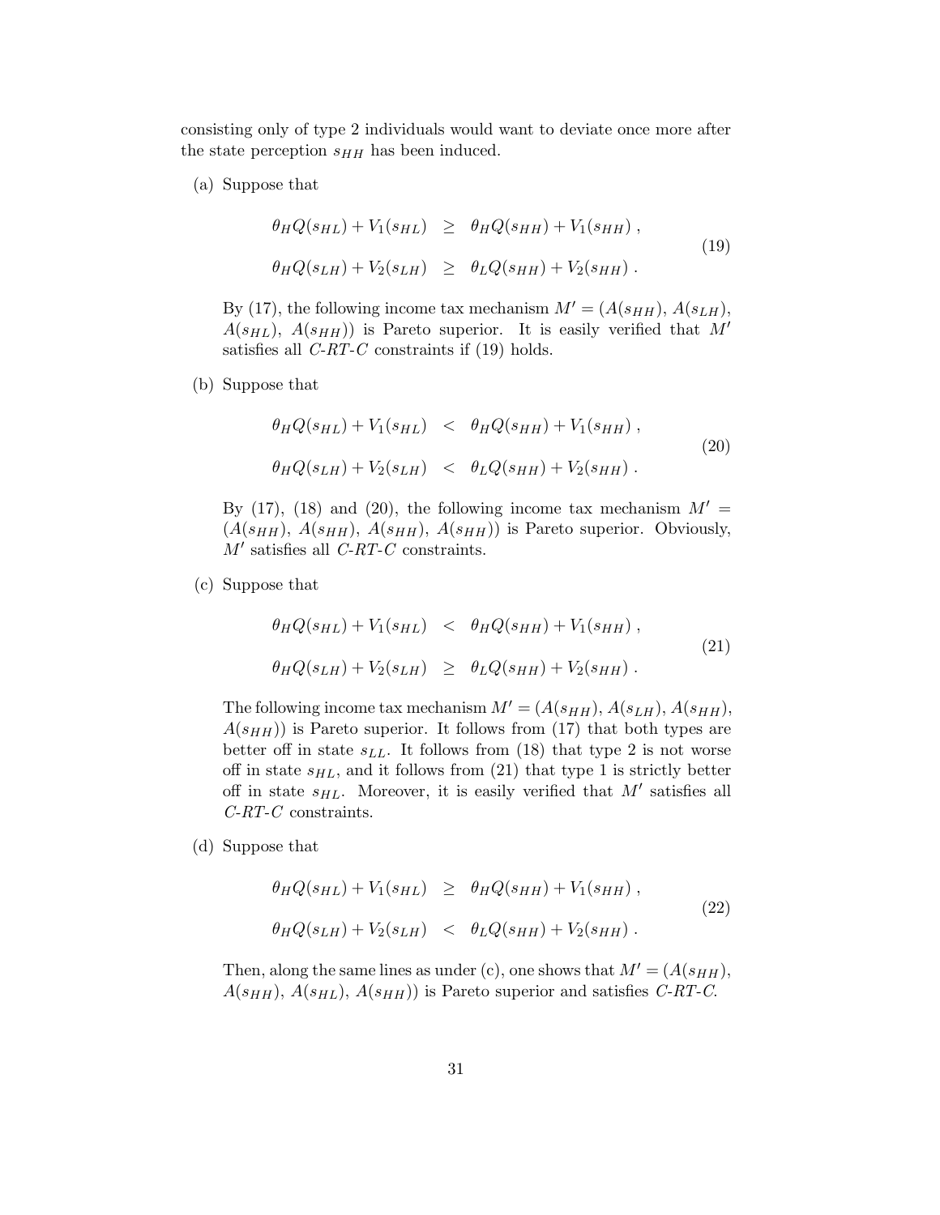consisting only of type 2 individuals would want to deviate once more after the state perception $s_{HH}$ has been induced.

(a) Suppose that

$$
\begin{aligned}
\theta_H Q(s_{HL}) + V_1(s_{HL}) &\geq \theta_H Q(s_{HH}) + V_1(s_{HH}) \,, \\
\theta_H Q(s_{LH}) + V_2(s_{LH}) &\geq \theta_L Q(s_{HH}) + V_2(s_{HH}) \,.
\end{aligned}
\tag{19}
$$

By (17), the following income tax mechanism $M' = (A(s_{HH}), A(s_{LH}), A(s_{HL}), A(s_{HH}))$ is Pareto superior. It is easily verified that $M'$ satisfies all *C-RT-C* constraints if (19) holds.

(b) Suppose that

$$
\begin{aligned}
\theta_H Q(s_{HL}) + V_1(s_{HL}) &< \theta_H Q(s_{HH}) + V_1(s_{HH}) \,, \\
\theta_H Q(s_{LH}) + V_2(s_{LH}) &< \theta_L Q(s_{HH}) + V_2(s_{HH}) \,.
\end{aligned}
\tag{20}
$$

By (17), (18) and (20), the following income tax mechanism $M' = (A(s_{HH}), A(s_{HH}), A(s_{HH}), A(s_{HH}))$ is Pareto superior. Obviously, $M'$ satisfies all *C-RT-C* constraints.

(c) Suppose that

$$
\begin{aligned}
\theta_H Q(s_{HL}) + V_1(s_{HL}) &< \theta_H Q(s_{HH}) + V_1(s_{HH}) \,, \\
\theta_H Q(s_{LH}) + V_2(s_{LH}) &\geq \theta_L Q(s_{HH}) + V_2(s_{HH}) \,.
\end{aligned}
\tag{21}
$$

The following income tax mechanism $M' = (A(s_{HH}), A(s_{LH}), A(s_{HH}), A(s_{HH}))$ is Pareto superior. It follows from (17) that both types are better off in state $s_{LL}$. It follows from (18) that type 2 is not worse off in state $s_{HL}$, and it follows from (21) that type 1 is strictly better off in state $s_{HL}$. Moreover, it is easily verified that $M'$ satisfies all *C-RT-C* constraints.

(d) Suppose that

$$
\begin{aligned}
\theta_H Q(s_{HL}) + V_1(s_{HL}) &\geq \theta_H Q(s_{HH}) + V_1(s_{HH}) \,, \\
\theta_H Q(s_{LH}) + V_2(s_{LH}) &< \theta_L Q(s_{HH}) + V_2(s_{HH}) \,.
\end{aligned}
\tag{22}
$$

Then, along the same lines as under (c), one shows that $M' = (A(s_{HH}), A(s_{HH}), A(s_{HL}), A(s_{HH}))$ is Pareto superior and satisfies *C-RT-C*.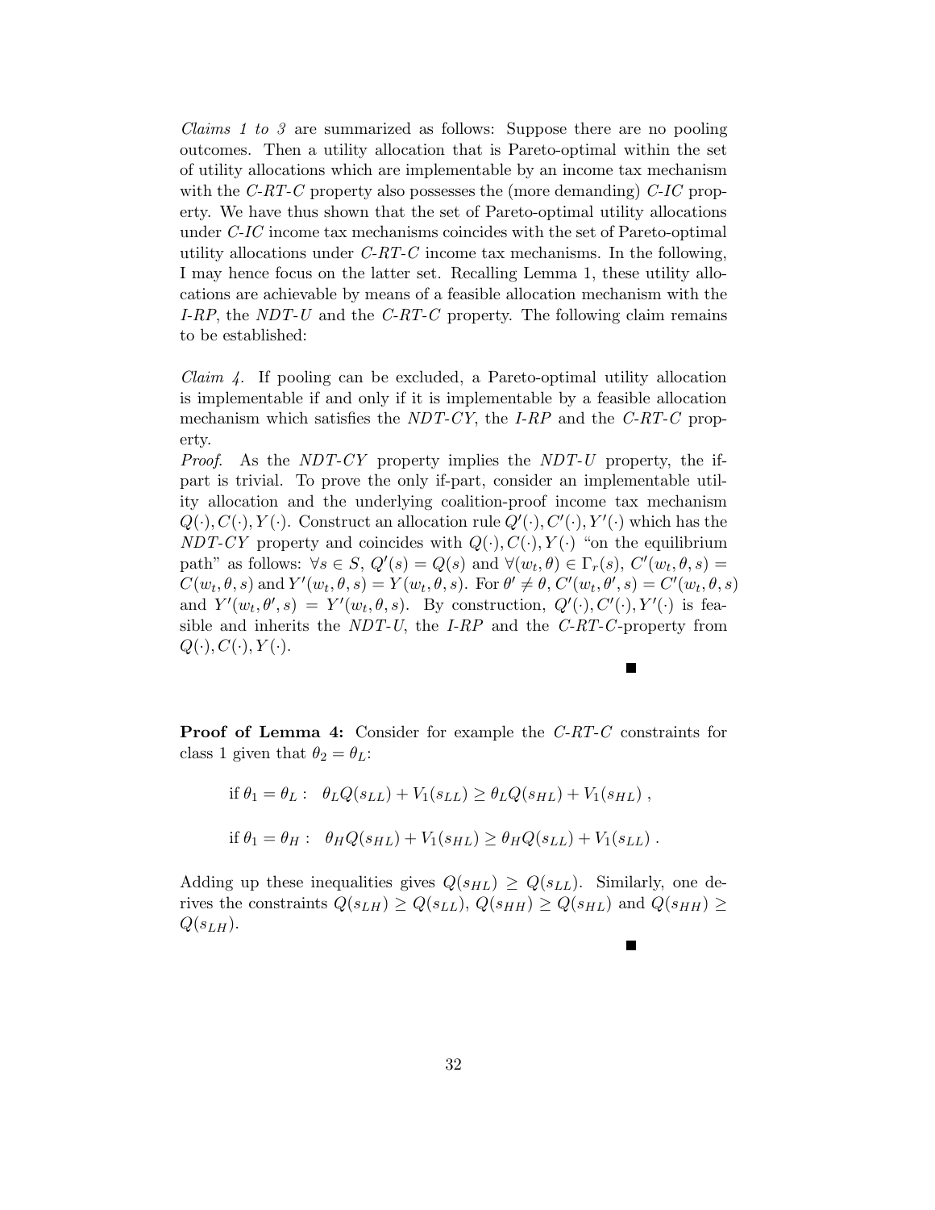*Claims 1 to 3* are summarized as follows: Suppose there are no pooling outcomes. Then a utility allocation that is Pareto-optimal within the set of utility allocations which are implementable by an income tax mechanism with the *C-RT-C* property also possesses the (more demanding) *C-IC* property. We have thus shown that the set of Pareto-optimal utility allocations under *C-IC* income tax mechanisms coincides with the set of Pareto-optimal utility allocations under *C-RT-C* income tax mechanisms. In the following, I may hence focus on the latter set. Recalling Lemma 1, these utility allocations are achievable by means of a feasible allocation mechanism with the *I-RP*, the *NDT-U* and the *C-RT-C* property. The following claim remains to be established:

*Claim 4.* If pooling can be excluded, a Pareto-optimal utility allocation is implementable if and only if it is implementable by a feasible allocation mechanism which satisfies the *NDT-CY*, the *I-RP* and the *C-RT-C* property.

*Proof.* As the *NDT-CY* property implies the *NDT-U* property, the if-part is trivial. To prove the only if-part, consider an implementable utility allocation and the underlying coalition-proof income tax mechanism $Q(\cdot), C(\cdot), Y(\cdot)$. Construct an allocation rule $Q'(\cdot), C'(\cdot), Y'(\cdot)$ which has the *NDT-CY* property and coincides with $Q(\cdot), C(\cdot), Y(\cdot)$ "on the equilibrium path" as follows: $\forall s \in S$, $Q'(s) = Q(s)$ and $\forall (w_t, \theta) \in \Gamma_r(s)$, $C'(w_t, \theta, s) = C(w_t, \theta, s)$ and $Y'(w_t, \theta, s) = Y(w_t, \theta, s)$. For $\theta' \neq \theta$, $C'(w_t, \theta', s) = C'(w_t, \theta, s)$ and $Y'(w_t, \theta', s) = Y'(w_t, \theta, s)$. By construction, $Q'(\cdot), C'(\cdot), Y'(\cdot)$ is feasible and inherits the *NDT-U*, the *I-RP* and the *C-RT-C*-property from $Q(\cdot), C(\cdot), Y(\cdot)$.

■

**Proof of Lemma 4:** Consider for example the *C-RT-C* constraints for class 1 given that $\theta_2 = \theta_L$:

$$\text{if } \theta_1 = \theta_L : \quad \theta_L Q(s_{LL}) + V_1(s_{LL}) \geq \theta_L Q(s_{HL}) + V_1(s_{HL}) \,,$$

$$\text{if } \theta_1 = \theta_H : \quad \theta_H Q(s_{HL}) + V_1(s_{HL}) \geq \theta_H Q(s_{LL}) + V_1(s_{LL}) \,.$$

Adding up these inequalities gives $Q(s_{HL}) \geq Q(s_{LL})$. Similarly, one derives the constraints $Q(s_{LH}) \geq Q(s_{LL})$, $Q(s_{HH}) \geq Q(s_{HL})$ and $Q(s_{HH}) \geq Q(s_{LH})$.

■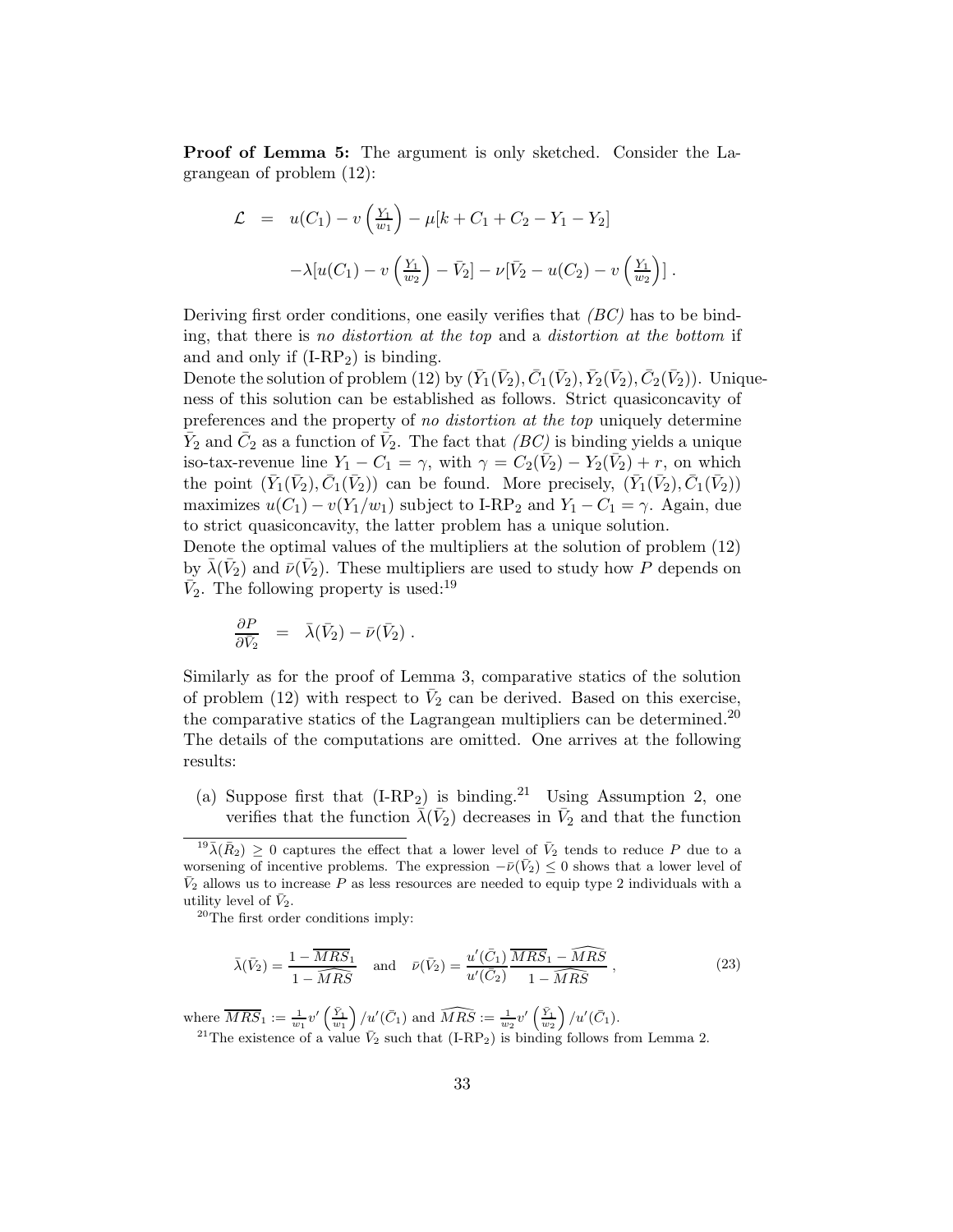**Proof of Lemma 5:** The argument is only sketched. Consider the Lagrangean of problem (12):

$$\mathcal{L} = u(C_1) - v\left(\frac{Y_1}{w_1}\right) - \mu[k + C_1 + C_2 - Y_1 - Y_2]$$

$$-\lambda[u(C_1) - v\left(\frac{Y_1}{w_2}\right) - \bar{V}_2] - \nu[\bar{V}_2 - u(C_2) - v\left(\frac{Y_1}{w_2}\right)] \,.$$

Deriving first order conditions, one easily verifies that *(BC)* has to be binding, that there is *no distortion at the top* and a *distortion at the bottom* if and and only if (I-RP$_2$) is binding.

Denote the solution of problem (12) by $(\bar{Y}_1(\bar{V}_2), \bar{C}_1(\bar{V}_2), \bar{Y}_2(\bar{V}_2), \bar{C}_2(\bar{V}_2))$. Uniqueness of this solution can be established as follows. Strict quasiconcavity of preferences and the property of *no distortion at the top* uniquely determine $\bar{Y}_2$ and $\bar{C}_2$ as a function of $\bar{V}_2$. The fact that *(BC)* is binding yields a unique iso-tax-revenue line $Y_1 - C_1 = \gamma$, with $\gamma = C_2(\bar{V}_2) - Y_2(\bar{V}_2) + r$, on which the point $(\bar{Y}_1(\bar{V}_2), \bar{C}_1(\bar{V}_2))$ can be found. More precisely, $(\bar{Y}_1(\bar{V}_2), \bar{C}_1(\bar{V}_2))$ maximizes $u(C_1) - v(Y_1/w_1)$ subject to I-RP$_2$ and $Y_1 - C_1 = \gamma$. Again, due to strict quasiconcavity, the latter problem has a unique solution.

Denote the optimal values of the multipliers at the solution of problem (12) by $\bar{\lambda}(\bar{V}_2)$ and $\bar{\nu}(\bar{V}_2)$. These multipliers are used to study how $P$ depends on $\bar{V}_2$. The following property is used:[19]

$$\frac{\partial P}{\partial \bar{V}_2} = \bar{\lambda}(\bar{V}_2) - \bar{\nu}(\bar{V}_2) \,.$$

Similarly as for the proof of Lemma 3, comparative statics of the solution of problem (12) with respect to $\bar{V}_2$ can be derived. Based on this exercise, the comparative statics of the Lagrangean multipliers can be determined.[20] The details of the computations are omitted. One arrives at the following results:

(a) Suppose first that (I-RP$_2$) is binding.[21] Using Assumption 2, one verifies that the function $\bar{\lambda}(\bar{V}_2)$ decreases in $\bar{V}_2$ and that the function

---

[19] $\bar{\lambda}(\bar{R}_2) \geq 0$ captures the effect that a lower level of $\bar{V}_2$ tends to reduce $P$ due to a worsening of incentive problems. The expression $-\bar{\nu}(\bar{V}_2) \leq 0$ shows that a lower level of $\bar{V}_2$ allows us to increase $P$ as less resources are needed to equip type 2 individuals with a utility level of $\bar{V}_2$.

[20] The first order conditions imply:

$$\bar{\lambda}(\bar{V}_2) = \frac{1 - \overline{MRS}_1}{1 - \widehat{MRS}} \quad \text{and} \quad \bar{\nu}(\bar{V}_2) = \frac{u'(\bar{C}_1)}{u'(\bar{C}_2)} \frac{\overline{MRS}_1 - \widehat{MRS}}{1 - \widehat{MRS}} \,, \tag{23}$$

where $\overline{MRS}_1 := \frac{1}{w_1} v'\left(\frac{\bar{Y}_1}{w_1}\right) / u'(\bar{C}_1)$ and $\widehat{MRS} := \frac{1}{w_2} v'\left(\frac{\bar{Y}_1}{w_2}\right) / u'(\bar{C}_1)$.

[21] The existence of a value $\bar{V}_2$ such that (I-RP$_2$) is binding follows from Lemma 2.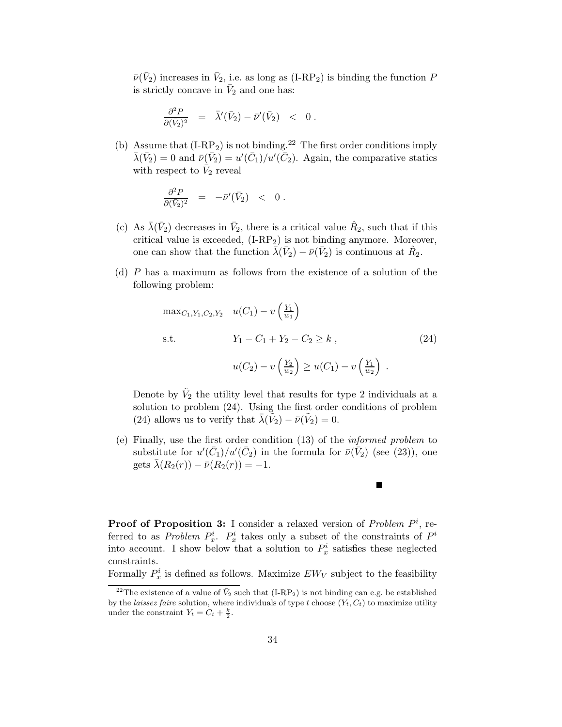$\bar{\nu}(\bar{V}_2)$ increases in $\bar{V}_2$, i.e. as long as (I-RP$_2$) is binding the function $P$ is strictly concave in $\bar{V}_2$ and one has:

$$\frac{\partial^2 P}{\partial(\bar{V}_2)^2} \quad = \quad \bar{\lambda}'(\bar{V}_2) - \bar{\nu}'(\bar{V}_2) \quad < \quad 0 \, .$$

(b) Assume that (I-RP$_2$) is not binding.[22] The first order conditions imply $\bar{\lambda}(\bar{V}_2) = 0$ and $\bar{\nu}(\bar{V}_2) = u'(\bar{C}_1)/u'(\bar{C}_2)$. Again, the comparative statics with respect to $\bar{V}_2$ reveal

$$\frac{\partial^2 P}{\partial(\bar{V}_2)^2} \quad = \quad -\bar{\nu}'(\bar{V}_2) \quad < \quad 0 \, .$$

(c) As $\bar{\lambda}(\bar{V}_2)$ decreases in $\bar{V}_2$, there is a critical value $\hat{R}_2$, such that if this critical value is exceeded, (I-RP$_2$) is not binding anymore. Moreover, one can show that the function $\bar{\lambda}(\bar{V}_2) - \bar{\nu}(\bar{V}_2)$ is continuous at $\hat{R}_2$.

(d) $P$ has a maximum as follows from the existence of a solution of the following problem:

$$\begin{aligned} \max_{C_1, Y_1, C_2, Y_2} \quad & u(C_1) - v\left(\frac{Y_1}{w_1}\right) \\ \text{s.t.} \quad & Y_1 - C_1 + Y_2 - C_2 \geq k \, , \\ & u(C_2) - v\left(\frac{Y_2}{w_2}\right) \geq u(C_1) - v\left(\frac{Y_1}{w_2}\right) \, . \end{aligned} \tag{24}$$

Denote by $\tilde{V}_2$ the utility level that results for type 2 individuals at a solution to problem (24). Using the first order conditions of problem (24) allows us to verify that $\bar{\lambda}(\tilde{V}_2) - \bar{\nu}(\tilde{V}_2) = 0$.

(e) Finally, use the first order condition (13) of the *informed problem* to substitute for $u'(\bar{C}_1)/u'(\bar{C}_2)$ in the formula for $\bar{\nu}(\bar{V}_2)$ (see (23)), one gets $\bar{\lambda}(R_2(r)) - \bar{\nu}(R_2(r)) = -1$.

■

**Proof of Proposition 3:** I consider a relaxed version of *Problem* $P^i$, referred to as *Problem* $P^i_x$. $P^i_x$ takes only a subset of the constraints of $P^i$ into account. I show below that a solution to $P^i_x$ satisfies these neglected constraints.

Formally $P^i_x$ is defined as follows. Maximize $EW_V$ subject to the feasibility

[22] The existence of a value of $\bar{V}_2$ such that (I-RP$_2$) is not binding can e.g. be established by the *laissez faire* solution, where individuals of type $t$ choose $(Y_t, C_t)$ to maximize utility under the constraint $Y_t = C_t + \frac{k}{2}$.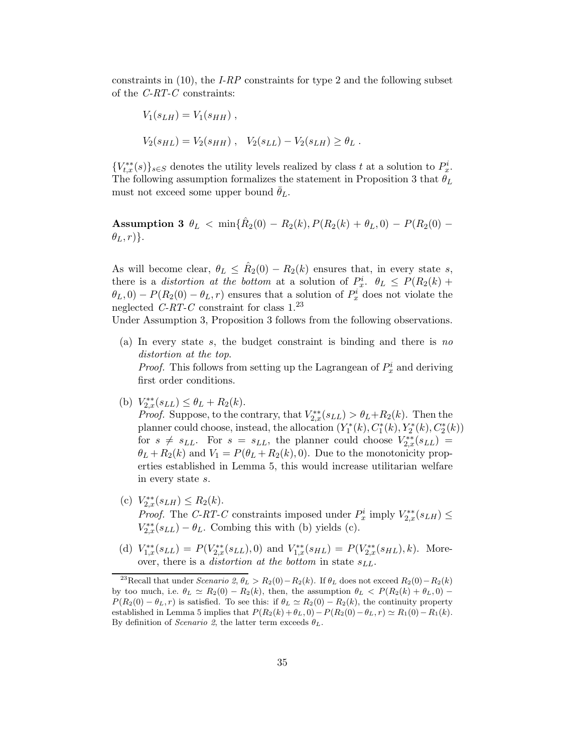constraints in (10), the *I-RP* constraints for type 2 and the following subset of the *C-RT-C* constraints:

$$V_1(s_{LH}) = V_1(s_{HH}) \ ,$$

$$V_2(s_{HL}) = V_2(s_{HH}) \ , \quad V_2(s_{LL}) - V_2(s_{LH}) \geq \theta_L \ .$$

$\{V^{**}_{t,x}(s)\}_{s \in S}$ denotes the utility levels realized by class $t$ at a solution to $P^i_x$. The following assumption formalizes the statement in Proposition 3 that $\theta_L$ must not exceed some upper bound $\bar{\theta}_L$.

**Assumption 3** $\theta_L < \min\{\hat{R}_2(0) - R_2(k), P(R_2(k) + \theta_L, 0) - P(R_2(0) - \theta_L, r)\}$.

As will become clear, $\theta_L \leq \hat{R}_2(0) - R_2(k)$ ensures that, in every state $s$, there is a *distortion at the bottom* at a solution of $P^i_x$. $\theta_L \leq P(R_2(k) + \theta_L, 0) - P(R_2(0) - \theta_L, r)$ ensures that a solution of $P^i_x$ does not violate the neglected *C-RT-C* constraint for class 1.[23]
Under Assumption 3, Proposition 3 follows from the following observations.

(a) In every state $s$, the budget constraint is binding and there is *no distortion at the top*.
*Proof.* This follows from setting up the Lagrangean of $P^i_x$ and deriving first order conditions.

(b) $V^{**}_{2,x}(s_{LL}) \leq \theta_L + R_2(k)$.
*Proof.* Suppose, to the contrary, that $V^{**}_{2,x}(s_{LL}) > \theta_L + R_2(k)$. Then the planner could choose, instead, the allocation $(Y^*_1(k), C^*_1(k), Y^*_2(k), C^*_2(k))$ for $s \neq s_{LL}$. For $s = s_{LL}$, the planner could choose $V^{**}_{2,x}(s_{LL}) = \theta_L + R_2(k)$ and $V_1 = P(\theta_L + R_2(k), 0)$. Due to the monotonicity properties established in Lemma 5, this would increase utilitarian welfare in every state $s$.

(c) $V^{**}_{2,x}(s_{LH}) \leq R_2(k)$.
*Proof.* The *C-RT-C* constraints imposed under $P^i_x$ imply $V^{**}_{2,x}(s_{LH}) \leq V^{**}_{2,x}(s_{LL}) - \theta_L$. Combing this with (b) yields (c).

(d) $V^{**}_{1,x}(s_{LL}) = P(V^{**}_{2,x}(s_{LL}), 0)$ and $V^{**}_{1,x}(s_{HL}) = P(V^{**}_{2,x}(s_{HL}), k)$. Moreover, there is a *distortion at the bottom* in state $s_{LL}$.

[23] Recall that under *Scenario 2*, $\theta_L > R_2(0) - R_2(k)$. If $\theta_L$ does not exceed $R_2(0) - R_2(k)$ by too much, i.e. $\theta_L \simeq R_2(0) - R_2(k)$, then, the assumption $\theta_L < P(R_2(k) + \theta_L, 0) - P(R_2(0) - \theta_L, r)$ is satisfied. To see this: if $\theta_L \simeq R_2(0) - R_2(k)$, the continuity property established in Lemma 5 implies that $P(R_2(k) + \theta_L, 0) - P(R_2(0) - \theta_L, r) \simeq R_1(0) - R_1(k)$. By definition of *Scenario 2*, the latter term exceeds $\theta_L$.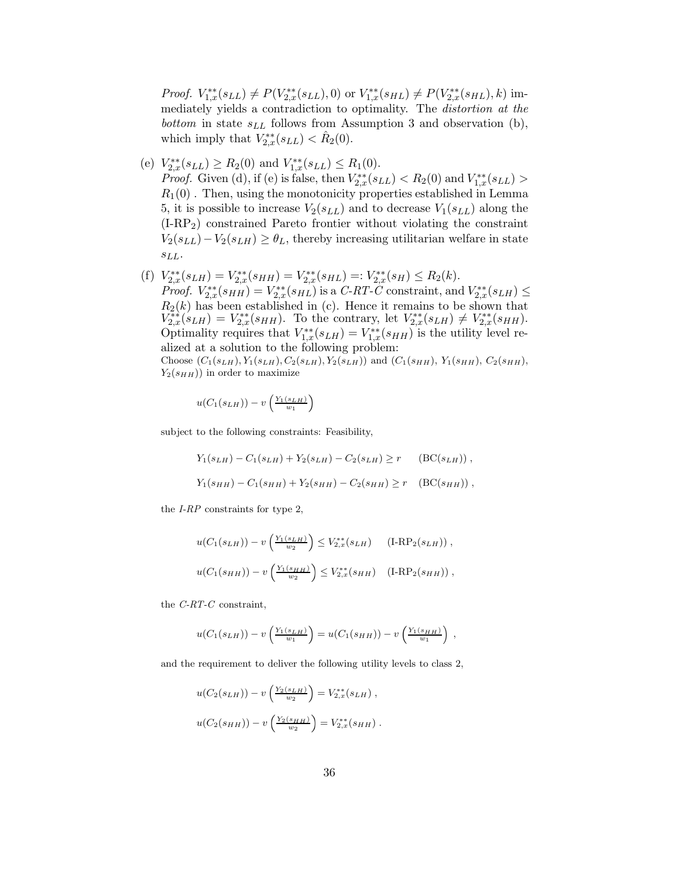*Proof.* $V^{**}_{1,x}(s_{LL}) \neq P(V^{**}_{2,x}(s_{LL}), 0)$ or $V^{**}_{1,x}(s_{HL}) \neq P(V^{**}_{2,x}(s_{HL}), k)$ immediately yields a contradiction to optimality. The *distortion at the bottom* in state $s_{LL}$ follows from Assumption 3 and observation (b), which imply that $V^{**}_{2,x}(s_{LL}) < \hat{R}_2(0)$.

(e) $V^{**}_{2,x}(s_{LL}) \geq R_2(0)$ and $V^{**}_{1,x}(s_{LL}) \leq R_1(0)$.
*Proof.* Given (d), if (e) is false, then $V^{**}_{2,x}(s_{LL}) < R_2(0)$ and $V^{**}_{1,x}(s_{LL}) > R_1(0)$ . Then, using the monotonicity properties established in Lemma 5, it is possible to increase $V_2(s_{LL})$ and to decrease $V_1(s_{LL})$ along the (I-RP$_2$) constrained Pareto frontier without violating the constraint $V_2(s_{LL}) - V_2(s_{LH}) \geq \theta_L$, thereby increasing utilitarian welfare in state $s_{LL}$.

(f) $V^{**}_{2,x}(s_{LH}) = V^{**}_{2,x}(s_{HH}) = V^{**}_{2,x}(s_{HL}) =: V^{**}_{2,x}(s_H) \leq R_2(k)$.
*Proof.* $V^{**}_{2,x}(s_{HH}) = V^{**}_{2,x}(s_{HL})$ is a *C-RT-C* constraint, and $V^{**}_{2,x}(s_{LH}) \leq R_2(k)$ has been established in (c). Hence it remains to be shown that $V^{**}_{2,x}(s_{LH}) = V^{**}_{2,x}(s_{HH})$. To the contrary, let $V^{**}_{2,x}(s_{LH}) \neq V^{**}_{2,x}(s_{HH})$. Optimality requires that $V^{**}_{1,x}(s_{LH}) = V^{**}_{1,x}(s_{HH})$ is the utility level realized at a solution to the following problem:
Choose $(C_1(s_{LH}), Y_1(s_{LH}), C_2(s_{LH}), Y_2(s_{LH}))$ and $(C_1(s_{HH}),\, Y_1(s_{HH}),\, C_2(s_{HH}),\, Y_2(s_{HH}))$ in order to maximize

$$u(C_1(s_{LH})) - v\left(\tfrac{Y_1(s_{LH})}{w_1}\right)$$

subject to the following constraints: Feasibility,

$$Y_1(s_{LH}) - C_1(s_{LH}) + Y_2(s_{LH}) - C_2(s_{LH}) \geq r \qquad (\text{BC}(s_{LH}))\ ,$$

$$Y_1(s_{HH}) - C_1(s_{HH}) + Y_2(s_{HH}) - C_2(s_{HH}) \geq r \quad (\text{BC}(s_{HH}))\ ,$$

the *I-RP* constraints for type 2,

$$u(C_1(s_{LH})) - v\left(\tfrac{Y_1(s_{LH})}{w_2}\right) \leq V^{**}_{2,x}(s_{LH}) \qquad (\text{I-RP}_2(s_{LH}))\ ,$$

$$u(C_1(s_{HH})) - v\left(\tfrac{Y_1(s_{HH})}{w_2}\right) \leq V^{**}_{2,x}(s_{HH}) \quad (\text{I-RP}_2(s_{HH}))\ ,$$

the *C-RT-C* constraint,

$$u(C_1(s_{LH})) - v\left(\tfrac{Y_1(s_{LH})}{w_1}\right) = u(C_1(s_{HH})) - v\left(\tfrac{Y_1(s_{HH})}{w_1}\right)\ ,$$

and the requirement to deliver the following utility levels to class 2,

$$u(C_2(s_{LH})) - v\left(\tfrac{Y_2(s_{LH})}{w_2}\right) = V^{**}_{2,x}(s_{LH})\ ,$$

$$u(C_2(s_{HH})) - v\left(\tfrac{Y_2(s_{HH})}{w_2}\right) = V^{**}_{2,x}(s_{HH})\ .$$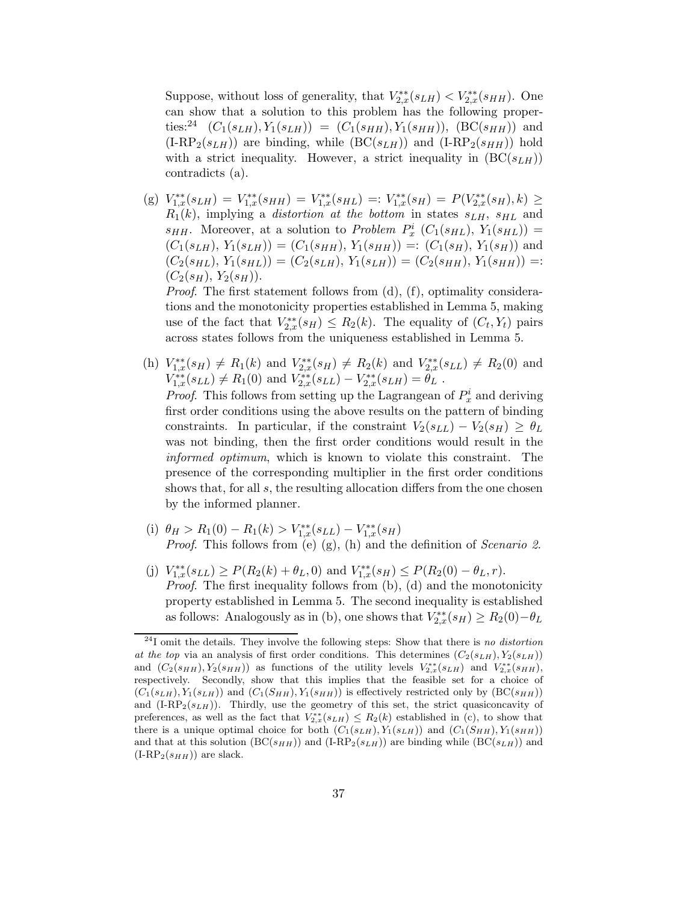Suppose, without loss of generality, that $V^{**}_{2,x}(s_{LH}) < V^{**}_{2,x}(s_{HH})$. One can show that a solution to this problem has the following properties:[24] $(C_1(s_{LH}), Y_1(s_{LH})) = (C_1(s_{HH}), Y_1(s_{HH}))$, $(\text{BC}(s_{HH}))$ and $(\text{I-RP}_2(s_{LH}))$ are binding, while $(\text{BC}(s_{LH}))$ and $(\text{I-RP}_2(s_{HH}))$ hold with a strict inequality. However, a strict inequality in $(\text{BC}(s_{LH}))$ contradicts (a).

(g) $V^{**}_{1,x}(s_{LH}) = V^{**}_{1,x}(s_{HH}) = V^{**}_{1,x}(s_{HL}) =: V^{**}_{1,x}(s_H) = P(V^{**}_{2,x}(s_H), k) \geq R_1(k)$, implying a *distortion at the bottom* in states $s_{LH}$, $s_{HL}$ and $s_{HH}$. Moreover, at a solution to *Problem* $P^i_x$ $(C_1(s_{HL}),\, Y_1(s_{HL})) = (C_1(s_{LH}),\, Y_1(s_{LH})) = (C_1(s_{HH}),\, Y_1(s_{HH})) =: (C_1(s_H),\, Y_1(s_H))$ and $(C_2(s_{HL}),\, Y_1(s_{HL})) = (C_2(s_{LH}),\, Y_1(s_{LH})) = (C_2(s_{HH}),\, Y_1(s_{HH})) =: (C_2(s_H),\, Y_2(s_H))$.
*Proof.* The first statement follows from (d), (f), optimality considerations and the monotonicity properties established in Lemma 5, making use of the fact that $V^{**}_{2,x}(s_H) \leq R_2(k)$. The equality of $(C_t, Y_t)$ pairs across states follows from the uniqueness established in Lemma 5.

(h) $V^{**}_{1,x}(s_H) \neq R_1(k)$ and $V^{**}_{2,x}(s_H) \neq R_2(k)$ and $V^{**}_{2,x}(s_{LL}) \neq R_2(0)$ and $V^{**}_{1,x}(s_{LL}) \neq R_1(0)$ and $V^{**}_{2,x}(s_{LL}) - V^{**}_{2,x}(s_{LH}) = \theta_L$ .
*Proof.* This follows from setting up the Lagrangean of $P^i_x$ and deriving first order conditions using the above results on the pattern of binding constraints. In particular, if the constraint $V_2(s_{LL}) - V_2(s_H) \geq \theta_L$ was not binding, then the first order conditions would result in the *informed optimum*, which is known to violate this constraint. The presence of the corresponding multiplier in the first order conditions shows that, for all $s$, the resulting allocation differs from the one chosen by the informed planner.

(i) $\theta_H > R_1(0) - R_1(k) > V^{**}_{1,x}(s_{LL}) - V^{**}_{1,x}(s_H)$
*Proof.* This follows from (e) (g), (h) and the definition of *Scenario 2*.

(j) $V^{**}_{1,x}(s_{LL}) \geq P(R_2(k) + \theta_L, 0)$ and $V^{**}_{1,x}(s_H) \leq P(R_2(0) - \theta_L, r)$.
*Proof.* The first inequality follows from (b), (d) and the monotonicity property established in Lemma 5. The second inequality is established as follows: Analogously as in (b), one shows that $V^{**}_{2,x}(s_H) \geq R_2(0) - \theta_L$

[24] I omit the details. They involve the following steps: Show that there is *no distortion at the top* via an analysis of first order conditions. This determines $(C_2(s_{LH}), Y_2(s_{LH}))$ and $(C_2(s_{HH}), Y_2(s_{HH}))$ as functions of the utility levels $V^{**}_{2,x}(s_{LH})$ and $V^{**}_{2,x}(s_{HH})$, respectively. Secondly, show that this implies that the feasible set for a choice of $(C_1(s_{LH}), Y_1(s_{LH}))$ and $(C_1(S_{HH}), Y_1(s_{HH}))$ is effectively restricted only by $(\text{BC}(s_{HH}))$ and $(\text{I-RP}_2(s_{LH}))$. Thirdly, use the geometry of this set, the strict quasiconcavity of preferences, as well as the fact that $V^{**}_{2,x}(s_{LH}) \leq R_2(k)$ established in (c), to show that there is a unique optimal choice for both $(C_1(s_{LH}), Y_1(s_{LH}))$ and $(C_1(S_{HH}), Y_1(s_{HH}))$ and that at this solution $(\text{BC}(s_{HH}))$ and $(\text{I-RP}_2(s_{LH}))$ are binding while $(\text{BC}(s_{LH}))$ and $(\text{I-RP}_2(s_{HH}))$ are slack.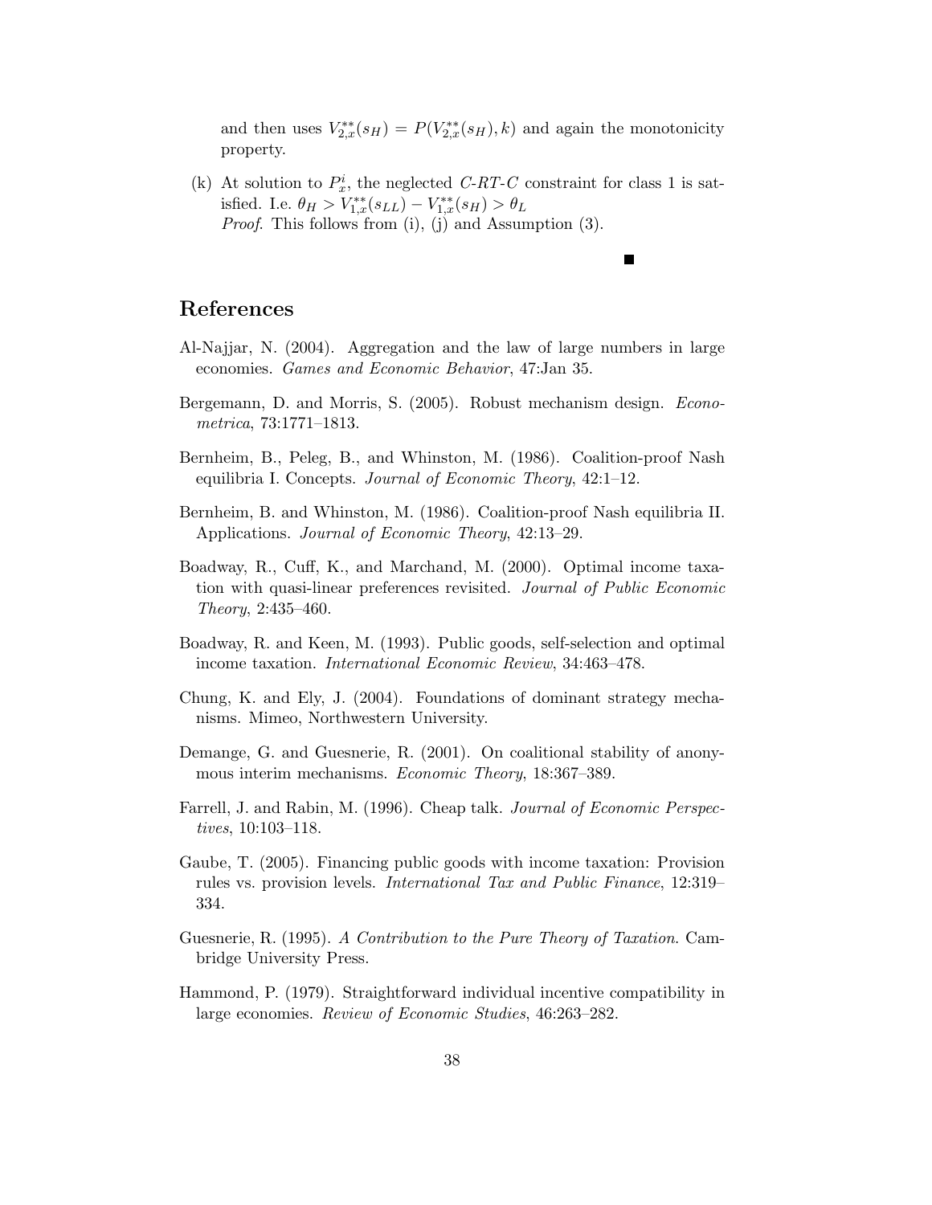and then uses $V_{2,x}^{**}(s_H) = P(V_{2,x}^{**}(s_H), k)$ and again the monotonicity property.

(k) At solution to $P_x^i$, the neglected *C-RT-C* constraint for class 1 is satisfied. I.e. $\theta_H > V_{1,x}^{**}(s_{LL}) - V_{1,x}^{**}(s_H) > \theta_L$
*Proof.* This follows from (i), (j) and Assumption (3).

■

## References

Al-Najjar, N. (2004). Aggregation and the law of large numbers in large economies. *Games and Economic Behavior*, 47:Jan 35.

Bergemann, D. and Morris, S. (2005). Robust mechanism design. *Econometrica*, 73:1771–1813.

Bernheim, B., Peleg, B., and Whinston, M. (1986). Coalition-proof Nash equilibria I. Concepts. *Journal of Economic Theory*, 42:1–12.

Bernheim, B. and Whinston, M. (1986). Coalition-proof Nash equilibria II. Applications. *Journal of Economic Theory*, 42:13–29.

Boadway, R., Cuff, K., and Marchand, M. (2000). Optimal income taxation with quasi-linear preferences revisited. *Journal of Public Economic Theory*, 2:435–460.

Boadway, R. and Keen, M. (1993). Public goods, self-selection and optimal income taxation. *International Economic Review*, 34:463–478.

Chung, K. and Ely, J. (2004). Foundations of dominant strategy mechanisms. Mimeo, Northwestern University.

Demange, G. and Guesnerie, R. (2001). On coalitional stability of anonymous interim mechanisms. *Economic Theory*, 18:367–389.

Farrell, J. and Rabin, M. (1996). Cheap talk. *Journal of Economic Perspectives*, 10:103–118.

Gaube, T. (2005). Financing public goods with income taxation: Provision rules vs. provision levels. *International Tax and Public Finance*, 12:319–334.

Guesnerie, R. (1995). *A Contribution to the Pure Theory of Taxation*. Cambridge University Press.

Hammond, P. (1979). Straightforward individual incentive compatibility in large economies. *Review of Economic Studies*, 46:263–282.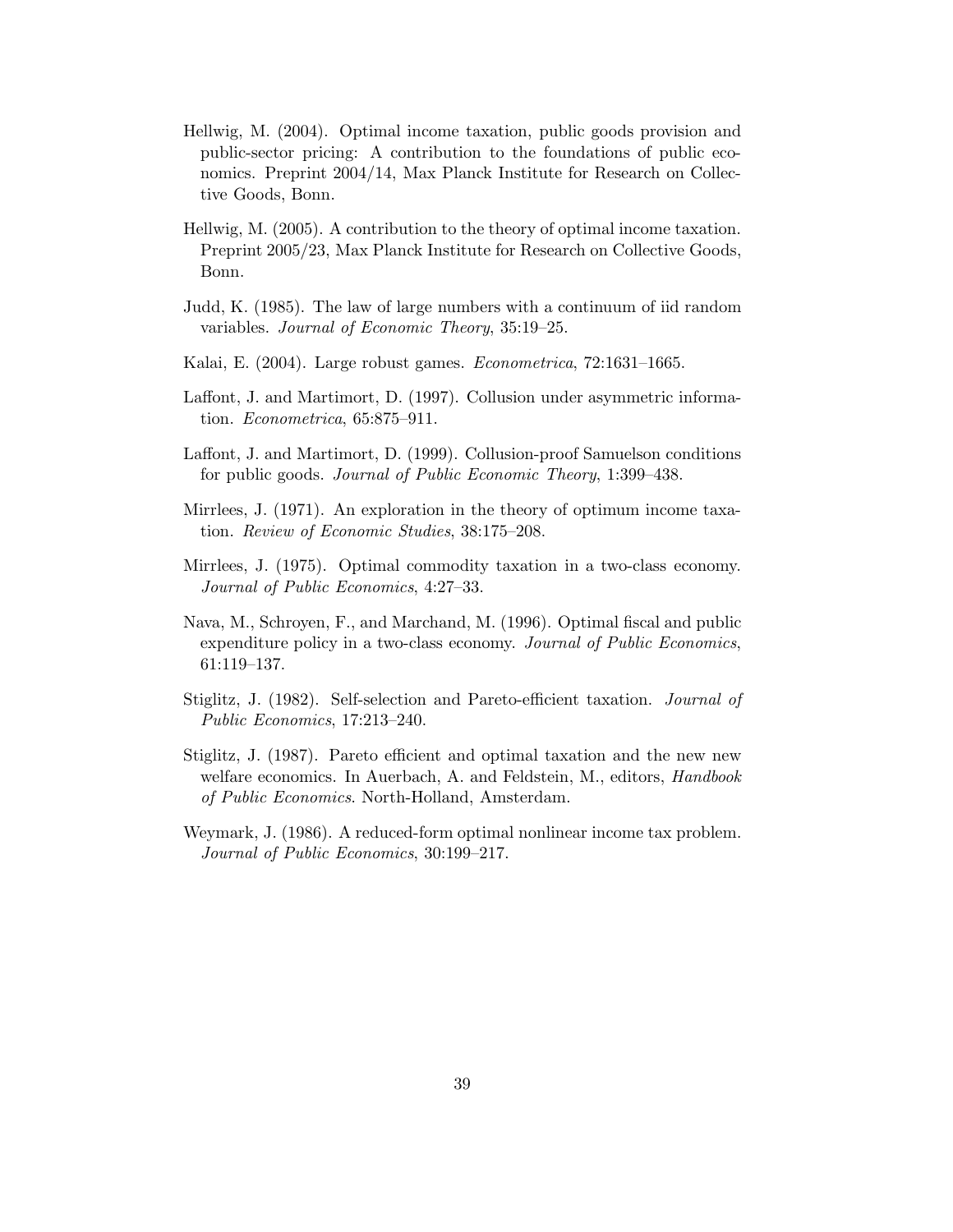Hellwig, M. (2004). Optimal income taxation, public goods provision and public-sector pricing: A contribution to the foundations of public economics. Preprint 2004/14, Max Planck Institute for Research on Collective Goods, Bonn.

Hellwig, M. (2005). A contribution to the theory of optimal income taxation. Preprint 2005/23, Max Planck Institute for Research on Collective Goods, Bonn.

Judd, K. (1985). The law of large numbers with a continuum of iid random variables. *Journal of Economic Theory*, 35:19–25.

Kalai, E. (2004). Large robust games. *Econometrica*, 72:1631–1665.

Laffont, J. and Martimort, D. (1997). Collusion under asymmetric information. *Econometrica*, 65:875–911.

Laffont, J. and Martimort, D. (1999). Collusion-proof Samuelson conditions for public goods. *Journal of Public Economic Theory*, 1:399–438.

Mirrlees, J. (1971). An exploration in the theory of optimum income taxation. *Review of Economic Studies*, 38:175–208.

Mirrlees, J. (1975). Optimal commodity taxation in a two-class economy. *Journal of Public Economics*, 4:27–33.

Nava, M., Schroyen, F., and Marchand, M. (1996). Optimal fiscal and public expenditure policy in a two-class economy. *Journal of Public Economics*, 61:119–137.

Stiglitz, J. (1982). Self-selection and Pareto-efficient taxation. *Journal of Public Economics*, 17:213–240.

Stiglitz, J. (1987). Pareto efficient and optimal taxation and the new new welfare economics. In Auerbach, A. and Feldstein, M., editors, *Handbook of Public Economics*. North-Holland, Amsterdam.

Weymark, J. (1986). A reduced-form optimal nonlinear income tax problem. *Journal of Public Economics*, 30:199–217.